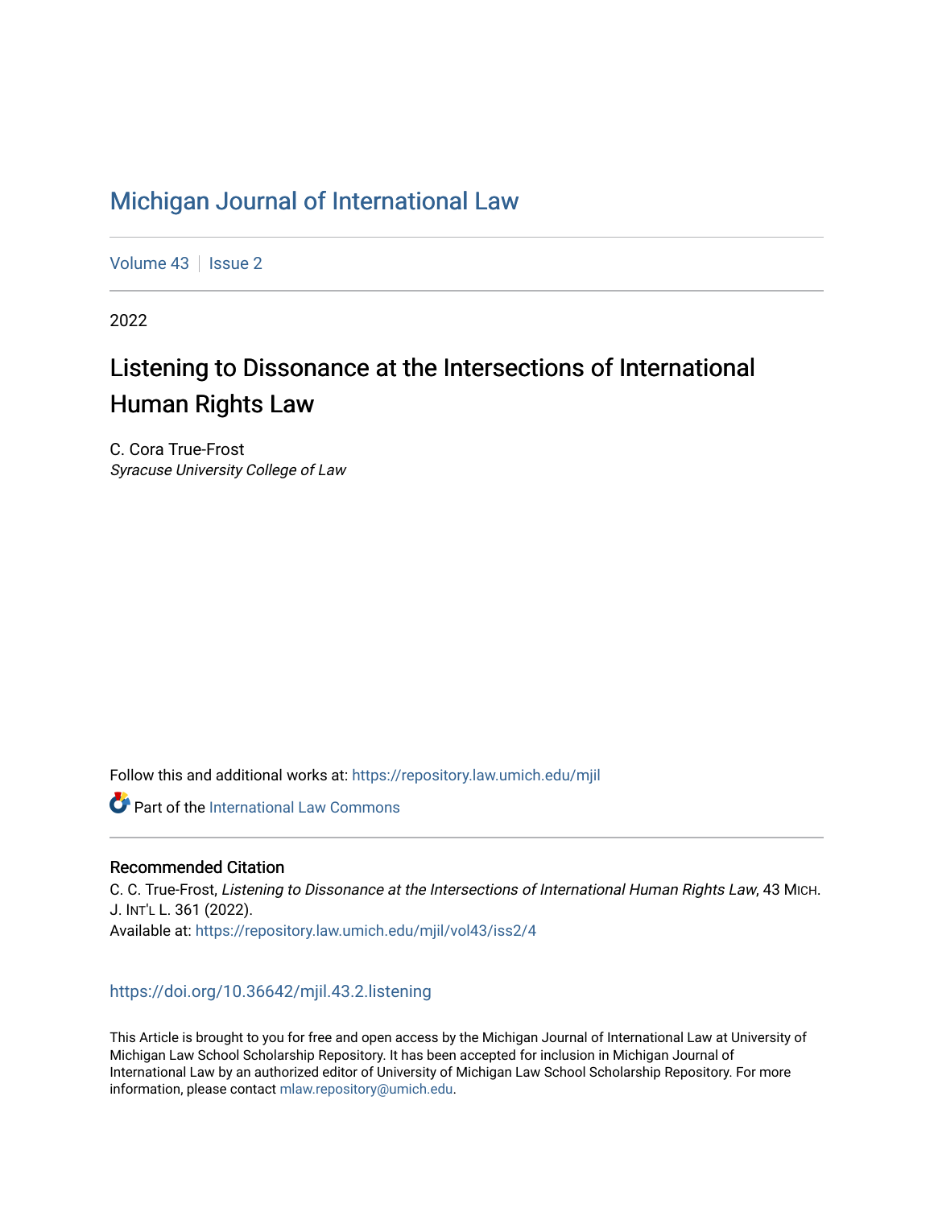# Michigan Journal of International Law

Volume 43 | Issue 2

2022

## Listening to Dissonance at the Intersections of International Human Rights Law

C. Cora True-Frost
*Syracuse University College of Law*

Follow this and additional works at: https://repository.law.umich.edu/mjil

Part of the International Law Commons

### Recommended Citation

C. C. True-Frost, *Listening to Dissonance at the Intersections of International Human Rights Law*, 43 MICH. J. INT'L L. 361 (2022).
Available at: https://repository.law.umich.edu/mjil/vol43/iss2/4

https://doi.org/10.36642/mjil.43.2.listening

This Article is brought to you for free and open access by the Michigan Journal of International Law at University of Michigan Law School Scholarship Repository. It has been accepted for inclusion in Michigan Journal of International Law by an authorized editor of University of Michigan Law School Scholarship Repository. For more information, please contact mlaw.repository@umich.edu.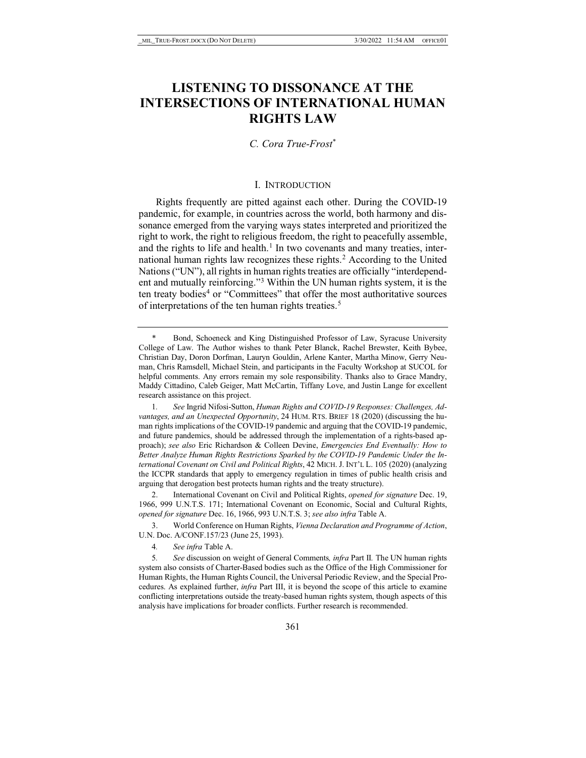# LISTENING TO DISSONANCE AT THE INTERSECTIONS OF INTERNATIONAL HUMAN RIGHTS LAW

*C. Cora True-Frost*[*]

## I. INTRODUCTION

Rights frequently are pitted against each other. During the COVID-19 pandemic, for example, in countries across the world, both harmony and dissonance emerged from the varying ways states interpreted and prioritized the right to work, the right to religious freedom, the right to peacefully assemble, and the rights to life and health.[1] In two covenants and many treaties, international human rights law recognizes these rights.[2] According to the United Nations ("UN"), all rights in human rights treaties are officially "interdependent and mutually reinforcing."[3] Within the UN human rights system, it is the ten treaty bodies[4] or "Committees" that offer the most authoritative sources of interpretations of the ten human rights treaties.[5]

---

\* Bond, Schoeneck and King Distinguished Professor of Law, Syracuse University College of Law. The Author wishes to thank Peter Blanck, Rachel Brewster, Keith Bybee, Christian Day, Doron Dorfman, Lauryn Gouldin, Arlene Kanter, Martha Minow, Gerry Neuman, Chris Ramsdell, Michael Stein, and participants in the Faculty Workshop at SUCOL for helpful comments. Any errors remain my sole responsibility. Thanks also to Grace Mandry, Maddy Cittadino, Caleb Geiger, Matt McCartin, Tiffany Love, and Justin Lange for excellent research assistance on this project.

1. *See* Ingrid Nifosi-Sutton, *Human Rights and COVID-19 Responses: Challenges, Advantages, and an Unexpected Opportunity*, 24 HUM. RTS. BRIEF 18 (2020) (discussing the human rights implications of the COVID-19 pandemic and arguing that the COVID-19 pandemic, and future pandemics, should be addressed through the implementation of a rights-based approach); *see also* Eric Richardson & Colleen Devine, *Emergencies End Eventually: How to Better Analyze Human Rights Restrictions Sparked by the COVID-19 Pandemic Under the International Covenant on Civil and Political Rights*, 42 MICH. J. INT'L L. 105 (2020) (analyzing the ICCPR standards that apply to emergency regulation in times of public health crisis and arguing that derogation best protects human rights and the treaty structure).

2. International Covenant on Civil and Political Rights, *opened for signature* Dec. 19, 1966, 999 U.N.T.S. 171; International Covenant on Economic, Social and Cultural Rights, *opened for signature* Dec. 16, 1966, 993 U.N.T.S. 3; *see also infra* Table A.

3. World Conference on Human Rights, *Vienna Declaration and Programme of Action*, U.N. Doc. A/CONF.157/23 (June 25, 1993).

4. *See infra* Table A.

5. *See* discussion on weight of General Comments*, infra* Part II*.* The UN human rights system also consists of Charter-Based bodies such as the Office of the High Commissioner for Human Rights, the Human Rights Council, the Universal Periodic Review, and the Special Procedures. As explained further, *infra* Part III, it is beyond the scope of this article to examine conflicting interpretations outside the treaty-based human rights system, though aspects of this analysis have implications for broader conflicts. Further research is recommended.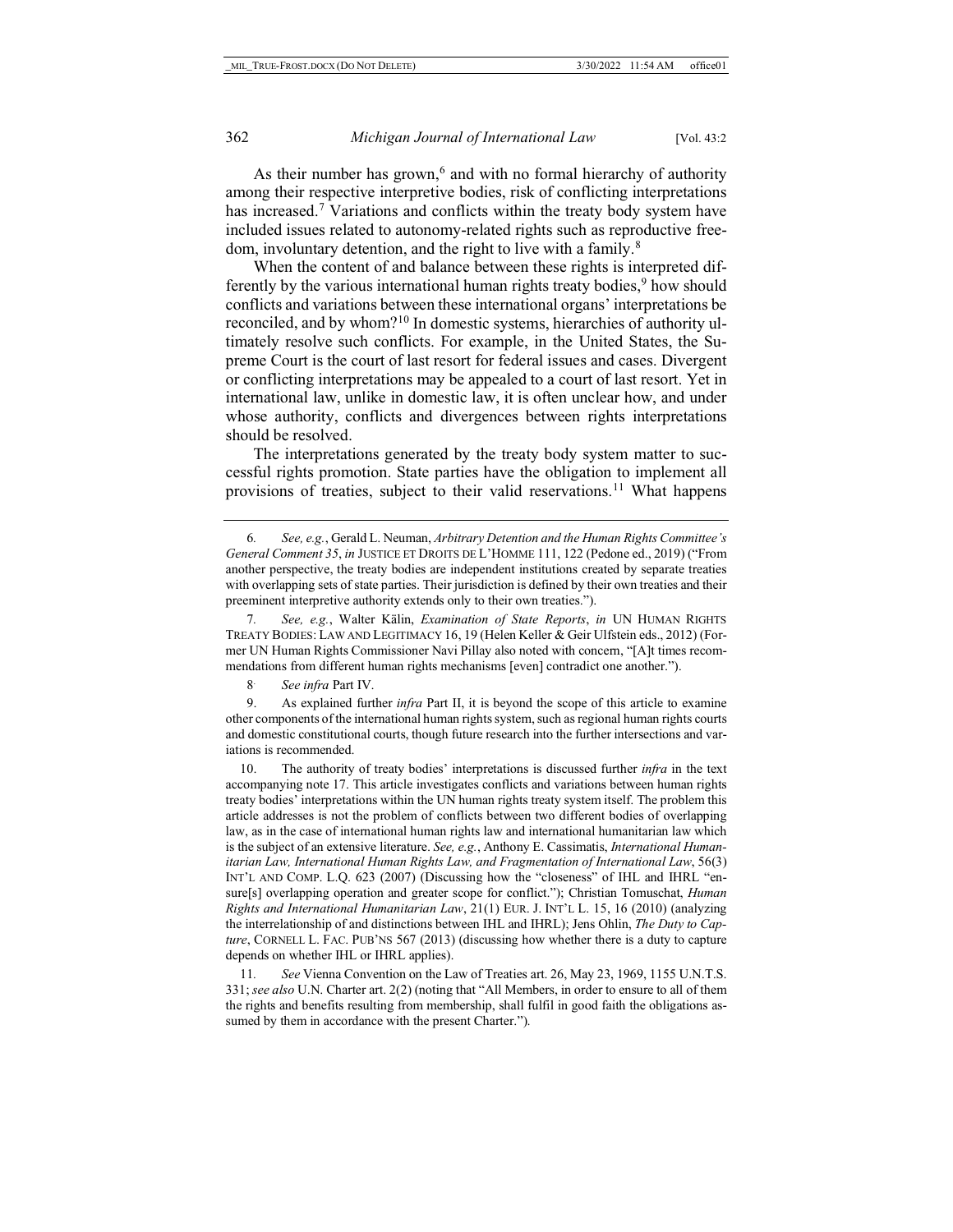As their number has grown,[6] and with no formal hierarchy of authority among their respective interpretive bodies, risk of conflicting interpretations has increased.[7] Variations and conflicts within the treaty body system have included issues related to autonomy-related rights such as reproductive freedom, involuntary detention, and the right to live with a family.[8]

When the content of and balance between these rights is interpreted differently by the various international human rights treaty bodies,[9] how should conflicts and variations between these international organs' interpretations be reconciled, and by whom?[10] In domestic systems, hierarchies of authority ultimately resolve such conflicts. For example, in the United States, the Supreme Court is the court of last resort for federal issues and cases. Divergent or conflicting interpretations may be appealed to a court of last resort. Yet in international law, unlike in domestic law, it is often unclear how, and under whose authority, conflicts and divergences between rights interpretations should be resolved.

The interpretations generated by the treaty body system matter to successful rights promotion. State parties have the obligation to implement all provisions of treaties, subject to their valid reservations.[11] What happens

---

6. *See, e.g.*, Gerald L. Neuman, *Arbitrary Detention and the Human Rights Committee's General Comment 35*, *in* JUSTICE ET DROITS DE L'HOMME 111, 122 (Pedone ed., 2019) ("From another perspective, the treaty bodies are independent institutions created by separate treaties with overlapping sets of state parties. Their jurisdiction is defined by their own treaties and their preeminent interpretive authority extends only to their own treaties.").

7. *See, e.g.*, Walter Kälin, *Examination of State Reports*, *in* UN HUMAN RIGHTS TREATY BODIES: LAW AND LEGITIMACY 16, 19 (Helen Keller & Geir Ulfstein eds., 2012) (Former UN Human Rights Commissioner Navi Pillay also noted with concern, "[A]t times recommendations from different human rights mechanisms [even] contradict one another.").

8. *See infra* Part IV.

9. As explained further *infra* Part II, it is beyond the scope of this article to examine other components of the international human rights system, such as regional human rights courts and domestic constitutional courts, though future research into the further intersections and variations is recommended.

10. The authority of treaty bodies' interpretations is discussed further *infra* in the text accompanying note 17. This article investigates conflicts and variations between human rights treaty bodies' interpretations within the UN human rights treaty system itself. The problem this article addresses is not the problem of conflicts between two different bodies of overlapping law, as in the case of international human rights law and international humanitarian law which is the subject of an extensive literature. *See, e.g.*, Anthony E. Cassimatis, *International Humanitarian Law, International Human Rights Law, and Fragmentation of International Law*, 56(3) INT'L AND COMP. L.Q. 623 (2007) (Discussing how the "closeness" of IHL and IHRL "ensure[s] overlapping operation and greater scope for conflict."); Christian Tomuschat, *Human Rights and International Humanitarian Law*, 21(1) EUR. J. INT'L L. 15, 16 (2010) (analyzing the interrelationship of and distinctions between IHL and IHRL); Jens Ohlin, *The Duty to Capture*, CORNELL L. FAC. PUB'NS 567 (2013) (discussing how whether there is a duty to capture depends on whether IHL or IHRL applies).

11. *See* Vienna Convention on the Law of Treaties art. 26, May 23, 1969, 1155 U.N.T.S. 331; *see also* U.N. Charter art. 2(2) (noting that "All Members, in order to ensure to all of them the rights and benefits resulting from membership, shall fulfil in good faith the obligations assumed by them in accordance with the present Charter.").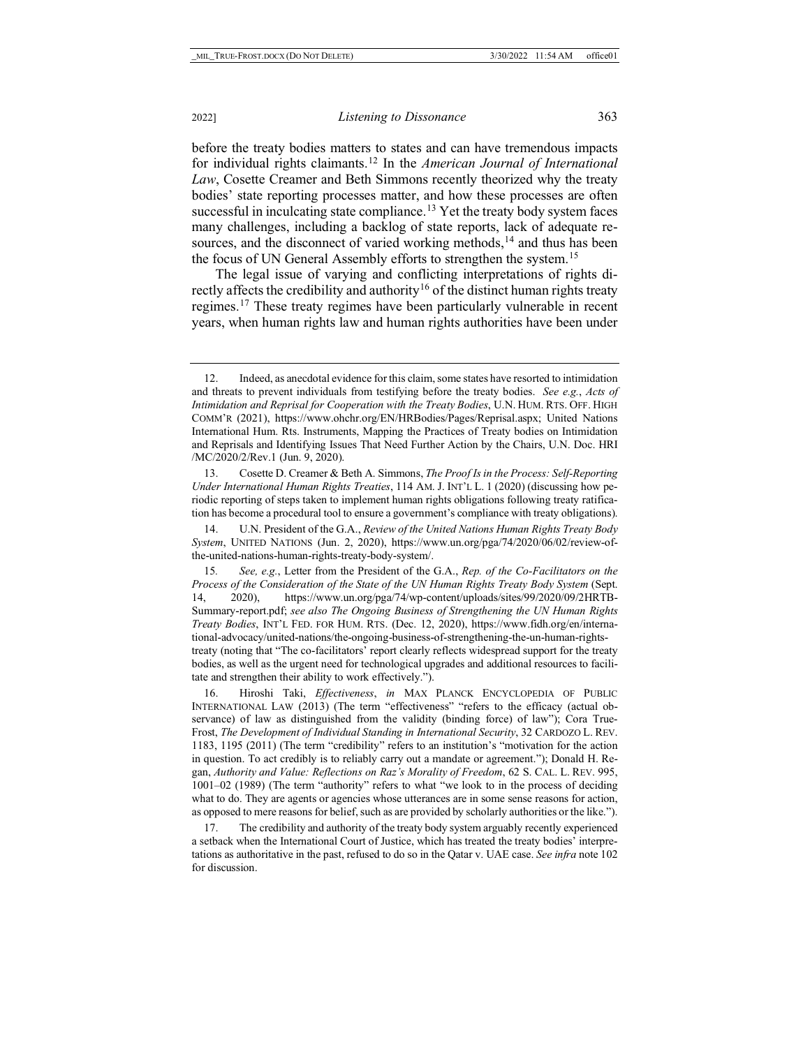before the treaty bodies matters to states and can have tremendous impacts for individual rights claimants.[12] In the *American Journal of International Law*, Cosette Creamer and Beth Simmons recently theorized why the treaty bodies' state reporting processes matter, and how these processes are often successful in inculcating state compliance.[13] Yet the treaty body system faces many challenges, including a backlog of state reports, lack of adequate resources, and the disconnect of varied working methods,[14] and thus has been the focus of UN General Assembly efforts to strengthen the system.[15]

The legal issue of varying and conflicting interpretations of rights directly affects the credibility and authority[16] of the distinct human rights treaty regimes.[17] These treaty regimes have been particularly vulnerable in recent years, when human rights law and human rights authorities have been under

---

12. Indeed, as anecdotal evidence for this claim, some states have resorted to intimidation and threats to prevent individuals from testifying before the treaty bodies. *See e.g.*, *Acts of Intimidation and Reprisal for Cooperation with the Treaty Bodies*, U.N. HUM. RTS. OFF. HIGH COMM'R (2021), https://www.ohchr.org/EN/HRBodies/Pages/Reprisal.aspx; United Nations International Hum. Rts. Instruments, Mapping the Practices of Treaty bodies on Intimidation and Reprisals and Identifying Issues That Need Further Action by the Chairs, U.N. Doc. HRI /MC/2020/2/Rev.1 (Jun. 9, 2020).

13. Cosette D. Creamer & Beth A. Simmons, *The Proof Is in the Process: Self-Reporting Under International Human Rights Treaties*, 114 AM. J. INT'L L. 1 (2020) (discussing how periodic reporting of steps taken to implement human rights obligations following treaty ratification has become a procedural tool to ensure a government's compliance with treaty obligations).

14. U.N. President of the G.A., *Review of the United Nations Human Rights Treaty Body System*, UNITED NATIONS (Jun. 2, 2020), https://www.un.org/pga/74/2020/06/02/review-of-the-united-nations-human-rights-treaty-body-system/.

15. *See, e.g.*, Letter from the President of the G.A., *Rep. of the Co-Facilitators on the Process of the Consideration of the State of the UN Human Rights Treaty Body System* (Sept. 14, 2020), https://www.un.org/pga/74/wp-content/uploads/sites/99/2020/09/2HRTB-Summary-report.pdf; *see also The Ongoing Business of Strengthening the UN Human Rights Treaty Bodies*, INT'L FED. FOR HUM. RTS. (Dec. 12, 2020), https://www.fidh.org/en/international-advocacy/united-nations/the-ongoing-business-of-strengthening-the-un-human-rights-treaty (noting that "The co-facilitators' report clearly reflects widespread support for the treaty bodies, as well as the urgent need for technological upgrades and additional resources to facilitate and strengthen their ability to work effectively.").

16. Hiroshi Taki, *Effectiveness*, *in* MAX PLANCK ENCYCLOPEDIA OF PUBLIC INTERNATIONAL LAW (2013) (The term "effectiveness" "refers to the efficacy (actual observance) of law as distinguished from the validity (binding force) of law"); Cora True-Frost, *The Development of Individual Standing in International Security*, 32 CARDOZO L. REV. 1183, 1195 (2011) (The term "credibility" refers to an institution's "motivation for the action in question. To act credibly is to reliably carry out a mandate or agreement."); Donald H. Regan, *Authority and Value: Reflections on Raz's Morality of Freedom*, 62 S. CAL. L. REV. 995, 1001–02 (1989) (The term "authority" refers to what "we look to in the process of deciding what to do. They are agents or agencies whose utterances are in some sense reasons for action, as opposed to mere reasons for belief, such as are provided by scholarly authorities or the like.").

17. The credibility and authority of the treaty body system arguably recently experienced a setback when the International Court of Justice, which has treated the treaty bodies' interpretations as authoritative in the past, refused to do so in the Qatar v. UAE case. *See infra* note 102 for discussion.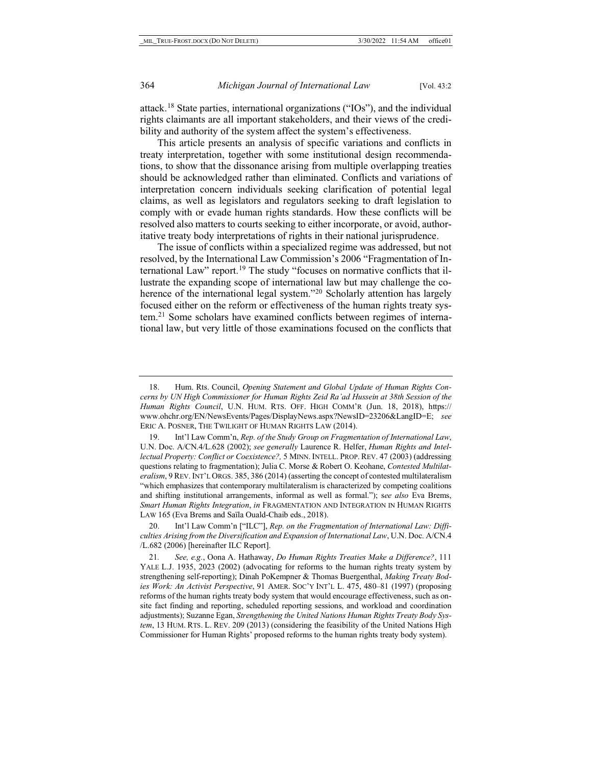attack.[18] State parties, international organizations ("IOs"), and the individual rights claimants are all important stakeholders, and their views of the credibility and authority of the system affect the system's effectiveness.

This article presents an analysis of specific variations and conflicts in treaty interpretation, together with some institutional design recommendations, to show that the dissonance arising from multiple overlapping treaties should be acknowledged rather than eliminated. Conflicts and variations of interpretation concern individuals seeking clarification of potential legal claims, as well as legislators and regulators seeking to draft legislation to comply with or evade human rights standards. How these conflicts will be resolved also matters to courts seeking to either incorporate, or avoid, authoritative treaty body interpretations of rights in their national jurisprudence.

The issue of conflicts within a specialized regime was addressed, but not resolved, by the International Law Commission's 2006 "Fragmentation of International Law" report.[19] The study "focuses on normative conflicts that illustrate the expanding scope of international law but may challenge the coherence of the international legal system."[20] Scholarly attention has largely focused either on the reform or effectiveness of the human rights treaty system.[21] Some scholars have examined conflicts between regimes of international law, but very little of those examinations focused on the conflicts that

---

18. Hum. Rts. Council, *Opening Statement and Global Update of Human Rights Concerns by UN High Commissioner for Human Rights Zeid Ra'ad Hussein at 38th Session of the Human Rights Council*, U.N. HUM. RTS. OFF. HIGH COMM'R (Jun. 18, 2018), https://www.ohchr.org/EN/NewsEvents/Pages/DisplayNews.aspx?NewsID=23206&LangID=E; *see* ERIC A. POSNER, THE TWILIGHT OF HUMAN RIGHTS LAW (2014).

19. Int'l Law Comm'n, *Rep. of the Study Group on Fragmentation of International Law*, U.N. Doc. A/CN.4/L.628 (2002); *see generally* Laurence R. Helfer, *Human Rights and Intellectual Property: Conflict or Coexistence?,* 5 MINN. INTELL. PROP. REV. 47 (2003) (addressing questions relating to fragmentation); Julia C. Morse & Robert O. Keohane, *Contested Multilateralism*, 9 REV. INT'L ORGS. 385, 386 (2014) (asserting the concept of contested multilateralism "which emphasizes that contemporary multilateralism is characterized by competing coalitions and shifting institutional arrangements, informal as well as formal."); s*ee also* Eva Brems, *Smart Human Rights Integration*, *in* FRAGMENTATION AND INTEGRATION IN HUMAN RIGHTS LAW 165 (Eva Brems and Saïla Ouald-Chaib eds., 2018).

20. Int'l Law Comm'n ["ILC"], *Rep. on the Fragmentation of International Law: Difficulties Arising from the Diversification and Expansion of International Law*, U.N. Doc. A/CN.4/L.682 (2006) [hereinafter ILC Report].

21. *See, e.g.*, Oona A. Hathaway, *Do Human Rights Treaties Make a Difference?*, 111 YALE L.J. 1935, 2023 (2002) (advocating for reforms to the human rights treaty system by strengthening self-reporting); Dinah PoKempner & Thomas Buergenthal, *Making Treaty Bodies Work: An Activist Perspective*, 91 AMER. SOC'Y INT'L L. 475, 480–81 (1997) (proposing reforms of the human rights treaty body system that would encourage effectiveness, such as on-site fact finding and reporting, scheduled reporting sessions, and workload and coordination adjustments); Suzanne Egan, *Strengthening the United Nations Human Rights Treaty Body System*, 13 HUM. RTS. L. REV. 209 (2013) (considering the feasibility of the United Nations High Commissioner for Human Rights' proposed reforms to the human rights treaty body system).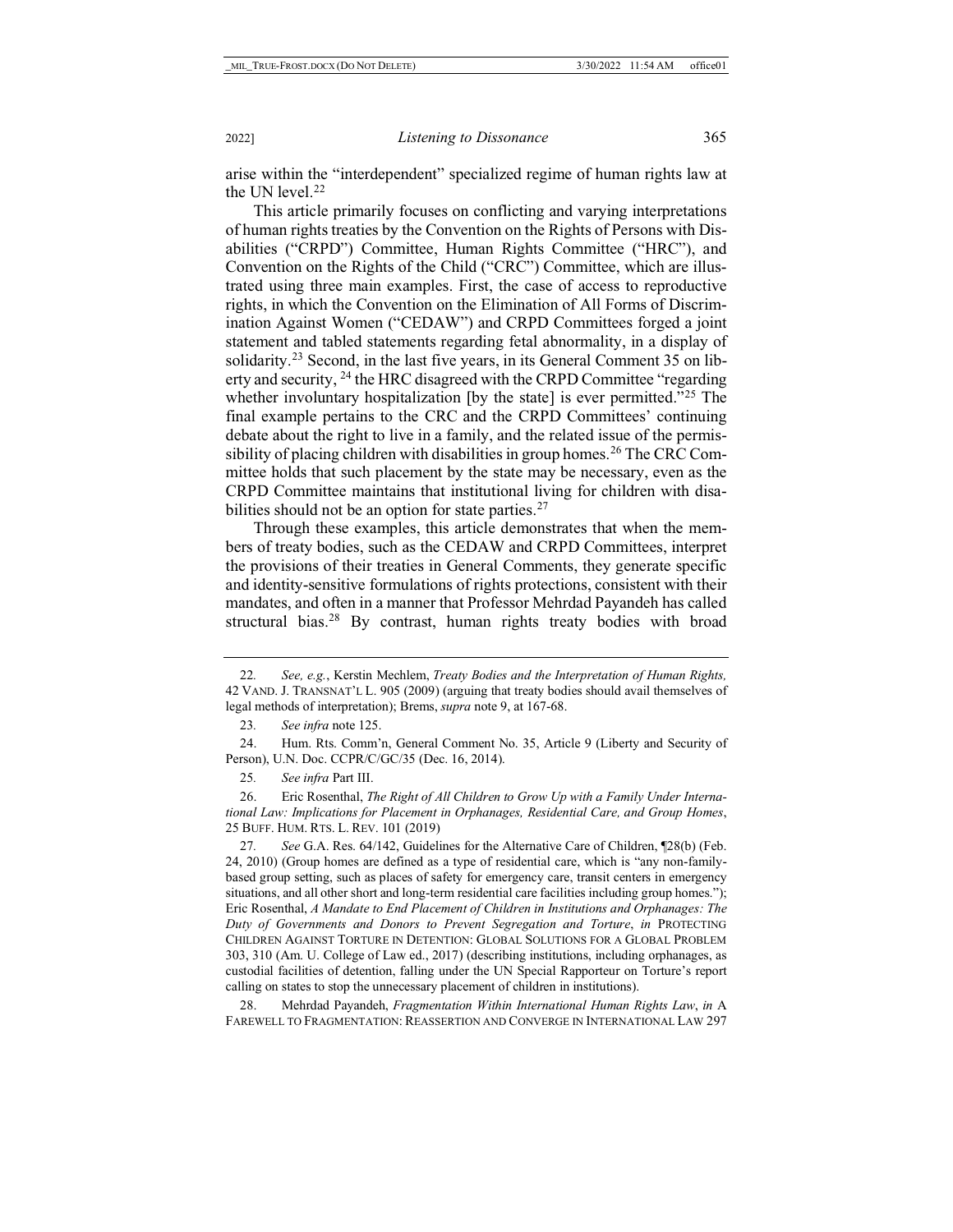arise within the "interdependent" specialized regime of human rights law at the UN level.[22]

This article primarily focuses on conflicting and varying interpretations of human rights treaties by the Convention on the Rights of Persons with Disabilities ("CRPD") Committee, Human Rights Committee ("HRC"), and Convention on the Rights of the Child ("CRC") Committee, which are illustrated using three main examples. First, the case of access to reproductive rights, in which the Convention on the Elimination of All Forms of Discrimination Against Women ("CEDAW") and CRPD Committees forged a joint statement and tabled statements regarding fetal abnormality, in a display of solidarity.[23] Second, in the last five years, in its General Comment 35 on liberty and security, [24] the HRC disagreed with the CRPD Committee "regarding whether involuntary hospitalization [by the state] is ever permitted."[25] The final example pertains to the CRC and the CRPD Committees' continuing debate about the right to live in a family, and the related issue of the permissibility of placing children with disabilities in group homes.[26] The CRC Committee holds that such placement by the state may be necessary, even as the CRPD Committee maintains that institutional living for children with disabilities should not be an option for state parties.[27]

Through these examples, this article demonstrates that when the members of treaty bodies, such as the CEDAW and CRPD Committees, interpret the provisions of their treaties in General Comments, they generate specific and identity-sensitive formulations of rights protections, consistent with their mandates, and often in a manner that Professor Mehrdad Payandeh has called structural bias.[28] By contrast, human rights treaty bodies with broad

---

22. *See, e.g.*, Kerstin Mechlem, *Treaty Bodies and the Interpretation of Human Rights,* 42 VAND. J. TRANSNAT'L L. 905 (2009) (arguing that treaty bodies should avail themselves of legal methods of interpretation); Brems, *supra* note 9, at 167-68.

23. *See infra* note 125.

24. Hum. Rts. Comm'n, General Comment No. 35, Article 9 (Liberty and Security of Person), U.N. Doc. CCPR/C/GC/35 (Dec. 16, 2014).

25. *See infra* Part III.

26. Eric Rosenthal, *The Right of All Children to Grow Up with a Family Under International Law: Implications for Placement in Orphanages, Residential Care, and Group Homes*, 25 BUFF. HUM. RTS. L. REV. 101 (2019)

27. *See* G.A. Res. 64/142, Guidelines for the Alternative Care of Children, ¶28(b) (Feb. 24, 2010) (Group homes are defined as a type of residential care, which is "any non-family-based group setting, such as places of safety for emergency care, transit centers in emergency situations, and all other short and long-term residential care facilities including group homes."); Eric Rosenthal, *A Mandate to End Placement of Children in Institutions and Orphanages: The Duty of Governments and Donors to Prevent Segregation and Torture*, *in* PROTECTING CHILDREN AGAINST TORTURE IN DETENTION: GLOBAL SOLUTIONS FOR A GLOBAL PROBLEM 303, 310 (Am. U. College of Law ed., 2017) (describing institutions, including orphanages, as custodial facilities of detention, falling under the UN Special Rapporteur on Torture's report calling on states to stop the unnecessary placement of children in institutions).

28. Mehrdad Payandeh, *Fragmentation Within International Human Rights Law*, *in* A FAREWELL TO FRAGMENTATION: REASSERTION AND CONVERGE IN INTERNATIONAL LAW 297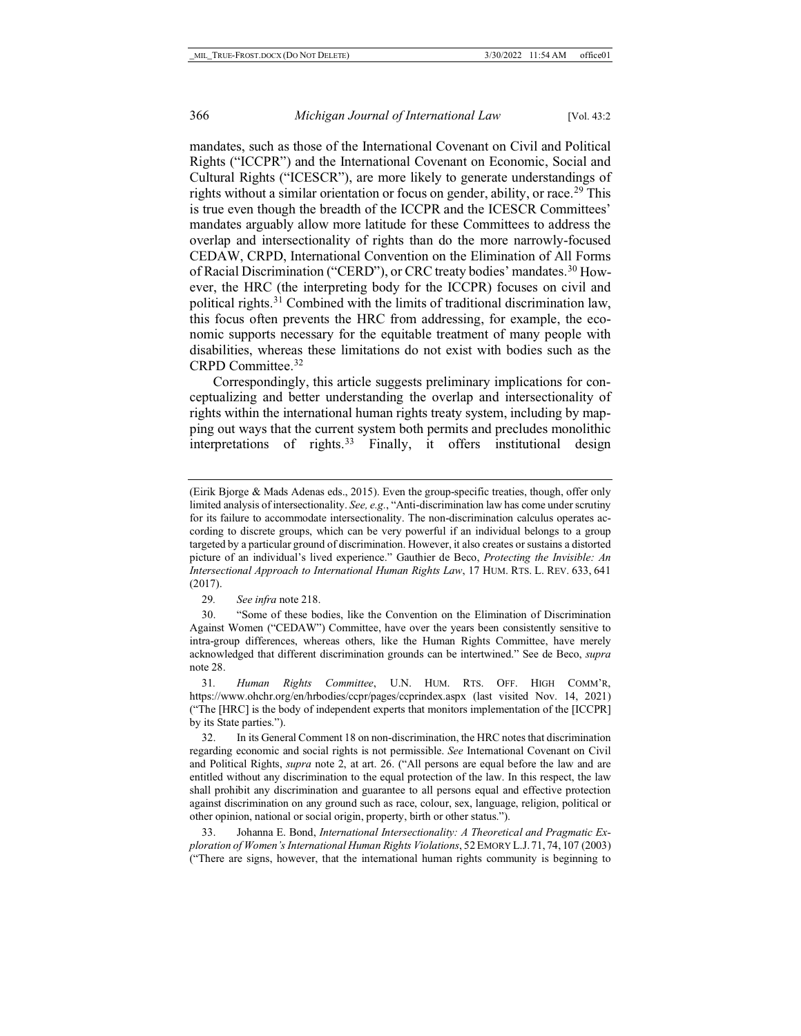mandates, such as those of the International Covenant on Civil and Political Rights ("ICCPR") and the International Covenant on Economic, Social and Cultural Rights ("ICESCR"), are more likely to generate understandings of rights without a similar orientation or focus on gender, ability, or race.[29] This is true even though the breadth of the ICCPR and the ICESCR Committees' mandates arguably allow more latitude for these Committees to address the overlap and intersectionality of rights than do the more narrowly-focused CEDAW, CRPD, International Convention on the Elimination of All Forms of Racial Discrimination ("CERD"), or CRC treaty bodies' mandates.[30] However, the HRC (the interpreting body for the ICCPR) focuses on civil and political rights.[31] Combined with the limits of traditional discrimination law, this focus often prevents the HRC from addressing, for example, the economic supports necessary for the equitable treatment of many people with disabilities, whereas these limitations do not exist with bodies such as the CRPD Committee.[32]

Correspondingly, this article suggests preliminary implications for conceptualizing and better understanding the overlap and intersectionality of rights within the international human rights treaty system, including by mapping out ways that the current system both permits and precludes monolithic interpretations of rights.[33] Finally, it offers institutional design

---

(Eirik Bjorge & Mads Adenas eds., 2015). Even the group-specific treaties, though, offer only limited analysis of intersectionality. *See, e.g.*, "Anti-discrimination law has come under scrutiny for its failure to accommodate intersectionality. The non-discrimination calculus operates according to discrete groups, which can be very powerful if an individual belongs to a group targeted by a particular ground of discrimination. However, it also creates or sustains a distorted picture of an individual's lived experience." Gauthier de Beco, *Protecting the Invisible: An Intersectional Approach to International Human Rights Law*, 17 HUM. RTS. L. REV. 633, 641 (2017).

29. *See infra* note 218.

30. "Some of these bodies, like the Convention on the Elimination of Discrimination Against Women ("CEDAW") Committee, have over the years been consistently sensitive to intra-group differences, whereas others, like the Human Rights Committee, have merely acknowledged that different discrimination grounds can be intertwined." See de Beco, *supra* note 28.

31. *Human Rights Committee*, U.N. HUM. RTS. OFF. HIGH COMM'R, https://www.ohchr.org/en/hrbodies/ccpr/pages/ccprindex.aspx (last visited Nov. 14, 2021) ("The [HRC] is the body of independent experts that monitors implementation of the [ICCPR] by its State parties.").

32. In its General Comment 18 on non-discrimination, the HRC notes that discrimination regarding economic and social rights is not permissible. *See* International Covenant on Civil and Political Rights, *supra* note 2, at art. 26. ("All persons are equal before the law and are entitled without any discrimination to the equal protection of the law. In this respect, the law shall prohibit any discrimination and guarantee to all persons equal and effective protection against discrimination on any ground such as race, colour, sex, language, religion, political or other opinion, national or social origin, property, birth or other status.").

33. Johanna E. Bond, *International Intersectionality: A Theoretical and Pragmatic Exploration of Women's International Human Rights Violations*, 52 EMORY L.J. 71, 74, 107 (2003) ("There are signs, however, that the international human rights community is beginning to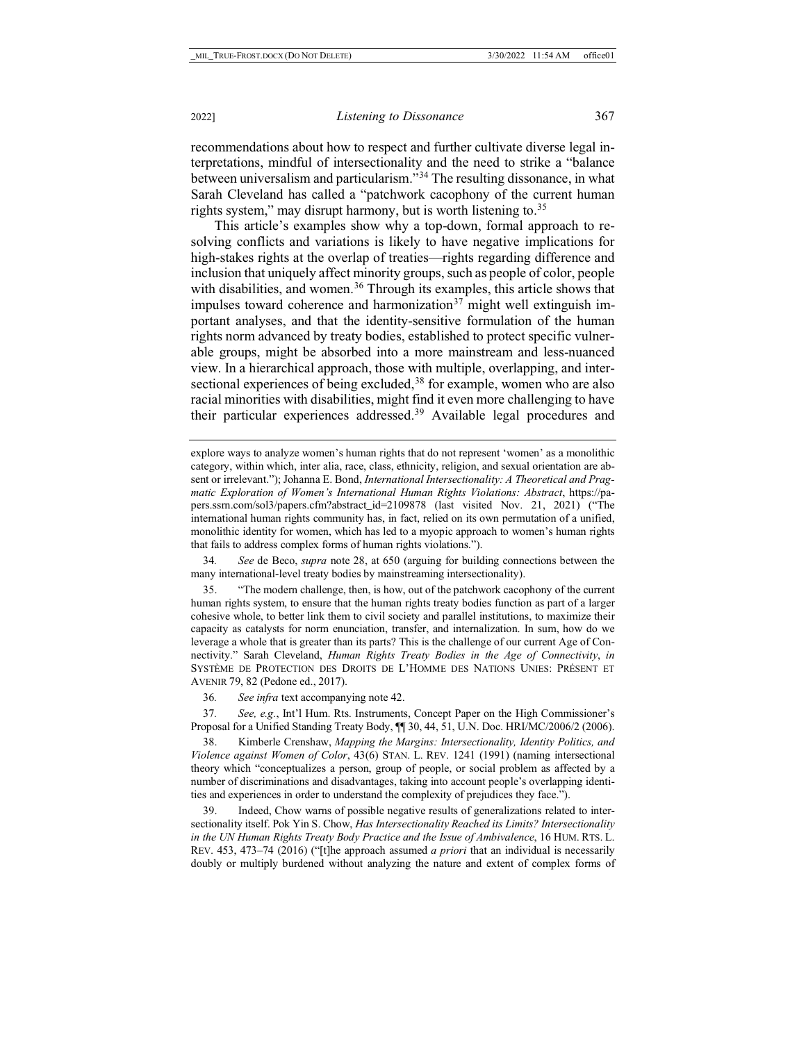recommendations about how to respect and further cultivate diverse legal interpretations, mindful of intersectionality and the need to strike a "balance between universalism and particularism."[34] The resulting dissonance, in what Sarah Cleveland has called a "patchwork cacophony of the current human rights system," may disrupt harmony, but is worth listening to.[35]

This article's examples show why a top-down, formal approach to resolving conflicts and variations is likely to have negative implications for high-stakes rights at the overlap of treaties—rights regarding difference and inclusion that uniquely affect minority groups, such as people of color, people with disabilities, and women.[36] Through its examples, this article shows that impulses toward coherence and harmonization[37] might well extinguish important analyses, and that the identity-sensitive formulation of the human rights norm advanced by treaty bodies, established to protect specific vulnerable groups, might be absorbed into a more mainstream and less-nuanced view. In a hierarchical approach, those with multiple, overlapping, and intersectional experiences of being excluded,[38] for example, women who are also racial minorities with disabilities, might find it even more challenging to have their particular experiences addressed.[39] Available legal procedures and

---

explore ways to analyze women's human rights that do not represent 'women' as a monolithic category, within which, inter alia, race, class, ethnicity, religion, and sexual orientation are absent or irrelevant."); Johanna E. Bond, *International Intersectionality: A Theoretical and Pragmatic Exploration of Women's International Human Rights Violations: Abstract*, https://papers.ssrn.com/sol3/papers.cfm?abstract_id=2109878 (last visited Nov. 21, 2021) ("The international human rights community has, in fact, relied on its own permutation of a unified, monolithic identity for women, which has led to a myopic approach to women's human rights that fails to address complex forms of human rights violations.").

34. *See* de Beco, *supra* note 28, at 650 (arguing for building connections between the many international-level treaty bodies by mainstreaming intersectionality).

35. "The modern challenge, then, is how, out of the patchwork cacophony of the current human rights system, to ensure that the human rights treaty bodies function as part of a larger cohesive whole, to better link them to civil society and parallel institutions, to maximize their capacity as catalysts for norm enunciation, transfer, and internalization. In sum, how do we leverage a whole that is greater than its parts? This is the challenge of our current Age of Connectivity." Sarah Cleveland, *Human Rights Treaty Bodies in the Age of Connectivity*, *in* SYSTÈME DE PROTECTION DES DROITS DE L'HOMME DES NATIONS UNIES: PRÉSENT ET AVENIR 79, 82 (Pedone ed., 2017).

36. *See infra* text accompanying note 42.

37. *See, e.g.*, Int'l Hum. Rts. Instruments, Concept Paper on the High Commissioner's Proposal for a Unified Standing Treaty Body, ¶¶ 30, 44, 51, U.N. Doc. HRI/MC/2006/2 (2006).

38. Kimberle Crenshaw, *Mapping the Margins: Intersectionality, Identity Politics, and Violence against Women of Color*, 43(6) STAN. L. REV. 1241 (1991) (naming intersectional theory which "conceptualizes a person, group of people, or social problem as affected by a number of discriminations and disadvantages, taking into account people's overlapping identities and experiences in order to understand the complexity of prejudices they face.").

39. Indeed, Chow warns of possible negative results of generalizations related to intersectionality itself. Pok Yin S. Chow, *Has Intersectionality Reached its Limits? Intersectionality in the UN Human Rights Treaty Body Practice and the Issue of Ambivalence*, 16 HUM. RTS. L. REV. 453, 473–74 (2016) ("[t]he approach assumed *a priori* that an individual is necessarily doubly or multiply burdened without analyzing the nature and extent of complex forms of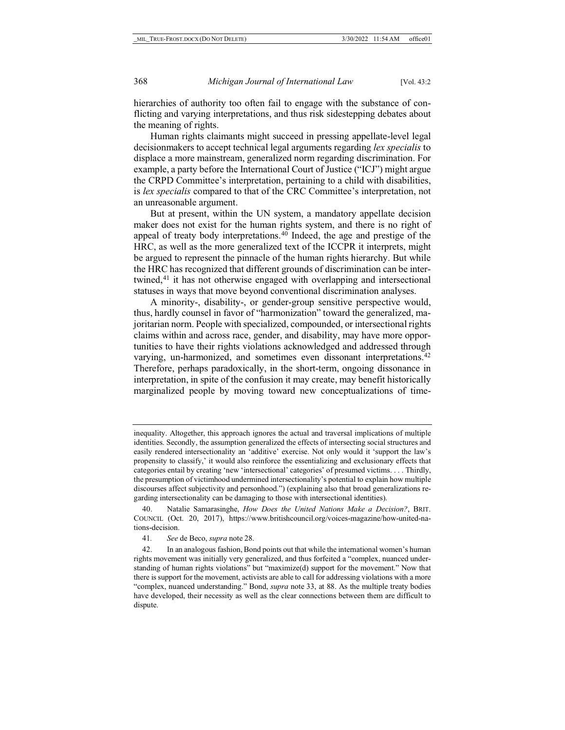hierarchies of authority too often fail to engage with the substance of conflicting and varying interpretations, and thus risk sidestepping debates about the meaning of rights.

Human rights claimants might succeed in pressing appellate-level legal decisionmakers to accept technical legal arguments regarding *lex specialis* to displace a more mainstream, generalized norm regarding discrimination. For example, a party before the International Court of Justice ("ICJ") might argue the CRPD Committee's interpretation, pertaining to a child with disabilities, is *lex specialis* compared to that of the CRC Committee's interpretation, not an unreasonable argument.

But at present, within the UN system, a mandatory appellate decision maker does not exist for the human rights system, and there is no right of appeal of treaty body interpretations.[40] Indeed, the age and prestige of the HRC, as well as the more generalized text of the ICCPR it interprets, might be argued to represent the pinnacle of the human rights hierarchy. But while the HRC has recognized that different grounds of discrimination can be intertwined,[41] it has not otherwise engaged with overlapping and intersectional statuses in ways that move beyond conventional discrimination analyses.

A minority-, disability-, or gender-group sensitive perspective would, thus, hardly counsel in favor of "harmonization" toward the generalized, majoritarian norm. People with specialized, compounded, or intersectional rights claims within and across race, gender, and disability, may have more opportunities to have their rights violations acknowledged and addressed through varying, un-harmonized, and sometimes even dissonant interpretations.[42] Therefore, perhaps paradoxically, in the short-term, ongoing dissonance in interpretation, in spite of the confusion it may create, may benefit historically marginalized people by moving toward new conceptualizations of time-

---

inequality. Altogether, this approach ignores the actual and traversal implications of multiple identities. Secondly, the assumption generalized the effects of intersecting social structures and easily rendered intersectionality an 'additive' exercise. Not only would it 'support the law's propensity to classify,' it would also reinforce the essentializing and exclusionary effects that categories entail by creating 'new 'intersectional' categories' of presumed victims. . . . Thirdly, the presumption of victimhood undermined intersectionality's potential to explain how multiple discourses affect subjectivity and personhood.") (explaining also that broad generalizations regarding intersectionality can be damaging to those with intersectional identities).

40. Natalie Samarasinghe, *How Does the United Nations Make a Decision?*, BRIT. COUNCIL (Oct. 20, 2017), https://www.britishcouncil.org/voices-magazine/how-united-nations-decision.

41. *See* de Beco, *supra* note 28.

42. In an analogous fashion, Bond points out that while the international women's human rights movement was initially very generalized, and thus forfeited a "complex, nuanced understanding of human rights violations" but "maximize(d) support for the movement." Now that there is support for the movement, activists are able to call for addressing violations with a more "complex, nuanced understanding." Bond, *supra* note 33, at 88. As the multiple treaty bodies have developed, their necessity as well as the clear connections between them are difficult to dispute.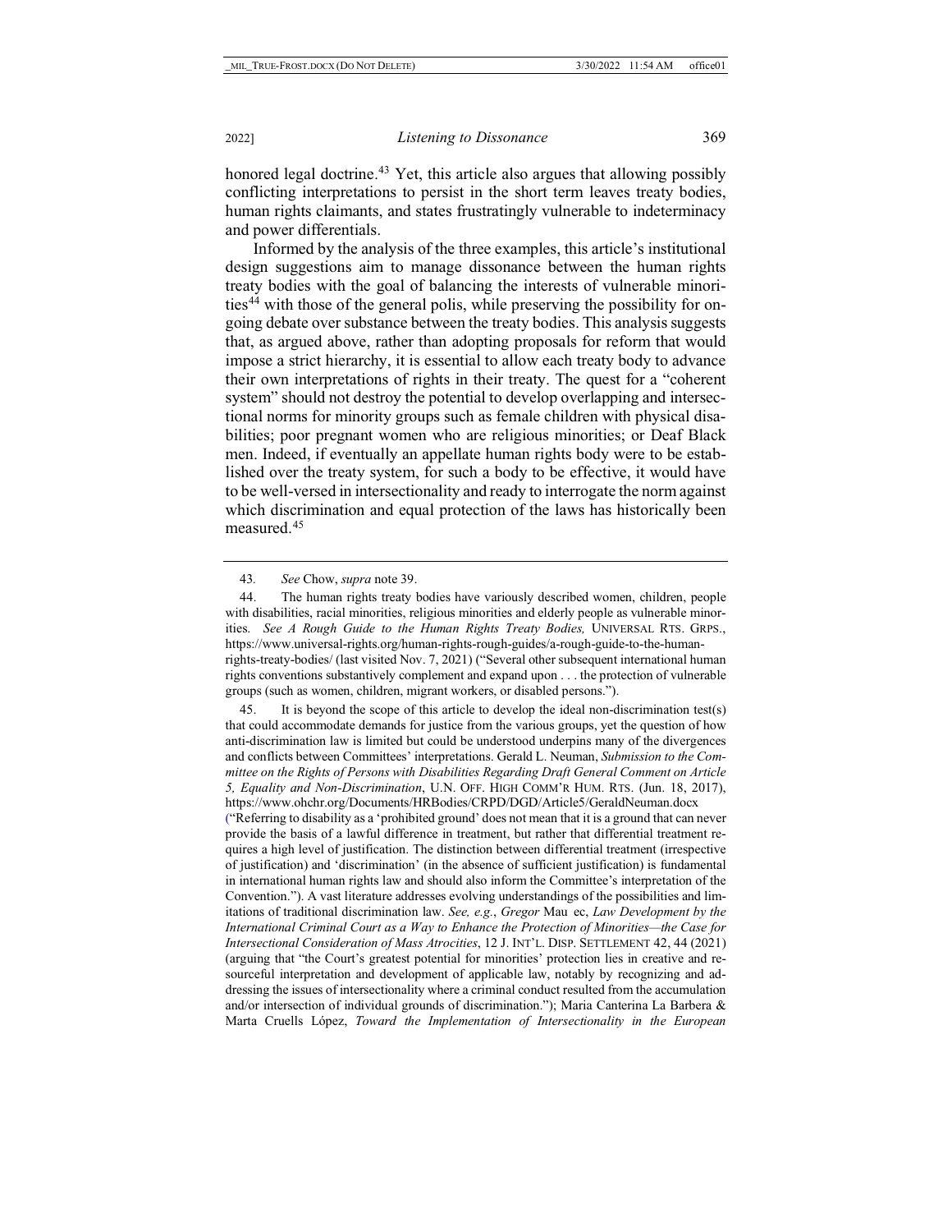honored legal doctrine.[43] Yet, this article also argues that allowing possibly conflicting interpretations to persist in the short term leaves treaty bodies, human rights claimants, and states frustratingly vulnerable to indeterminacy and power differentials.

Informed by the analysis of the three examples, this article's institutional design suggestions aim to manage dissonance between the human rights treaty bodies with the goal of balancing the interests of vulnerable minorities[44] with those of the general polis, while preserving the possibility for ongoing debate over substance between the treaty bodies. This analysis suggests that, as argued above, rather than adopting proposals for reform that would impose a strict hierarchy, it is essential to allow each treaty body to advance their own interpretations of rights in their treaty. The quest for a "coherent system" should not destroy the potential to develop overlapping and intersectional norms for minority groups such as female children with physical disabilities; poor pregnant women who are religious minorities; or Deaf Black men. Indeed, if eventually an appellate human rights body were to be established over the treaty system, for such a body to be effective, it would have to be well-versed in intersectionality and ready to interrogate the norm against which discrimination and equal protection of the laws has historically been measured.[45]

---

43. *See* Chow, *supra* note 39.

44. The human rights treaty bodies have variously described women, children, people with disabilities, racial minorities, religious minorities and elderly people as vulnerable minorities. *See A Rough Guide to the Human Rights Treaty Bodies,* UNIVERSAL RTS. GRPS., https://www.universal-rights.org/human-rights-rough-guides/a-rough-guide-to-the-human-rights-treaty-bodies/ (last visited Nov. 7, 2021) ("Several other subsequent international human rights conventions substantively complement and expand upon . . . the protection of vulnerable groups (such as women, children, migrant workers, or disabled persons.").

45. It is beyond the scope of this article to develop the ideal non-discrimination test(s) that could accommodate demands for justice from the various groups, yet the question of how anti-discrimination law is limited but could be understood underpins many of the divergences and conflicts between Committees' interpretations. Gerald L. Neuman, *Submission to the Committee on the Rights of Persons with Disabilities Regarding Draft General Comment on Article 5, Equality and Non-Discrimination*, U.N. OFF. HIGH COMM'R HUM. RTS. (Jun. 18, 2017), https://www.ohchr.org/Documents/HRBodies/CRPD/DGD/Article5/GeraldNeuman.docx ("Referring to disability as a 'prohibited ground' does not mean that it is a ground that can never provide the basis of a lawful difference in treatment, but rather that differential treatment requires a high level of justification. The distinction between differential treatment (irrespective of justification) and 'discrimination' (in the absence of sufficient justification) is fundamental in international human rights law and should also inform the Committee's interpretation of the Convention."). A vast literature addresses evolving understandings of the possibilities and limitations of traditional discrimination law. *See, e.g.*, *Gregor* Mau ec, *Law Development by the International Criminal Court as a Way to Enhance the Protection of Minorities—the Case for Intersectional Consideration of Mass Atrocities*, 12 J. INT'L. DISP. SETTLEMENT 42, 44 (2021) (arguing that "the Court's greatest potential for minorities' protection lies in creative and resourceful interpretation and development of applicable law, notably by recognizing and addressing the issues of intersectionality where a criminal conduct resulted from the accumulation and/or intersection of individual grounds of discrimination."); Maria Canterina La Barbera & Marta Cruells López, *Toward the Implementation of Intersectionality in the European*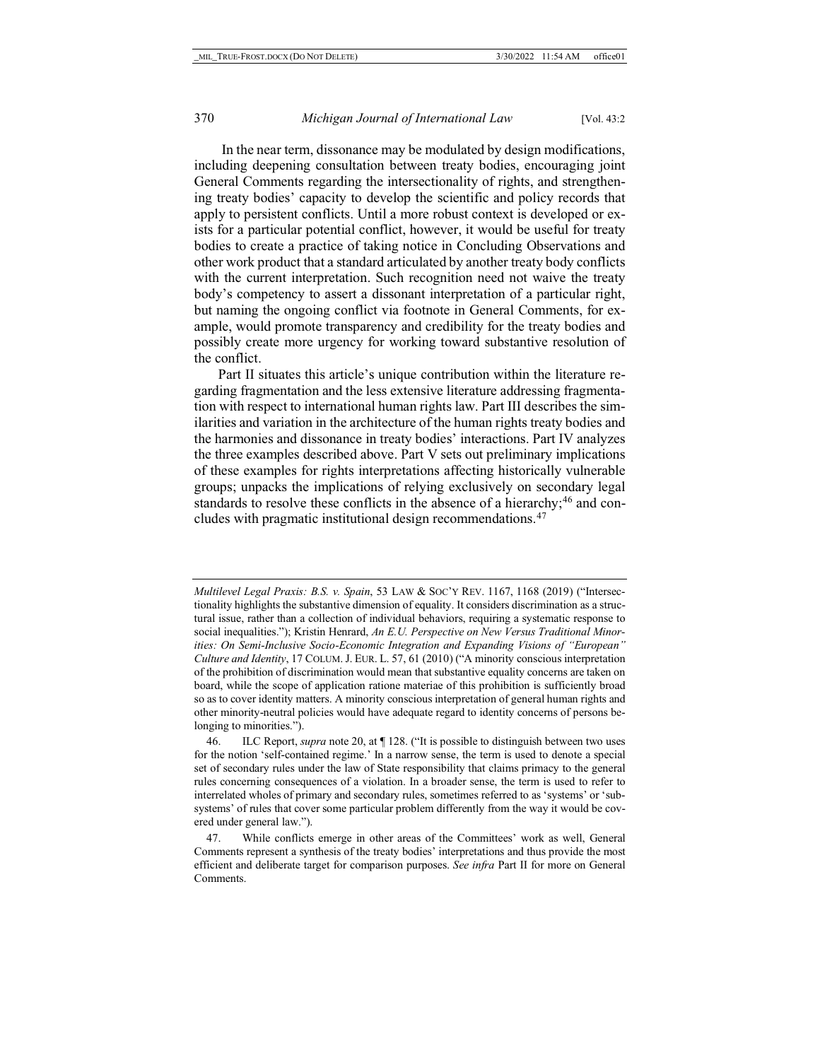In the near term, dissonance may be modulated by design modifications, including deepening consultation between treaty bodies, encouraging joint General Comments regarding the intersectionality of rights, and strengthening treaty bodies' capacity to develop the scientific and policy records that apply to persistent conflicts. Until a more robust context is developed or exists for a particular potential conflict, however, it would be useful for treaty bodies to create a practice of taking notice in Concluding Observations and other work product that a standard articulated by another treaty body conflicts with the current interpretation. Such recognition need not waive the treaty body's competency to assert a dissonant interpretation of a particular right, but naming the ongoing conflict via footnote in General Comments, for example, would promote transparency and credibility for the treaty bodies and possibly create more urgency for working toward substantive resolution of the conflict.

Part II situates this article's unique contribution within the literature regarding fragmentation and the less extensive literature addressing fragmentation with respect to international human rights law. Part III describes the similarities and variation in the architecture of the human rights treaty bodies and the harmonies and dissonance in treaty bodies' interactions. Part IV analyzes the three examples described above. Part V sets out preliminary implications of these examples for rights interpretations affecting historically vulnerable groups; unpacks the implications of relying exclusively on secondary legal standards to resolve these conflicts in the absence of a hierarchy;[46] and concludes with pragmatic institutional design recommendations.[47]

---

*Multilevel Legal Praxis: B.S. v. Spain*, 53 LAW & SOC'Y REV. 1167, 1168 (2019) ("Intersectionality highlights the substantive dimension of equality. It considers discrimination as a structural issue, rather than a collection of individual behaviors, requiring a systematic response to social inequalities."); Kristin Henrard, *An E.U. Perspective on New Versus Traditional Minorities: On Semi-Inclusive Socio-Economic Integration and Expanding Visions of "European" Culture and Identity*, 17 COLUM. J. EUR. L. 57, 61 (2010) ("A minority conscious interpretation of the prohibition of discrimination would mean that substantive equality concerns are taken on board, while the scope of application ratione materiae of this prohibition is sufficiently broad so as to cover identity matters. A minority conscious interpretation of general human rights and other minority-neutral policies would have adequate regard to identity concerns of persons belonging to minorities.").

46. ILC Report, *supra* note 20, at ¶ 128. ("It is possible to distinguish between two uses for the notion 'self-contained regime.' In a narrow sense, the term is used to denote a special set of secondary rules under the law of State responsibility that claims primacy to the general rules concerning consequences of a violation. In a broader sense, the term is used to refer to interrelated wholes of primary and secondary rules, sometimes referred to as 'systems' or 'subsystems' of rules that cover some particular problem differently from the way it would be covered under general law.").

47. While conflicts emerge in other areas of the Committees' work as well, General Comments represent a synthesis of the treaty bodies' interpretations and thus provide the most efficient and deliberate target for comparison purposes. *See infra* Part II for more on General Comments.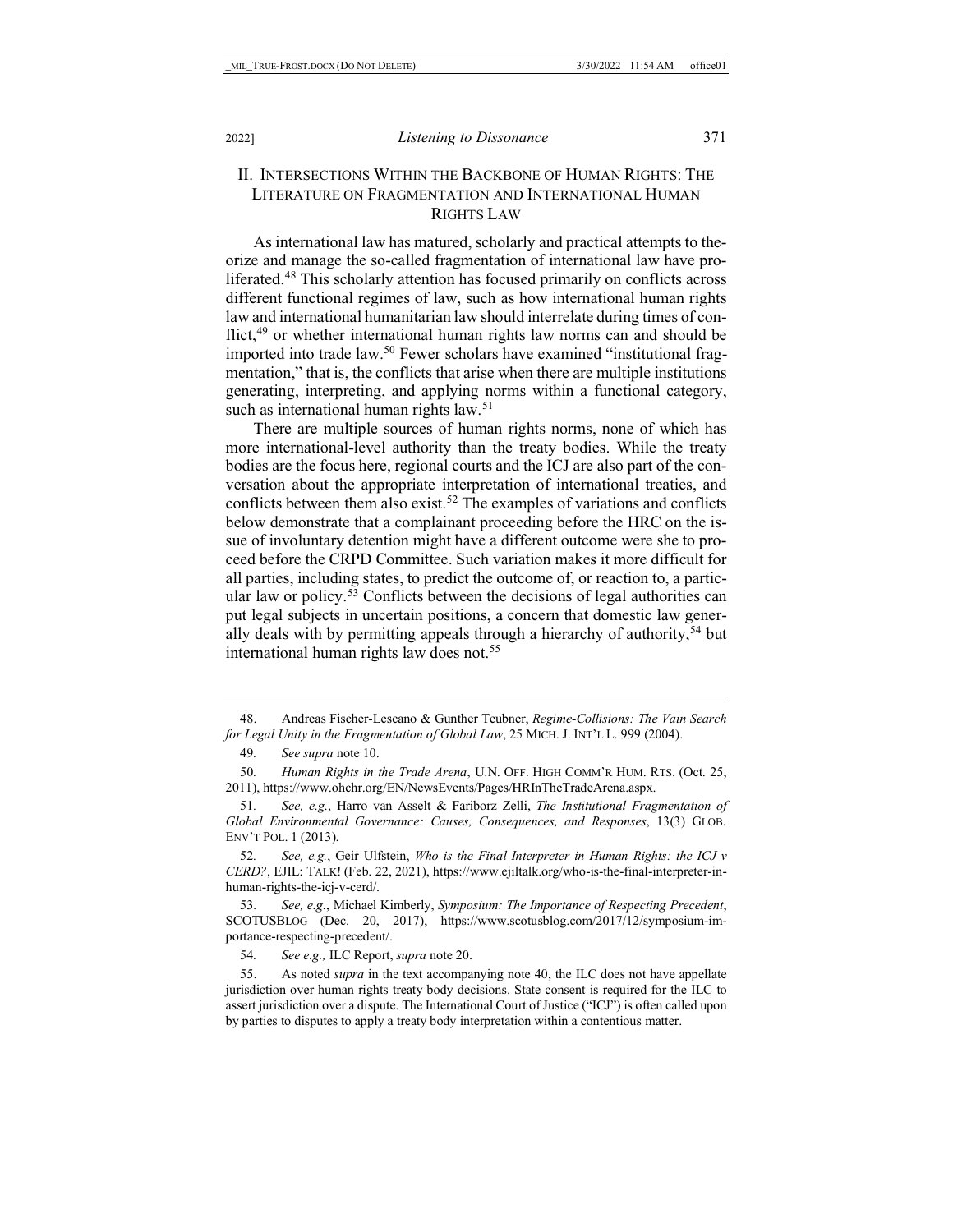## II. Intersections Within the Backbone of Human Rights: The Literature on Fragmentation and International Human Rights Law

As international law has matured, scholarly and practical attempts to theorize and manage the so-called fragmentation of international law have proliferated.[48] This scholarly attention has focused primarily on conflicts across different functional regimes of law, such as how international human rights law and international humanitarian law should interrelate during times of conflict,[49] or whether international human rights law norms can and should be imported into trade law.[50] Fewer scholars have examined "institutional fragmentation," that is, the conflicts that arise when there are multiple institutions generating, interpreting, and applying norms within a functional category, such as international human rights law.[51]

There are multiple sources of human rights norms, none of which has more international-level authority than the treaty bodies. While the treaty bodies are the focus here, regional courts and the ICJ are also part of the conversation about the appropriate interpretation of international treaties, and conflicts between them also exist.[52] The examples of variations and conflicts below demonstrate that a complainant proceeding before the HRC on the issue of involuntary detention might have a different outcome were she to proceed before the CRPD Committee. Such variation makes it more difficult for all parties, including states, to predict the outcome of, or reaction to, a particular law or policy.[53] Conflicts between the decisions of legal authorities can put legal subjects in uncertain positions, a concern that domestic law generally deals with by permitting appeals through a hierarchy of authority,[54] but international human rights law does not.[55]

---

48. Andreas Fischer-Lescano & Gunther Teubner, *Regime-Collisions: The Vain Search for Legal Unity in the Fragmentation of Global Law*, 25 MICH. J. INT'L L. 999 (2004).

49. *See supra* note 10.

50. *Human Rights in the Trade Arena*, U.N. OFF. HIGH COMM'R HUM. RTS. (Oct. 25, 2011), https://www.ohchr.org/EN/NewsEvents/Pages/HRInTheTradeArena.aspx.

51. *See, e.g.*, Harro van Asselt & Fariborz Zelli, *The Institutional Fragmentation of Global Environmental Governance: Causes, Consequences, and Responses*, 13(3) GLOB. ENV'T POL. 1 (2013).

52. *See, e.g.*, Geir Ulfstein, *Who is the Final Interpreter in Human Rights: the ICJ v CERD?*, EJIL: TALK! (Feb. 22, 2021), https://www.ejiltalk.org/who-is-the-final-interpreter-in-human-rights-the-icj-v-cerd/.

53. *See, e.g.*, Michael Kimberly, *Symposium: The Importance of Respecting Precedent*, SCOTUSBLOG (Dec. 20, 2017), https://www.scotusblog.com/2017/12/symposium-importance-respecting-precedent/.

54. *See e.g.,* ILC Report, *supra* note 20.

55. As noted *supra* in the text accompanying note 40, the ILC does not have appellate jurisdiction over human rights treaty body decisions. State consent is required for the ILC to assert jurisdiction over a dispute. The International Court of Justice ("ICJ") is often called upon by parties to disputes to apply a treaty body interpretation within a contentious matter.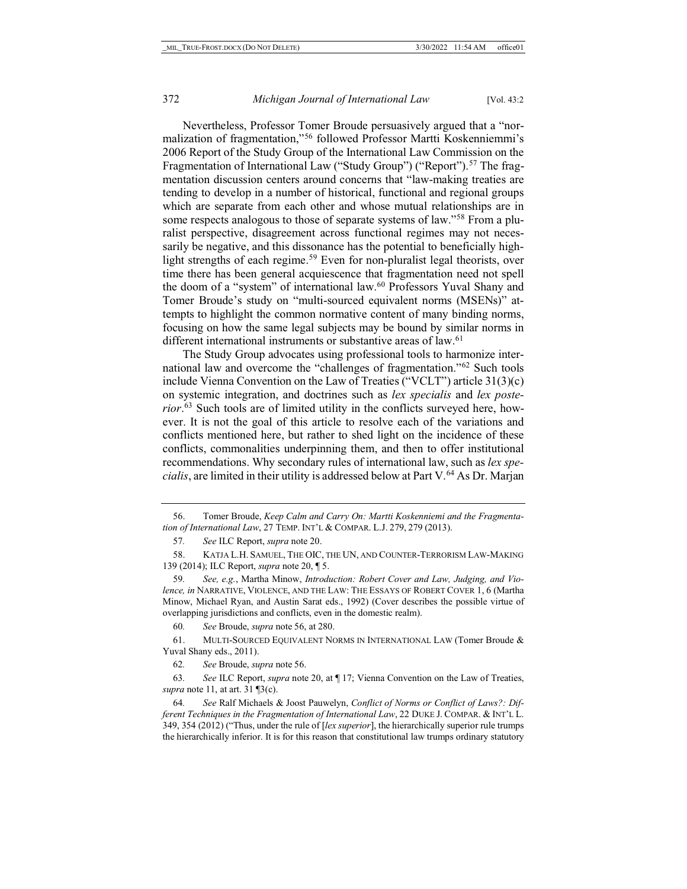Nevertheless, Professor Tomer Broude persuasively argued that a "normalization of fragmentation,"[56] followed Professor Martti Koskenniemmi's 2006 Report of the Study Group of the International Law Commission on the Fragmentation of International Law ("Study Group") ("Report").[57] The fragmentation discussion centers around concerns that "law-making treaties are tending to develop in a number of historical, functional and regional groups which are separate from each other and whose mutual relationships are in some respects analogous to those of separate systems of law."[58] From a pluralist perspective, disagreement across functional regimes may not necessarily be negative, and this dissonance has the potential to beneficially highlight strengths of each regime.[59] Even for non-pluralist legal theorists, over time there has been general acquiescence that fragmentation need not spell the doom of a "system" of international law.[60] Professors Yuval Shany and Tomer Broude's study on "multi-sourced equivalent norms (MSENs)" attempts to highlight the common normative content of many binding norms, focusing on how the same legal subjects may be bound by similar norms in different international instruments or substantive areas of law.[61]

The Study Group advocates using professional tools to harmonize international law and overcome the "challenges of fragmentation."[62] Such tools include Vienna Convention on the Law of Treaties ("VCLT") article 31(3)(c) on systemic integration, and doctrines such as *lex specialis* and *lex posterior*.[63] Such tools are of limited utility in the conflicts surveyed here, however. It is not the goal of this article to resolve each of the variations and conflicts mentioned here, but rather to shed light on the incidence of these conflicts, commonalities underpinning them, and then to offer institutional recommendations. Why secondary rules of international law, such as *lex specialis*, are limited in their utility is addressed below at Part V.[64] As Dr. Marjan

---

56. Tomer Broude, *Keep Calm and Carry On: Martti Koskenniemi and the Fragmentation of International Law*, 27 TEMP. INT'L & COMPAR. L.J. 279, 279 (2013).

57. *See* ILC Report, *supra* note 20.

58. KATJA L.H. SAMUEL, THE OIC, THE UN, AND COUNTER-TERRORISM LAW-MAKING 139 (2014); ILC Report, *supra* note 20, ¶ 5.

59. *See, e.g.*, Martha Minow, *Introduction: Robert Cover and Law, Judging, and Violence, in* NARRATIVE, VIOLENCE, AND THE LAW: THE ESSAYS OF ROBERT COVER 1, 6 (Martha Minow, Michael Ryan, and Austin Sarat eds., 1992) (Cover describes the possible virtue of overlapping jurisdictions and conflicts, even in the domestic realm).

60. *See* Broude, *supra* note 56, at 280.

61. MULTI-SOURCED EQUIVALENT NORMS IN INTERNATIONAL LAW (Tomer Broude & Yuval Shany eds., 2011).

62. *See* Broude, *supra* note 56.

63. *See* ILC Report, *supra* note 20, at ¶ 17; Vienna Convention on the Law of Treaties, *supra* note 11, at art. 31 ¶3(c).

64. *See* Ralf Michaels & Joost Pauwelyn, *Conflict of Norms or Conflict of Laws?: Different Techniques in the Fragmentation of International Law*, 22 DUKE J. COMPAR. & INT'L L. 349, 354 (2012) ("Thus, under the rule of [*lex superior*], the hierarchically superior rule trumps the hierarchically inferior. It is for this reason that constitutional law trumps ordinary statutory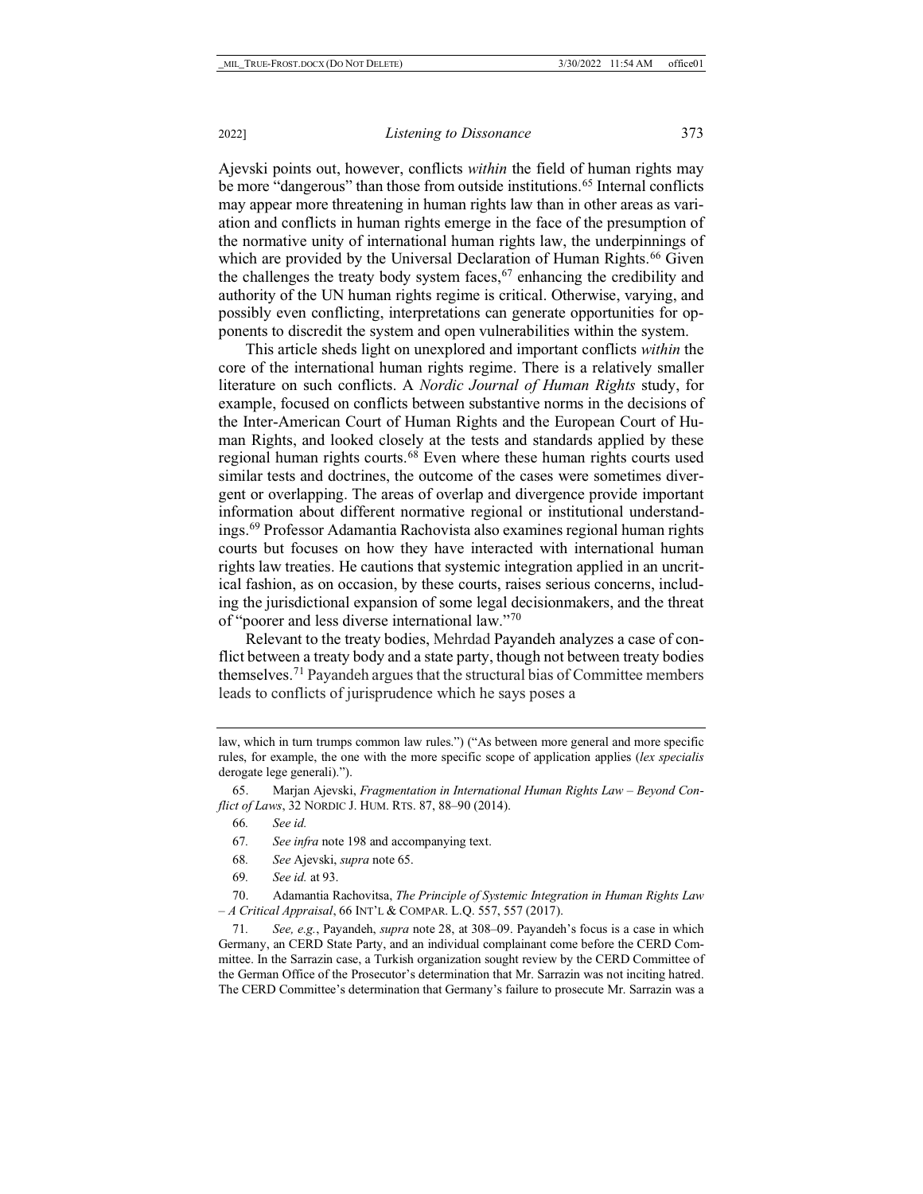Ajevski points out, however, conflicts *within* the field of human rights may be more "dangerous" than those from outside institutions.[65] Internal conflicts may appear more threatening in human rights law than in other areas as variation and conflicts in human rights emerge in the face of the presumption of the normative unity of international human rights law, the underpinnings of which are provided by the Universal Declaration of Human Rights.[66] Given the challenges the treaty body system faces,[67] enhancing the credibility and authority of the UN human rights regime is critical. Otherwise, varying, and possibly even conflicting, interpretations can generate opportunities for opponents to discredit the system and open vulnerabilities within the system.

This article sheds light on unexplored and important conflicts *within* the core of the international human rights regime. There is a relatively smaller literature on such conflicts. A *Nordic Journal of Human Rights* study, for example, focused on conflicts between substantive norms in the decisions of the Inter-American Court of Human Rights and the European Court of Human Rights, and looked closely at the tests and standards applied by these regional human rights courts.[68] Even where these human rights courts used similar tests and doctrines, the outcome of the cases were sometimes divergent or overlapping. The areas of overlap and divergence provide important information about different normative regional or institutional understandings.[69] Professor Adamantia Rachovista also examines regional human rights courts but focuses on how they have interacted with international human rights law treaties. He cautions that systemic integration applied in an uncritical fashion, as on occasion, by these courts, raises serious concerns, including the jurisdictional expansion of some legal decisionmakers, and the threat of "poorer and less diverse international law."[70]

Relevant to the treaty bodies, Mehrdad Payandeh analyzes a case of conflict between a treaty body and a state party, though not between treaty bodies themselves.[71] Payandeh argues that the structural bias of Committee members leads to conflicts of jurisprudence which he says poses a

---

law, which in turn trumps common law rules.") ("As between more general and more specific rules, for example, the one with the more specific scope of application applies (*lex specialis* derogate lege generali).").

65. Marjan Ajevski, *Fragmentation in International Human Rights Law – Beyond Conflict of Laws*, 32 NORDIC J. HUM. RTS. 87, 88–90 (2014).

66. *See id.*

67. *See infra* note 198 and accompanying text.

68. *See* Ajevski, *supra* note 65.

69. *See id.* at 93.

70. Adamantia Rachovitsa, *The Principle of Systemic Integration in Human Rights Law – A Critical Appraisal*, 66 INT'L & COMPAR. L.Q. 557, 557 (2017).

71. *See, e.g.*, Payandeh, *supra* note 28, at 308–09. Payandeh's focus is a case in which Germany, an CERD State Party, and an individual complainant come before the CERD Committee. In the Sarrazin case, a Turkish organization sought review by the CERD Committee of the German Office of the Prosecutor's determination that Mr. Sarrazin was not inciting hatred. The CERD Committee's determination that Germany's failure to prosecute Mr. Sarrazin was a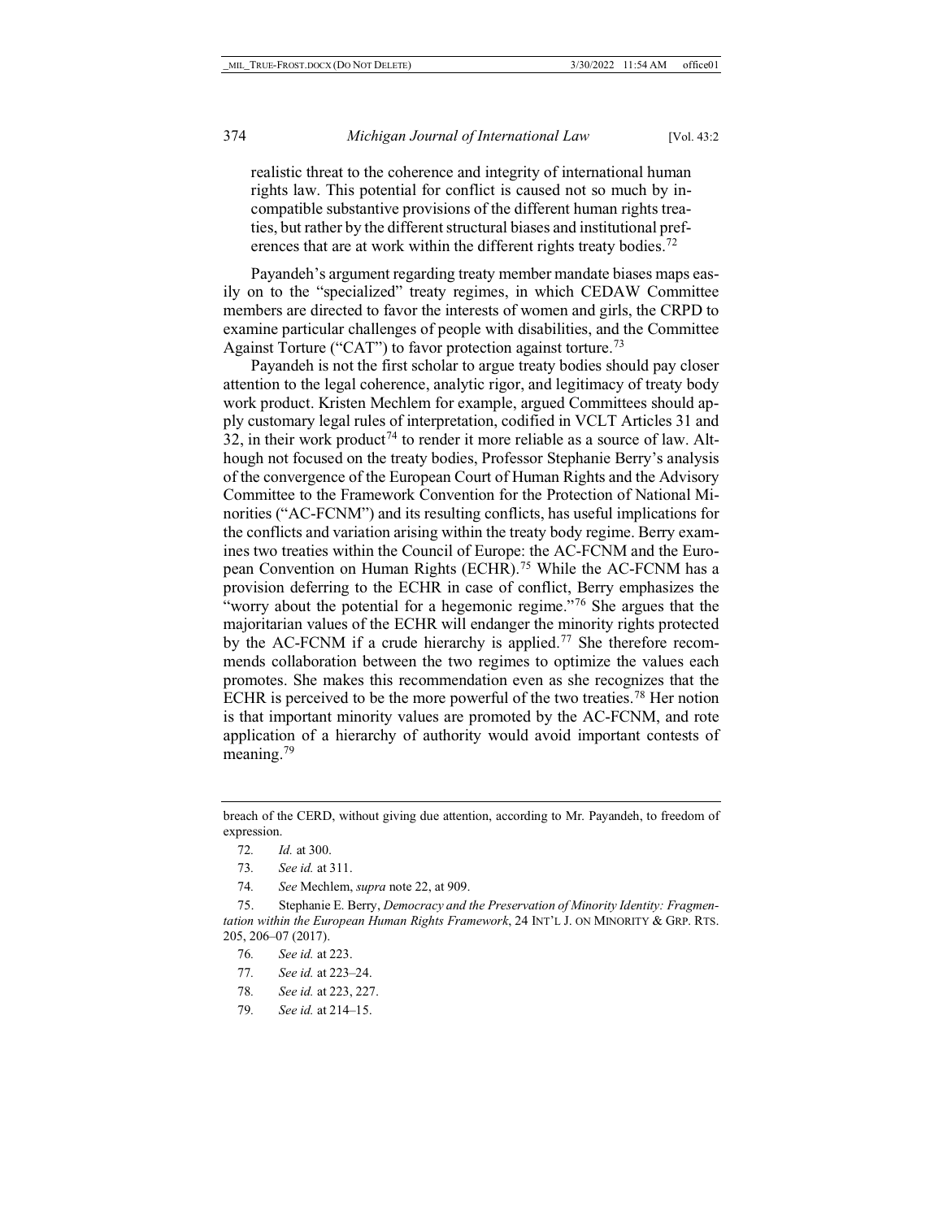> realistic threat to the coherence and integrity of international human rights law. This potential for conflict is caused not so much by incompatible substantive provisions of the different human rights treaties, but rather by the different structural biases and institutional preferences that are at work within the different rights treaty bodies.[72]

Payandeh's argument regarding treaty member mandate biases maps easily on to the "specialized" treaty regimes, in which CEDAW Committee members are directed to favor the interests of women and girls, the CRPD to examine particular challenges of people with disabilities, and the Committee Against Torture ("CAT") to favor protection against torture.[73]

Payandeh is not the first scholar to argue treaty bodies should pay closer attention to the legal coherence, analytic rigor, and legitimacy of treaty body work product. Kristen Mechlem for example, argued Committees should apply customary legal rules of interpretation, codified in VCLT Articles 31 and 32, in their work product[74] to render it more reliable as a source of law. Although not focused on the treaty bodies, Professor Stephanie Berry's analysis of the convergence of the European Court of Human Rights and the Advisory Committee to the Framework Convention for the Protection of National Minorities ("AC-FCNM") and its resulting conflicts, has useful implications for the conflicts and variation arising within the treaty body regime. Berry examines two treaties within the Council of Europe: the AC-FCNM and the European Convention on Human Rights (ECHR).[75] While the AC-FCNM has a provision deferring to the ECHR in case of conflict, Berry emphasizes the "worry about the potential for a hegemonic regime."[76] She argues that the majoritarian values of the ECHR will endanger the minority rights protected by the AC-FCNM if a crude hierarchy is applied.[77] She therefore recommends collaboration between the two regimes to optimize the values each promotes. She makes this recommendation even as she recognizes that the ECHR is perceived to be the more powerful of the two treaties.[78] Her notion is that important minority values are promoted by the AC-FCNM, and rote application of a hierarchy of authority would avoid important contests of meaning.[79]

---

breach of the CERD, without giving due attention, according to Mr. Payandeh, to freedom of expression.

72. *Id.* at 300.

73. *See id.* at 311.

74. *See* Mechlem, *supra* note 22, at 909.

75. Stephanie E. Berry, *Democracy and the Preservation of Minority Identity: Fragmentation within the European Human Rights Framework*, 24 INT'L J. ON MINORITY & GRP. RTS. 205, 206–07 (2017).

76. *See id.* at 223.

77. *See id.* at 223–24.

78. *See id.* at 223, 227.

79. *See id.* at 214–15.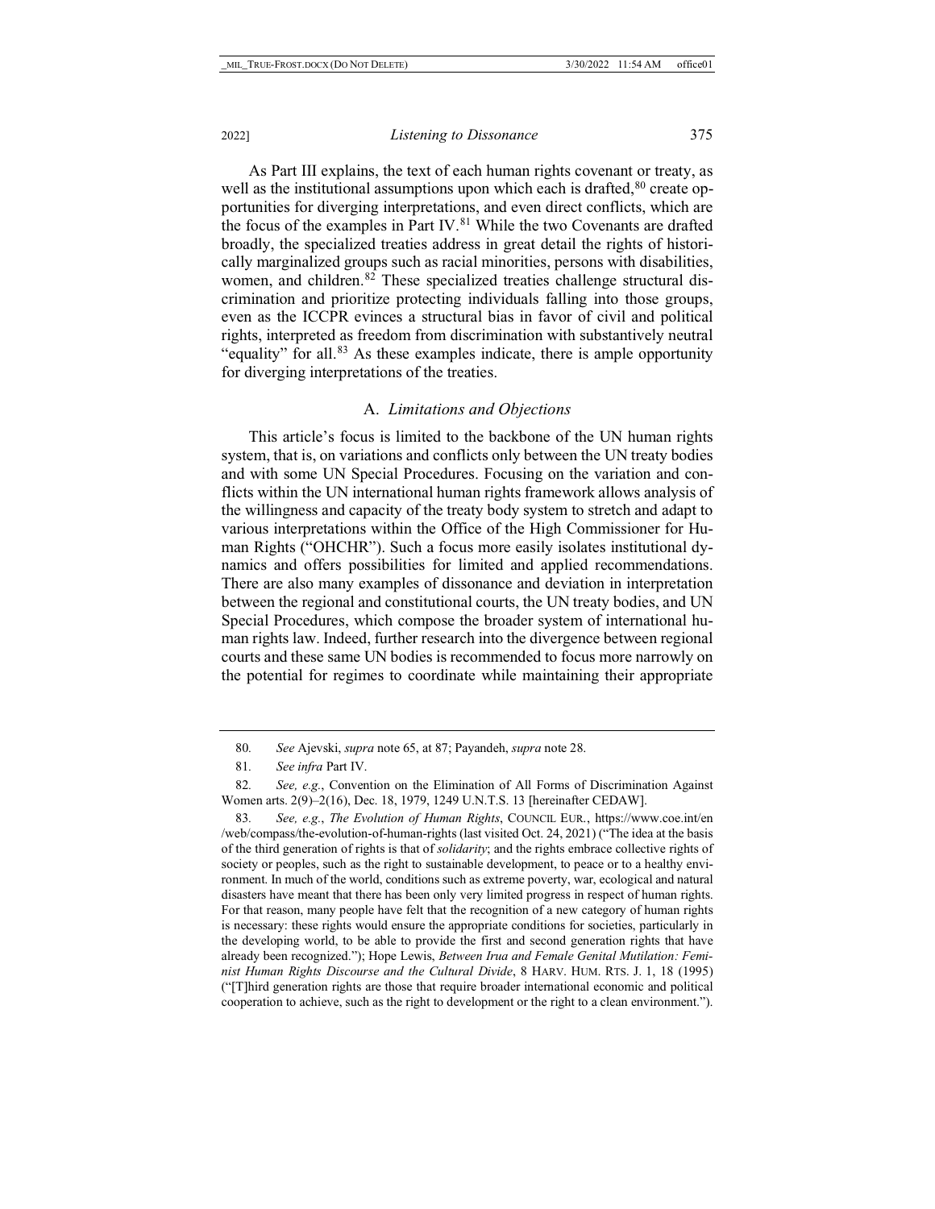As Part III explains, the text of each human rights covenant or treaty, as well as the institutional assumptions upon which each is drafted,[80] create opportunities for diverging interpretations, and even direct conflicts, which are the focus of the examples in Part IV.[81] While the two Covenants are drafted broadly, the specialized treaties address in great detail the rights of historically marginalized groups such as racial minorities, persons with disabilities, women, and children.[82] These specialized treaties challenge structural discrimination and prioritize protecting individuals falling into those groups, even as the ICCPR evinces a structural bias in favor of civil and political rights, interpreted as freedom from discrimination with substantively neutral "equality" for all.[83] As these examples indicate, there is ample opportunity for diverging interpretations of the treaties.

## A. *Limitations and Objections*

This article's focus is limited to the backbone of the UN human rights system, that is, on variations and conflicts only between the UN treaty bodies and with some UN Special Procedures. Focusing on the variation and conflicts within the UN international human rights framework allows analysis of the willingness and capacity of the treaty body system to stretch and adapt to various interpretations within the Office of the High Commissioner for Human Rights ("OHCHR"). Such a focus more easily isolates institutional dynamics and offers possibilities for limited and applied recommendations. There are also many examples of dissonance and deviation in interpretation between the regional and constitutional courts, the UN treaty bodies, and UN Special Procedures, which compose the broader system of international human rights law. Indeed, further research into the divergence between regional courts and these same UN bodies is recommended to focus more narrowly on the potential for regimes to coordinate while maintaining their appropriate

---

80. *See* Ajevski, *supra* note 65, at 87; Payandeh, *supra* note 28.

81. *See infra* Part IV.

82. *See, e.g.*, Convention on the Elimination of All Forms of Discrimination Against Women arts. 2(9)–2(16), Dec. 18, 1979, 1249 U.N.T.S. 13 [hereinafter CEDAW].

83. *See, e.g.*, *The Evolution of Human Rights*, COUNCIL EUR., https://www.coe.int/en/web/compass/the-evolution-of-human-rights (last visited Oct. 24, 2021) ("The idea at the basis of the third generation of rights is that of *solidarity*; and the rights embrace collective rights of society or peoples, such as the right to sustainable development, to peace or to a healthy environment. In much of the world, conditions such as extreme poverty, war, ecological and natural disasters have meant that there has been only very limited progress in respect of human rights. For that reason, many people have felt that the recognition of a new category of human rights is necessary: these rights would ensure the appropriate conditions for societies, particularly in the developing world, to be able to provide the first and second generation rights that have already been recognized."); Hope Lewis, *Between Irua and Female Genital Mutilation: Feminist Human Rights Discourse and the Cultural Divide*, 8 HARV. HUM. RTS. J. 1, 18 (1995) ("[T]hird generation rights are those that require broader international economic and political cooperation to achieve, such as the right to development or the right to a clean environment.").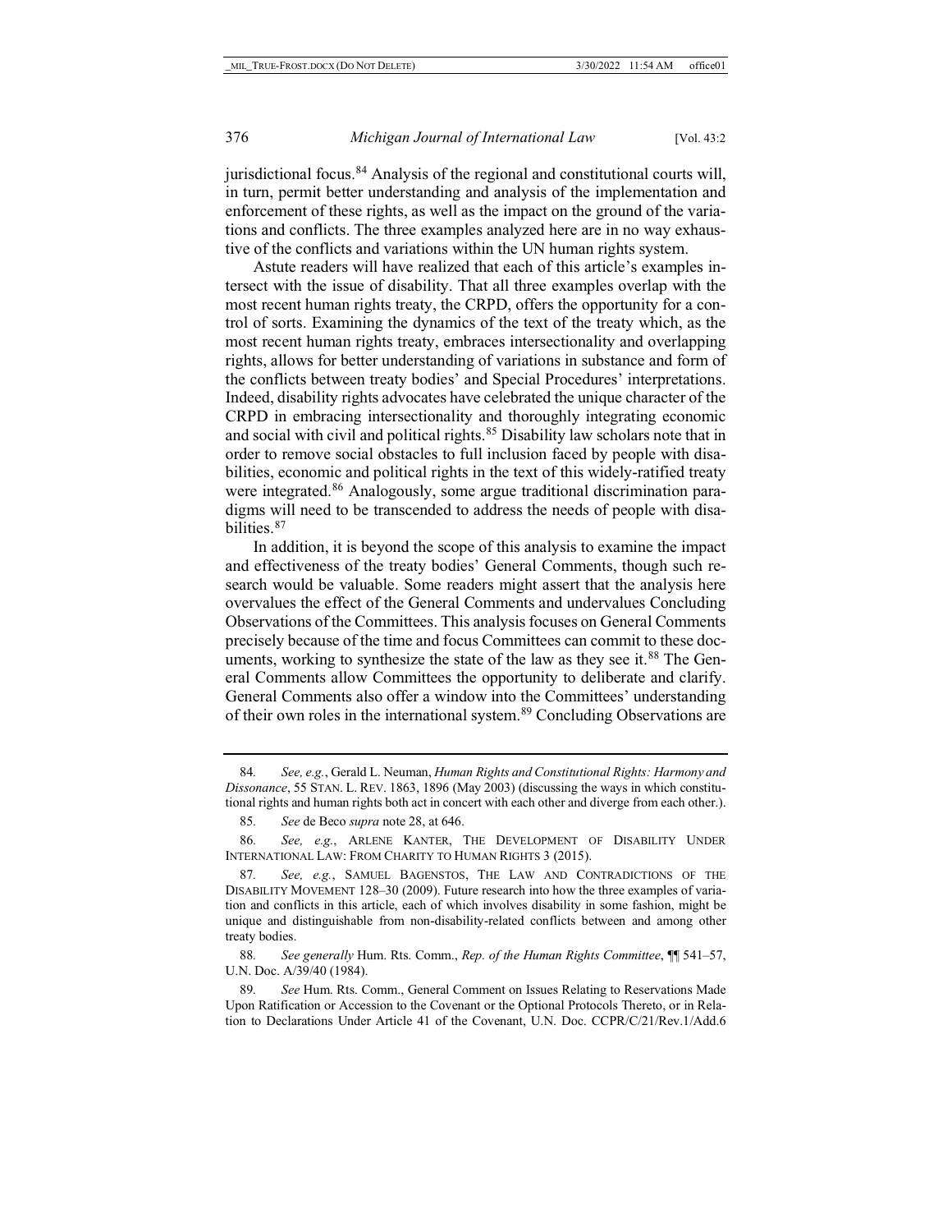jurisdictional focus.[84] Analysis of the regional and constitutional courts will, in turn, permit better understanding and analysis of the implementation and enforcement of these rights, as well as the impact on the ground of the variations and conflicts. The three examples analyzed here are in no way exhaustive of the conflicts and variations within the UN human rights system.

Astute readers will have realized that each of this article's examples intersect with the issue of disability. That all three examples overlap with the most recent human rights treaty, the CRPD, offers the opportunity for a control of sorts. Examining the dynamics of the text of the treaty which, as the most recent human rights treaty, embraces intersectionality and overlapping rights, allows for better understanding of variations in substance and form of the conflicts between treaty bodies' and Special Procedures' interpretations. Indeed, disability rights advocates have celebrated the unique character of the CRPD in embracing intersectionality and thoroughly integrating economic and social with civil and political rights.[85] Disability law scholars note that in order to remove social obstacles to full inclusion faced by people with disabilities, economic and political rights in the text of this widely-ratified treaty were integrated.[86] Analogously, some argue traditional discrimination paradigms will need to be transcended to address the needs of people with disabilities.[87]

In addition, it is beyond the scope of this analysis to examine the impact and effectiveness of the treaty bodies' General Comments, though such research would be valuable. Some readers might assert that the analysis here overvalues the effect of the General Comments and undervalues Concluding Observations of the Committees. This analysis focuses on General Comments precisely because of the time and focus Committees can commit to these documents, working to synthesize the state of the law as they see it.[88] The General Comments allow Committees the opportunity to deliberate and clarify. General Comments also offer a window into the Committees' understanding of their own roles in the international system.[89] Concluding Observations are

---

84. *See, e.g.*, Gerald L. Neuman, *Human Rights and Constitutional Rights: Harmony and Dissonance*, 55 STAN. L. REV. 1863, 1896 (May 2003) (discussing the ways in which constitutional rights and human rights both act in concert with each other and diverge from each other.).

85. *See* de Beco *supra* note 28, at 646.

86. *See, e.g.*, ARLENE KANTER, THE DEVELOPMENT OF DISABILITY UNDER INTERNATIONAL LAW: FROM CHARITY TO HUMAN RIGHTS 3 (2015).

87. *See, e.g.*, SAMUEL BAGENSTOS, THE LAW AND CONTRADICTIONS OF THE DISABILITY MOVEMENT 128–30 (2009). Future research into how the three examples of variation and conflicts in this article, each of which involves disability in some fashion, might be unique and distinguishable from non-disability-related conflicts between and among other treaty bodies.

88. *See generally* Hum. Rts. Comm., *Rep. of the Human Rights Committee*, ¶¶ 541–57, U.N. Doc. A/39/40 (1984).

89. *See* Hum. Rts. Comm., General Comment on Issues Relating to Reservations Made Upon Ratification or Accession to the Covenant or the Optional Protocols Thereto, or in Relation to Declarations Under Article 41 of the Covenant, U.N. Doc. CCPR/C/21/Rev.1/Add.6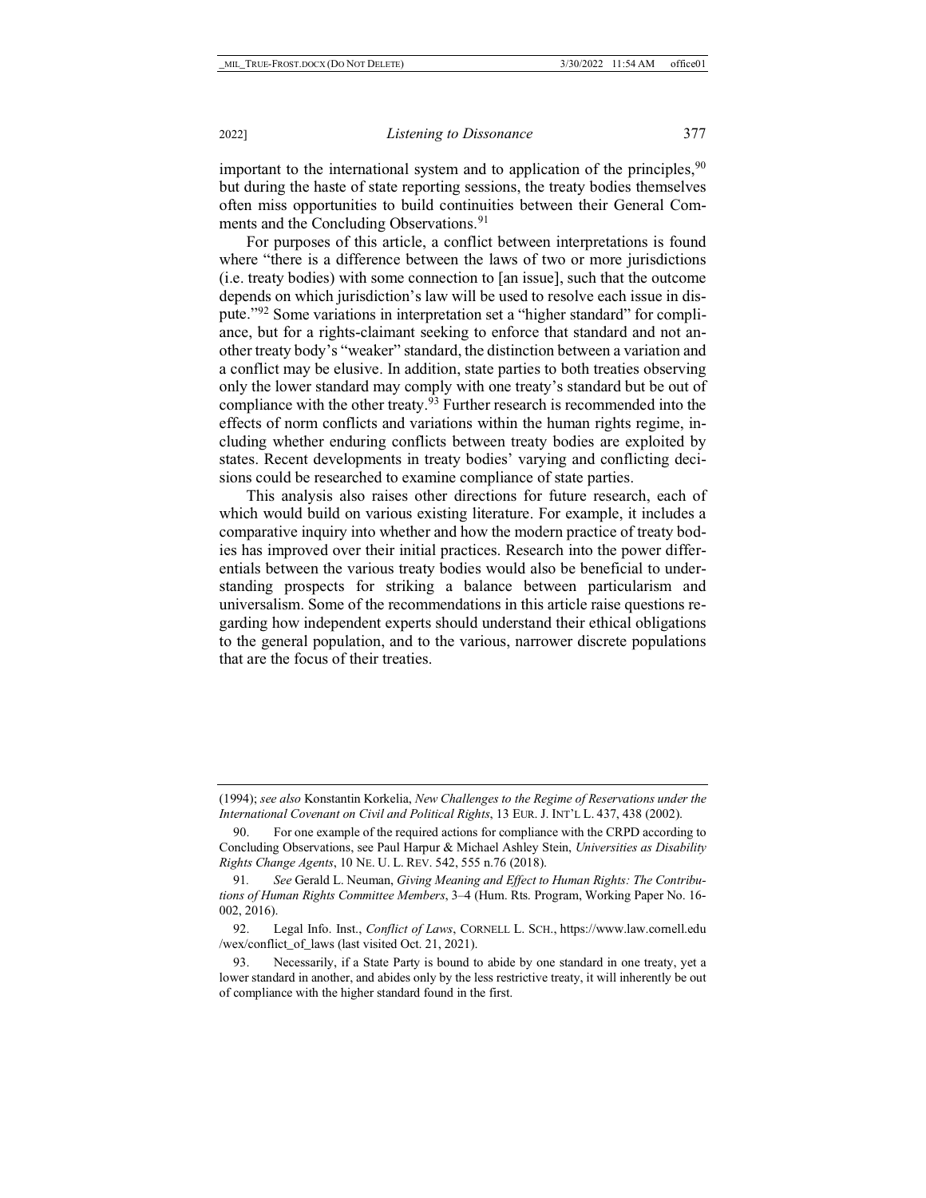important to the international system and to application of the principles,[90] but during the haste of state reporting sessions, the treaty bodies themselves often miss opportunities to build continuities between their General Comments and the Concluding Observations.[91]

For purposes of this article, a conflict between interpretations is found where "there is a difference between the laws of two or more jurisdictions (i.e. treaty bodies) with some connection to [an issue], such that the outcome depends on which jurisdiction's law will be used to resolve each issue in dispute."[92] Some variations in interpretation set a "higher standard" for compliance, but for a rights-claimant seeking to enforce that standard and not another treaty body's "weaker" standard, the distinction between a variation and a conflict may be elusive. In addition, state parties to both treaties observing only the lower standard may comply with one treaty's standard but be out of compliance with the other treaty.[93] Further research is recommended into the effects of norm conflicts and variations within the human rights regime, including whether enduring conflicts between treaty bodies are exploited by states. Recent developments in treaty bodies' varying and conflicting decisions could be researched to examine compliance of state parties.

This analysis also raises other directions for future research, each of which would build on various existing literature. For example, it includes a comparative inquiry into whether and how the modern practice of treaty bodies has improved over their initial practices. Research into the power differentials between the various treaty bodies would also be beneficial to understanding prospects for striking a balance between particularism and universalism. Some of the recommendations in this article raise questions regarding how independent experts should understand their ethical obligations to the general population, and to the various, narrower discrete populations that are the focus of their treaties.

---

(1994); *see also* Konstantin Korkelia, *New Challenges to the Regime of Reservations under the International Covenant on Civil and Political Rights*, 13 EUR. J. INT'L L. 437, 438 (2002).

90. For one example of the required actions for compliance with the CRPD according to Concluding Observations, see Paul Harpur & Michael Ashley Stein, *Universities as Disability Rights Change Agents*, 10 NE. U. L. REV. 542, 555 n.76 (2018).

91. *See* Gerald L. Neuman, *Giving Meaning and Effect to Human Rights: The Contributions of Human Rights Committee Members*, 3–4 (Hum. Rts. Program, Working Paper No. 16-002, 2016).

92. Legal Info. Inst., *Conflict of Laws*, CORNELL L. SCH., https://www.law.cornell.edu/wex/conflict_of_laws (last visited Oct. 21, 2021).

93. Necessarily, if a State Party is bound to abide by one standard in one treaty, yet a lower standard in another, and abides only by the less restrictive treaty, it will inherently be out of compliance with the higher standard found in the first.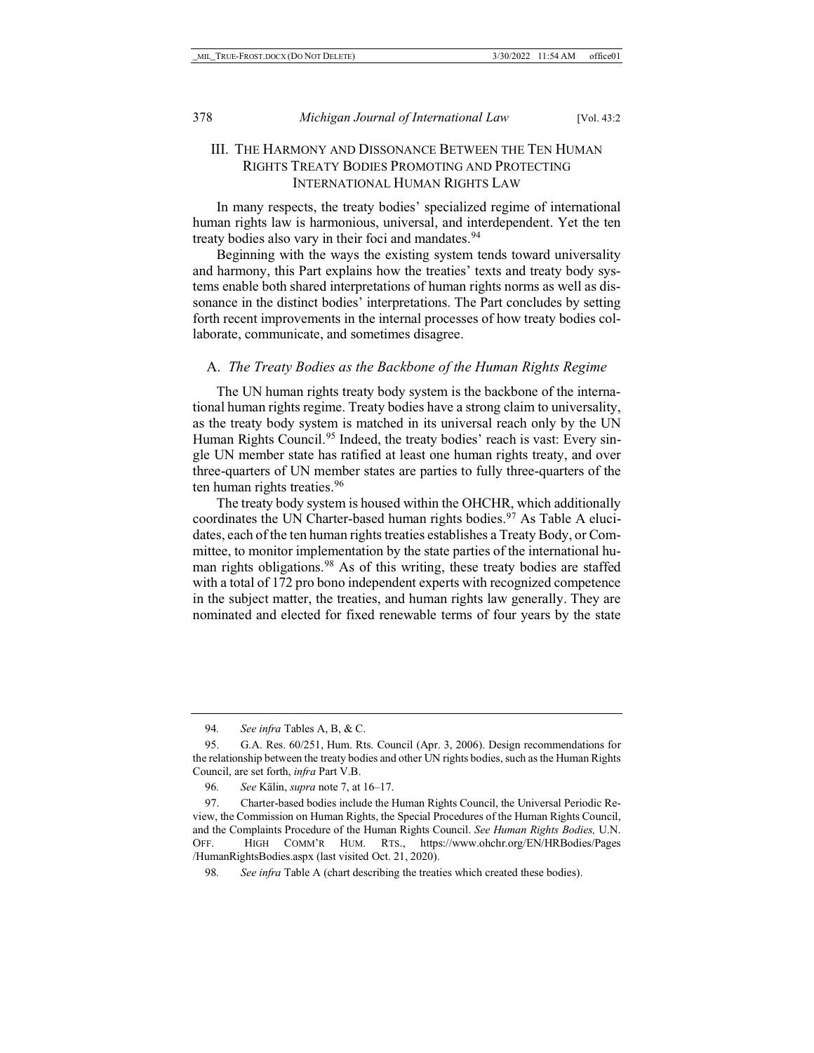## III. THE HARMONY AND DISSONANCE BETWEEN THE TEN HUMAN RIGHTS TREATY BODIES PROMOTING AND PROTECTING INTERNATIONAL HUMAN RIGHTS LAW

In many respects, the treaty bodies' specialized regime of international human rights law is harmonious, universal, and interdependent. Yet the ten treaty bodies also vary in their foci and mandates.[94]

Beginning with the ways the existing system tends toward universality and harmony, this Part explains how the treaties' texts and treaty body systems enable both shared interpretations of human rights norms as well as dissonance in the distinct bodies' interpretations. The Part concludes by setting forth recent improvements in the internal processes of how treaty bodies collaborate, communicate, and sometimes disagree.

### A. *The Treaty Bodies as the Backbone of the Human Rights Regime*

The UN human rights treaty body system is the backbone of the international human rights regime. Treaty bodies have a strong claim to universality, as the treaty body system is matched in its universal reach only by the UN Human Rights Council.[95] Indeed, the treaty bodies' reach is vast: Every single UN member state has ratified at least one human rights treaty, and over three-quarters of UN member states are parties to fully three-quarters of the ten human rights treaties.[96]

The treaty body system is housed within the OHCHR, which additionally coordinates the UN Charter-based human rights bodies.[97] As Table A elucidates, each of the ten human rights treaties establishes a Treaty Body, or Committee, to monitor implementation by the state parties of the international human rights obligations.[98] As of this writing, these treaty bodies are staffed with a total of 172 pro bono independent experts with recognized competence in the subject matter, the treaties, and human rights law generally. They are nominated and elected for fixed renewable terms of four years by the state

---

94. *See infra* Tables A, B, & C.

95. G.A. Res. 60/251, Hum. Rts. Council (Apr. 3, 2006). Design recommendations for the relationship between the treaty bodies and other UN rights bodies, such as the Human Rights Council, are set forth, *infra* Part V.B.

96. *See* Kälin, *supra* note 7, at 16–17.

97. Charter-based bodies include the Human Rights Council, the Universal Periodic Review, the Commission on Human Rights, the Special Procedures of the Human Rights Council, and the Complaints Procedure of the Human Rights Council. *See Human Rights Bodies,* U.N. OFF. HIGH COMM'R HUM. RTS., https://www.ohchr.org/EN/HRBodies/Pages/HumanRightsBodies.aspx (last visited Oct. 21, 2020).

98. *See infra* Table A (chart describing the treaties which created these bodies).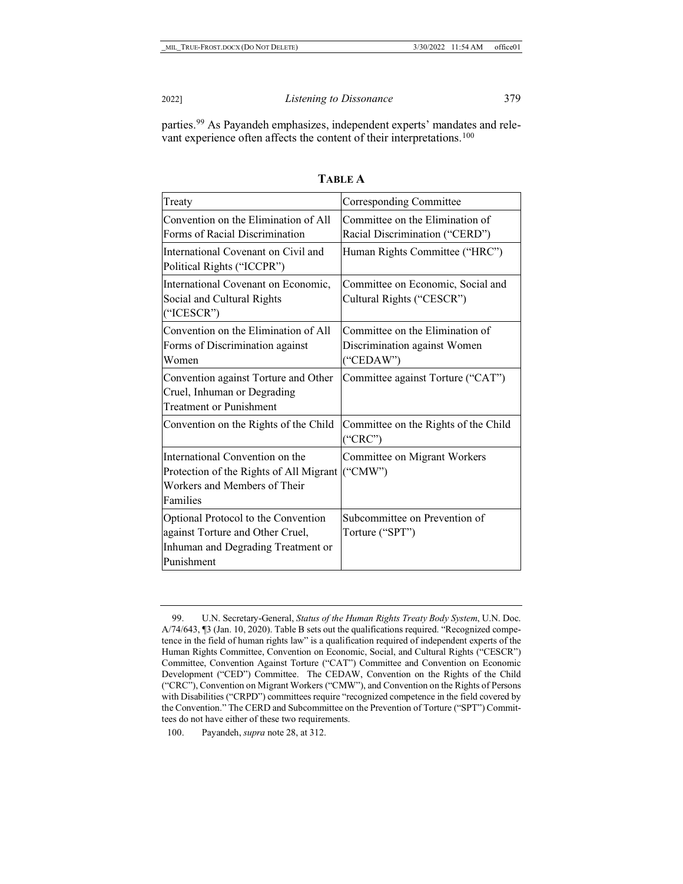parties.[99] As Payandeh emphasizes, independent experts' mandates and relevant experience often affects the content of their interpretations.[100]

**TABLE A**

| Treaty | Corresponding Committee |
|---|---|
| Convention on the Elimination of All Forms of Racial Discrimination | Committee on the Elimination of Racial Discrimination ("CERD") |
| International Covenant on Civil and Political Rights ("ICCPR") | Human Rights Committee ("HRC") |
| International Covenant on Economic, Social and Cultural Rights ("ICESCR") | Committee on Economic, Social and Cultural Rights ("CESCR") |
| Convention on the Elimination of All Forms of Discrimination against Women | Committee on the Elimination of Discrimination against Women ("CEDAW") |
| Convention against Torture and Other Cruel, Inhuman or Degrading Treatment or Punishment | Committee against Torture ("CAT") |
| Convention on the Rights of the Child | Committee on the Rights of the Child ("CRC") |
| International Convention on the Protection of the Rights of All Migrant Workers and Members of Their Families | Committee on Migrant Workers ("CMW") |
| Optional Protocol to the Convention against Torture and Other Cruel, Inhuman and Degrading Treatment or Punishment | Subcommittee on Prevention of Torture ("SPT") |

---

99. U.N. Secretary-General, *Status of the Human Rights Treaty Body System*, U.N. Doc. A/74/643, ¶3 (Jan. 10, 2020). Table B sets out the qualifications required. "Recognized competence in the field of human rights law" is a qualification required of independent experts of the Human Rights Committee, Convention on Economic, Social, and Cultural Rights ("CESCR") Committee, Convention Against Torture ("CAT") Committee and Convention on Economic Development ("CED") Committee. The CEDAW, Convention on the Rights of the Child ("CRC"), Convention on Migrant Workers ("CMW"), and Convention on the Rights of Persons with Disabilities ("CRPD") committees require "recognized competence in the field covered by the Convention." The CERD and Subcommittee on the Prevention of Torture ("SPT") Committees do not have either of these two requirements.

100. Payandeh, *supra* note 28, at 312.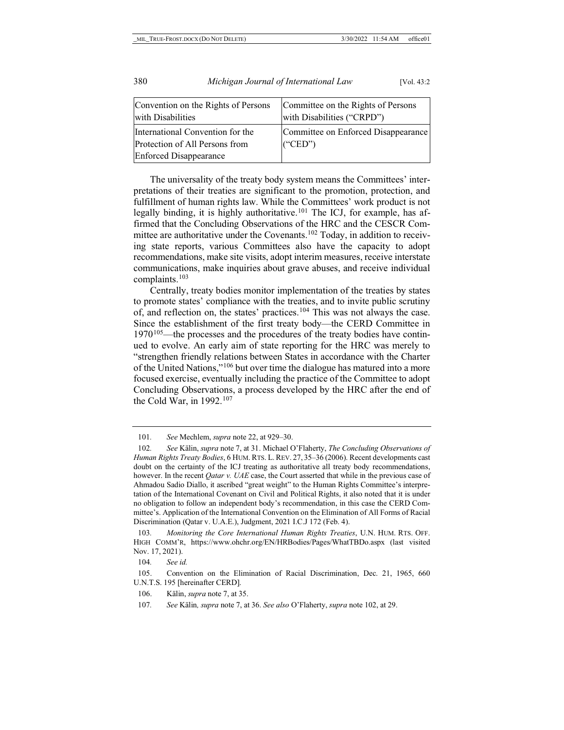| Convention on the Rights of Persons with Disabilities | Committee on the Rights of Persons with Disabilities ("CRPD") |
|---|---|
| International Convention for the Protection of All Persons from Enforced Disappearance | Committee on Enforced Disappearance ("CED") |

The universality of the treaty body system means the Committees' interpretations of their treaties are significant to the promotion, protection, and fulfillment of human rights law. While the Committees' work product is not legally binding, it is highly authoritative.[101] The ICJ, for example, has affirmed that the Concluding Observations of the HRC and the CESCR Committee are authoritative under the Covenants.[102] Today, in addition to receiving state reports, various Committees also have the capacity to adopt recommendations, make site visits, adopt interim measures, receive interstate communications, make inquiries about grave abuses, and receive individual complaints.[103]

Centrally, treaty bodies monitor implementation of the treaties by states to promote states' compliance with the treaties, and to invite public scrutiny of, and reflection on, the states' practices.[104] This was not always the case. Since the establishment of the first treaty body—the CERD Committee in 1970[105]—the processes and the procedures of the treaty bodies have continued to evolve. An early aim of state reporting for the HRC was merely to "strengthen friendly relations between States in accordance with the Charter of the United Nations,"[106] but over time the dialogue has matured into a more focused exercise, eventually including the practice of the Committee to adopt Concluding Observations, a process developed by the HRC after the end of the Cold War, in 1992.[107]

---

101. *See* Mechlem, *supra* note 22, at 929–30.

102. *See* Kälin, *supra* note 7, at 31. Michael O'Flaherty, *The Concluding Observations of Human Rights Treaty Bodies*, 6 HUM. RTS. L. REV. 27, 35–36 (2006). Recent developments cast doubt on the certainty of the ICJ treating as authoritative all treaty body recommendations, however. In the recent *Qatar v. UAE* case, the Court asserted that while in the previous case of Ahmadou Sadio Diallo, it ascribed "great weight" to the Human Rights Committee's interpretation of the International Covenant on Civil and Political Rights, it also noted that it is under no obligation to follow an independent body's recommendation, in this case the CERD Committee's. Application of the International Convention on the Elimination of All Forms of Racial Discrimination (Qatar v. U.A.E.), Judgment, 2021 I.C.J 172 (Feb. 4).

103. *Monitoring the Core International Human Rights Treaties*, U.N. HUM. RTS. OFF. HIGH COMM'R, https://www.ohchr.org/EN/HRBodies/Pages/WhatTBDo.aspx (last visited Nov. 17, 2021).

104. *See id.*

105. Convention on the Elimination of Racial Discrimination, Dec. 21, 1965, 660 U.N.T.S. 195 [hereinafter CERD].

106. Kälin, *supra* note 7, at 35.

107. *See* Kälin*, supra* note 7, at 36. *See also* O'Flaherty, *supra* note 102, at 29.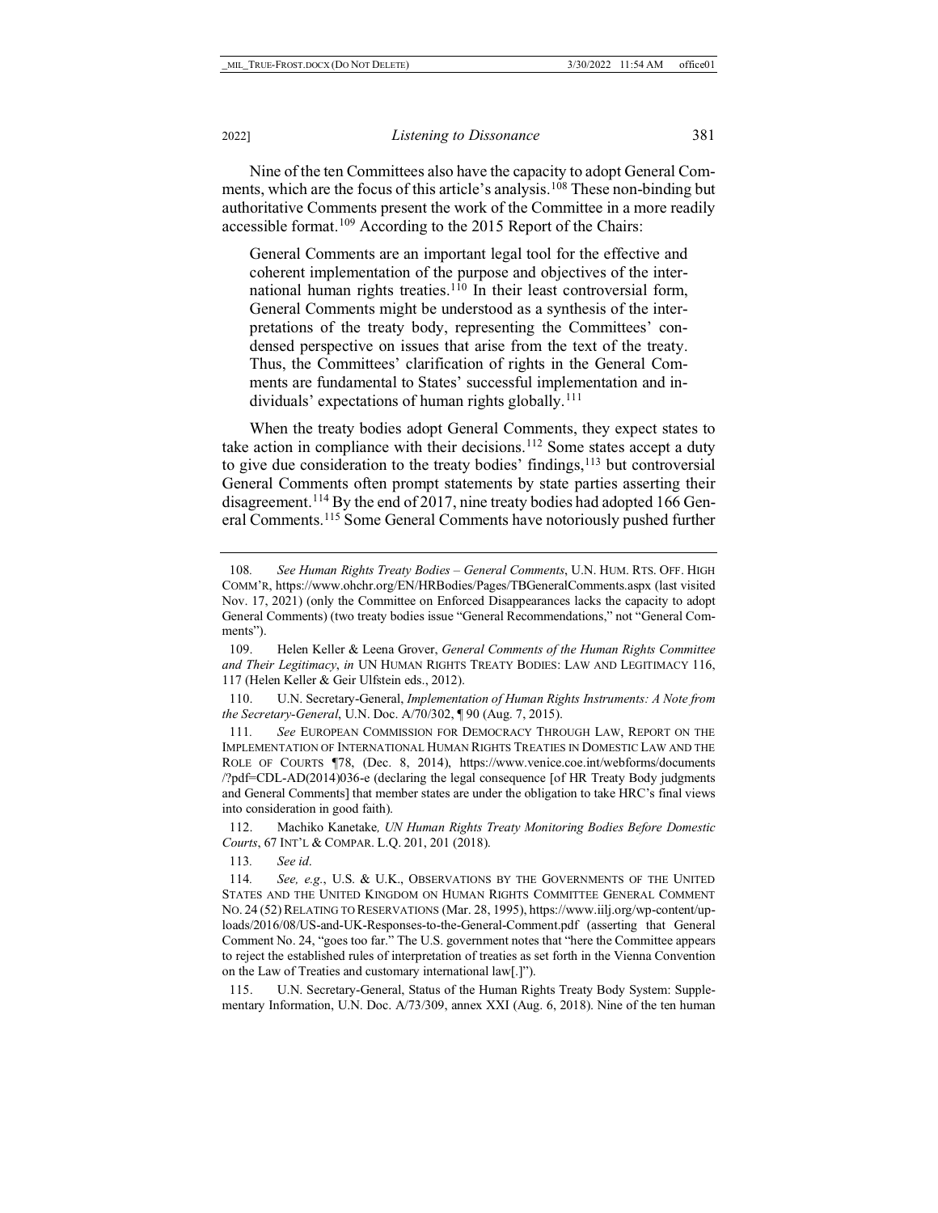Nine of the ten Committees also have the capacity to adopt General Comments, which are the focus of this article's analysis.[108] These non-binding but authoritative Comments present the work of the Committee in a more readily accessible format.[109] According to the 2015 Report of the Chairs:

> General Comments are an important legal tool for the effective and coherent implementation of the purpose and objectives of the international human rights treaties.[110] In their least controversial form, General Comments might be understood as a synthesis of the interpretations of the treaty body, representing the Committees' condensed perspective on issues that arise from the text of the treaty. Thus, the Committees' clarification of rights in the General Comments are fundamental to States' successful implementation and individuals' expectations of human rights globally.[111]

When the treaty bodies adopt General Comments, they expect states to take action in compliance with their decisions.[112] Some states accept a duty to give due consideration to the treaty bodies' findings,[113] but controversial General Comments often prompt statements by state parties asserting their disagreement.[114] By the end of 2017, nine treaty bodies had adopted 166 General Comments.[115] Some General Comments have notoriously pushed further

---

108. *See Human Rights Treaty Bodies – General Comments*, U.N. HUM. RTS. OFF. HIGH COMM'R, https://www.ohchr.org/EN/HRBodies/Pages/TBGeneralComments.aspx (last visited Nov. 17, 2021) (only the Committee on Enforced Disappearances lacks the capacity to adopt General Comments) (two treaty bodies issue "General Recommendations," not "General Comments").

109. Helen Keller & Leena Grover, *General Comments of the Human Rights Committee and Their Legitimacy*, *in* UN HUMAN RIGHTS TREATY BODIES: LAW AND LEGITIMACY 116, 117 (Helen Keller & Geir Ulfstein eds., 2012).

110. U.N. Secretary-General, *Implementation of Human Rights Instruments: A Note from the Secretary-General*, U.N. Doc. A/70/302, ¶ 90 (Aug. 7, 2015).

111. *See* EUROPEAN COMMISSION FOR DEMOCRACY THROUGH LAW, REPORT ON THE IMPLEMENTATION OF INTERNATIONAL HUMAN RIGHTS TREATIES IN DOMESTIC LAW AND THE ROLE OF COURTS ¶78, (Dec. 8, 2014), https://www.venice.coe.int/webforms/documents/?pdf=CDL-AD(2014)036-e (declaring the legal consequence [of HR Treaty Body judgments and General Comments] that member states are under the obligation to take HRC's final views into consideration in good faith).

112. Machiko Kanetake*, UN Human Rights Treaty Monitoring Bodies Before Domestic Courts*, 67 INT'L & COMPAR. L.Q. 201, 201 (2018).

113. *See id*.

114. *See, e.g.*, U.S. & U.K., OBSERVATIONS BY THE GOVERNMENTS OF THE UNITED STATES AND THE UNITED KINGDOM ON HUMAN RIGHTS COMMITTEE GENERAL COMMENT NO. 24 (52) RELATING TO RESERVATIONS (Mar. 28, 1995), https://www.iilj.org/wp-content/uploads/2016/08/US-and-UK-Responses-to-the-General-Comment.pdf (asserting that General Comment No. 24, "goes too far." The U.S. government notes that "here the Committee appears to reject the established rules of interpretation of treaties as set forth in the Vienna Convention on the Law of Treaties and customary international law[.]").

115. U.N. Secretary-General, Status of the Human Rights Treaty Body System: Supplementary Information, U.N. Doc. A/73/309, annex XXI (Aug. 6, 2018). Nine of the ten human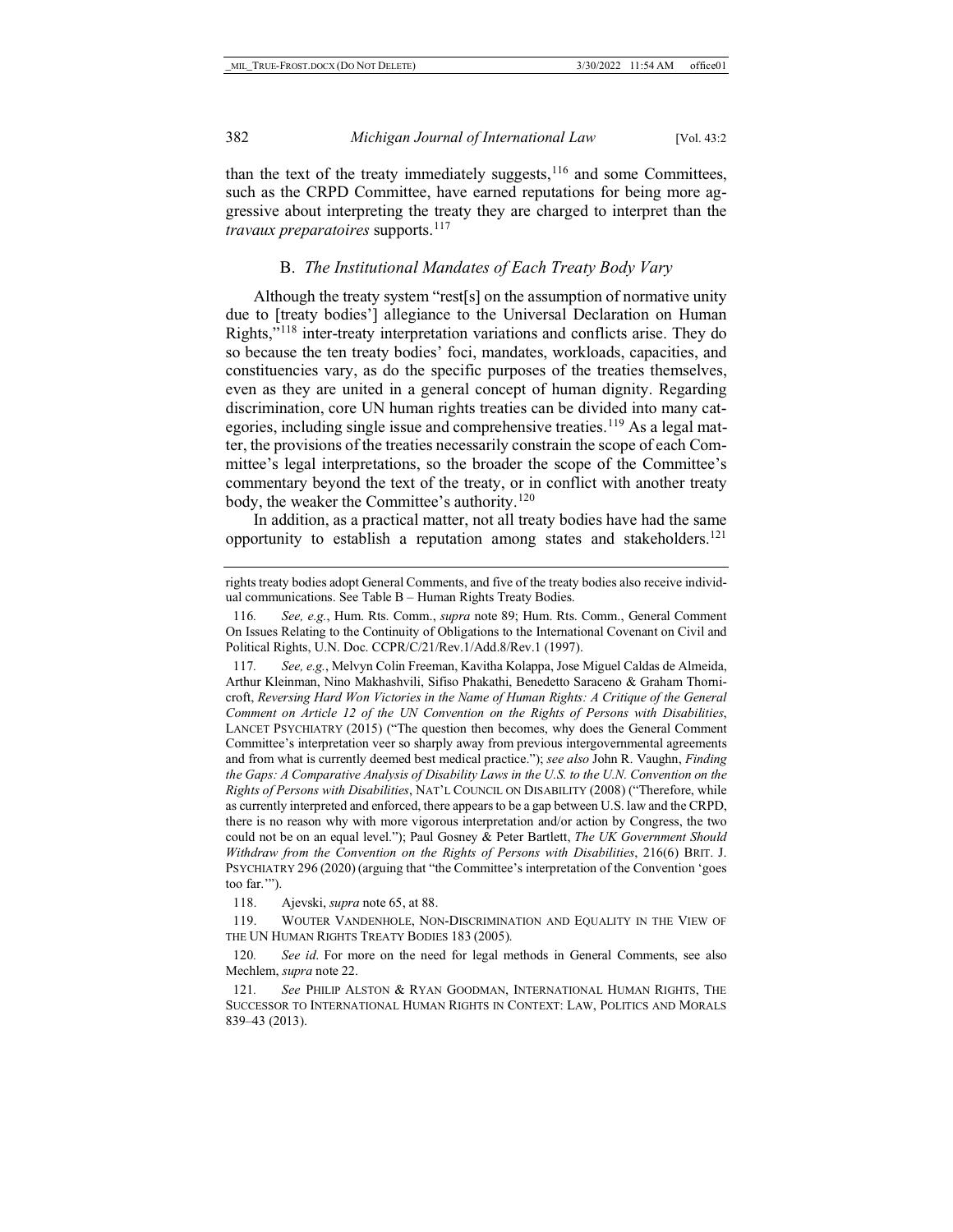than the text of the treaty immediately suggests,[116] and some Committees, such as the CRPD Committee, have earned reputations for being more aggressive about interpreting the treaty they are charged to interpret than the *travaux preparatoires* supports.[117]

### B. *The Institutional Mandates of Each Treaty Body Vary*

Although the treaty system "rest[s] on the assumption of normative unity due to [treaty bodies'] allegiance to the Universal Declaration on Human Rights,"[118] inter-treaty interpretation variations and conflicts arise. They do so because the ten treaty bodies' foci, mandates, workloads, capacities, and constituencies vary, as do the specific purposes of the treaties themselves, even as they are united in a general concept of human dignity. Regarding discrimination, core UN human rights treaties can be divided into many categories, including single issue and comprehensive treaties.[119] As a legal matter, the provisions of the treaties necessarily constrain the scope of each Committee's legal interpretations, so the broader the scope of the Committee's commentary beyond the text of the treaty, or in conflict with another treaty body, the weaker the Committee's authority.[120]

In addition, as a practical matter, not all treaty bodies have had the same opportunity to establish a reputation among states and stakeholders.[121]

---

rights treaty bodies adopt General Comments, and five of the treaty bodies also receive individual communications. See Table B – Human Rights Treaty Bodies.

116. *See, e.g.*, Hum. Rts. Comm., *supra* note 89; Hum. Rts. Comm., General Comment On Issues Relating to the Continuity of Obligations to the International Covenant on Civil and Political Rights, U.N. Doc. CCPR/C/21/Rev.1/Add.8/Rev.1 (1997).

117. *See, e.g.*, Melvyn Colin Freeman, Kavitha Kolappa, Jose Miguel Caldas de Almeida, Arthur Kleinman, Nino Makhashvili, Sifiso Phakathi, Benedetto Saraceno & Graham Thornicroft, *Reversing Hard Won Victories in the Name of Human Rights: A Critique of the General Comment on Article 12 of the UN Convention on the Rights of Persons with Disabilities*, LANCET PSYCHIATRY (2015) ("The question then becomes, why does the General Comment Committee's interpretation veer so sharply away from previous intergovernmental agreements and from what is currently deemed best medical practice."); *see also* John R. Vaughn, *Finding the Gaps: A Comparative Analysis of Disability Laws in the U.S. to the U.N. Convention on the Rights of Persons with Disabilities*, NAT'L COUNCIL ON DISABILITY (2008) ("Therefore, while as currently interpreted and enforced, there appears to be a gap between U.S. law and the CRPD, there is no reason why with more vigorous interpretation and/or action by Congress, the two could not be on an equal level."); Paul Gosney & Peter Bartlett, *The UK Government Should Withdraw from the Convention on the Rights of Persons with Disabilities*, 216(6) BRIT. J. PSYCHIATRY 296 (2020) (arguing that "the Committee's interpretation of the Convention 'goes too far.'").

118. Ajevski, *supra* note 65, at 88.

119. WOUTER VANDENHOLE, NON-DISCRIMINATION AND EQUALITY IN THE VIEW OF THE UN HUMAN RIGHTS TREATY BODIES 183 (2005).

120. *See id*. For more on the need for legal methods in General Comments, see also Mechlem, *supra* note 22.

121. *See* PHILIP ALSTON & RYAN GOODMAN, INTERNATIONAL HUMAN RIGHTS, THE SUCCESSOR TO INTERNATIONAL HUMAN RIGHTS IN CONTEXT: LAW, POLITICS AND MORALS 839–43 (2013).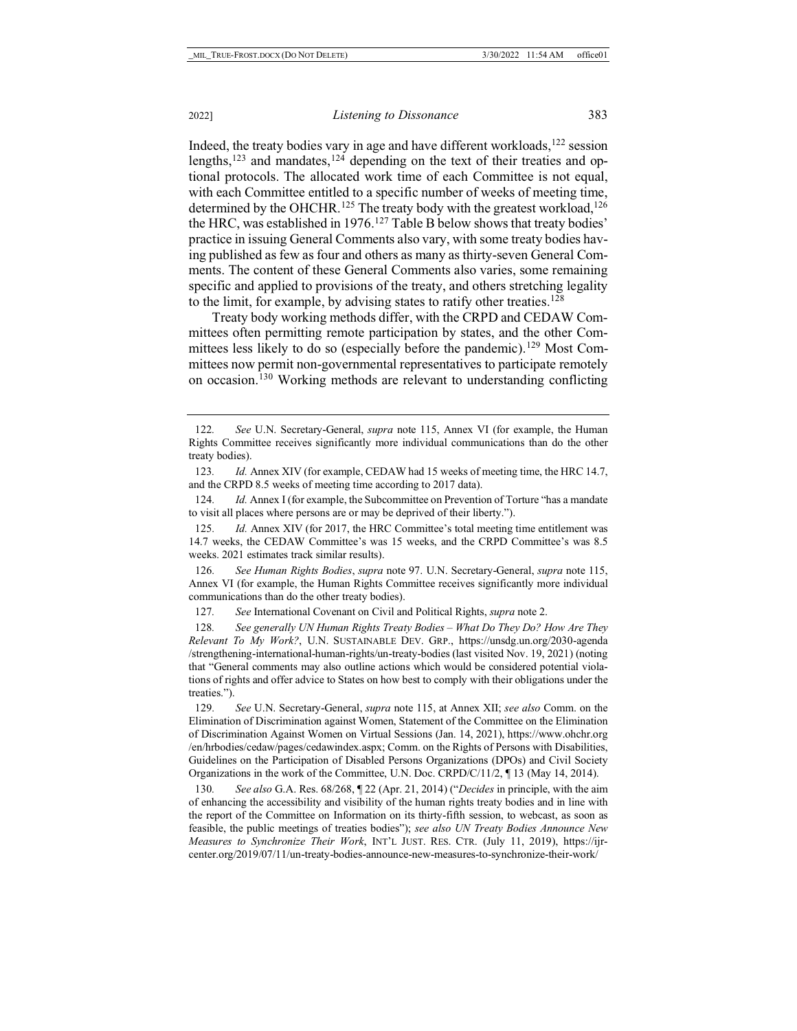Indeed, the treaty bodies vary in age and have different workloads,[122] session lengths,[123] and mandates,[124] depending on the text of their treaties and optional protocols. The allocated work time of each Committee is not equal, with each Committee entitled to a specific number of weeks of meeting time, determined by the OHCHR.[125] The treaty body with the greatest workload,[126] the HRC, was established in 1976.[127] Table B below shows that treaty bodies' practice in issuing General Comments also vary, with some treaty bodies having published as few as four and others as many as thirty-seven General Comments. The content of these General Comments also varies, some remaining specific and applied to provisions of the treaty, and others stretching legality to the limit, for example, by advising states to ratify other treaties.[128]

Treaty body working methods differ, with the CRPD and CEDAW Committees often permitting remote participation by states, and the other Committees less likely to do so (especially before the pandemic).[129] Most Committees now permit non-governmental representatives to participate remotely on occasion.[130] Working methods are relevant to understanding conflicting

---

122. *See* U.N. Secretary-General, *supra* note 115, Annex VI (for example, the Human Rights Committee receives significantly more individual communications than do the other treaty bodies).

123. *Id.* Annex XIV (for example, CEDAW had 15 weeks of meeting time, the HRC 14.7, and the CRPD 8.5 weeks of meeting time according to 2017 data).

124. *Id.* Annex I (for example, the Subcommittee on Prevention of Torture "has a mandate to visit all places where persons are or may be deprived of their liberty.").

125. *Id.* Annex XIV (for 2017, the HRC Committee's total meeting time entitlement was 14.7 weeks, the CEDAW Committee's was 15 weeks, and the CRPD Committee's was 8.5 weeks. 2021 estimates track similar results).

126. *See Human Rights Bodies*, *supra* note 97. U.N. Secretary-General, *supra* note 115, Annex VI (for example, the Human Rights Committee receives significantly more individual communications than do the other treaty bodies).

127. *See* International Covenant on Civil and Political Rights, *supra* note 2.

128. *See generally UN Human Rights Treaty Bodies – What Do They Do? How Are They Relevant To My Work?*, U.N. SUSTAINABLE DEV. GRP., https://unsdg.un.org/2030-agenda/strengthening-international-human-rights/un-treaty-bodies (last visited Nov. 19, 2021) (noting that "General comments may also outline actions which would be considered potential violations of rights and offer advice to States on how best to comply with their obligations under the treaties.").

129. *See* U.N. Secretary-General, *supra* note 115, at Annex XII; *see also* Comm. on the Elimination of Discrimination against Women, Statement of the Committee on the Elimination of Discrimination Against Women on Virtual Sessions (Jan. 14, 2021), https://www.ohchr.org/en/hrbodies/cedaw/pages/cedawindex.aspx; Comm. on the Rights of Persons with Disabilities, Guidelines on the Participation of Disabled Persons Organizations (DPOs) and Civil Society Organizations in the work of the Committee, U.N. Doc. CRPD/C/11/2, ¶ 13 (May 14, 2014).

130. *See also* G.A. Res. 68/268, ¶ 22 (Apr. 21, 2014) ("*Decides* in principle, with the aim of enhancing the accessibility and visibility of the human rights treaty bodies and in line with the report of the Committee on Information on its thirty-fifth session, to webcast, as soon as feasible, the public meetings of treaties bodies"); *see also UN Treaty Bodies Announce New Measures to Synchronize Their Work*, INT'L JUST. RES. CTR. (July 11, 2019), https://ijrcenter.org/2019/07/11/un-treaty-bodies-announce-new-measures-to-synchronize-their-work/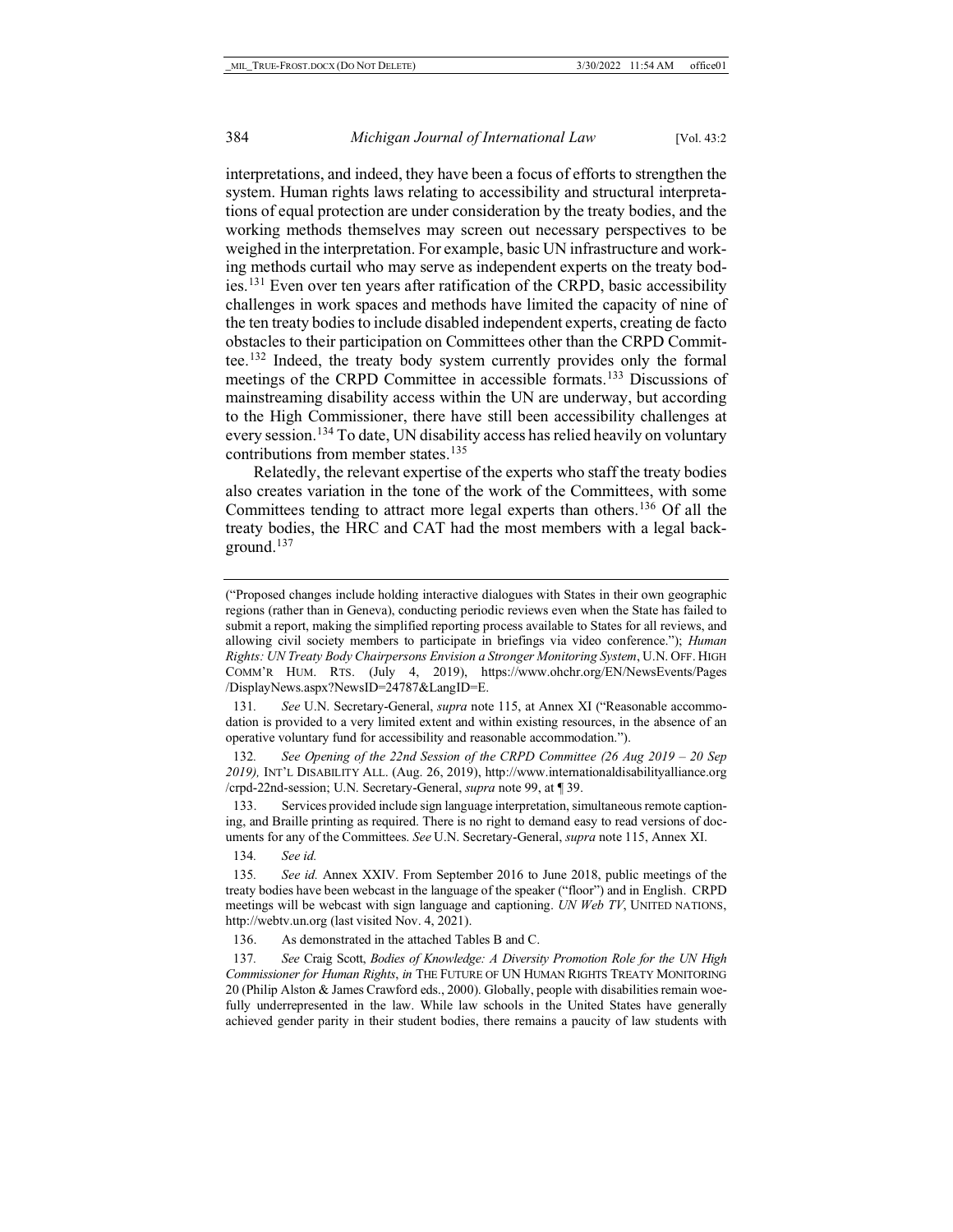interpretations, and indeed, they have been a focus of efforts to strengthen the system. Human rights laws relating to accessibility and structural interpretations of equal protection are under consideration by the treaty bodies, and the working methods themselves may screen out necessary perspectives to be weighed in the interpretation. For example, basic UN infrastructure and working methods curtail who may serve as independent experts on the treaty bodies.[131] Even over ten years after ratification of the CRPD, basic accessibility challenges in work spaces and methods have limited the capacity of nine of the ten treaty bodies to include disabled independent experts, creating de facto obstacles to their participation on Committees other than the CRPD Committee.[132] Indeed, the treaty body system currently provides only the formal meetings of the CRPD Committee in accessible formats.[133] Discussions of mainstreaming disability access within the UN are underway, but according to the High Commissioner, there have still been accessibility challenges at every session.[134] To date, UN disability access has relied heavily on voluntary contributions from member states.[135]

Relatedly, the relevant expertise of the experts who staff the treaty bodies also creates variation in the tone of the work of the Committees, with some Committees tending to attract more legal experts than others.[136] Of all the treaty bodies, the HRC and CAT had the most members with a legal background.[137]

---

("Proposed changes include holding interactive dialogues with States in their own geographic regions (rather than in Geneva), conducting periodic reviews even when the State has failed to submit a report, making the simplified reporting process available to States for all reviews, and allowing civil society members to participate in briefings via video conference."); *Human Rights: UN Treaty Body Chairpersons Envision a Stronger Monitoring System*, U.N. OFF. HIGH COMM'R HUM. RTS. (July 4, 2019), https://www.ohchr.org/EN/NewsEvents/Pages/DisplayNews.aspx?NewsID=24787&LangID=E.

131. *See* U.N. Secretary-General, *supra* note 115, at Annex XI ("Reasonable accommodation is provided to a very limited extent and within existing resources, in the absence of an operative voluntary fund for accessibility and reasonable accommodation.").

132. *See Opening of the 22nd Session of the CRPD Committee (26 Aug 2019 – 20 Sep 2019),* INT'L DISABILITY ALL. (Aug. 26, 2019), http://www.internationaldisabilityalliance.org/crpd-22nd-session; U.N. Secretary-General, *supra* note 99, at ¶ 39.

133. Services provided include sign language interpretation, simultaneous remote captioning, and Braille printing as required. There is no right to demand easy to read versions of documents for any of the Committees. *See* U.N. Secretary-General, *supra* note 115, Annex XI.

134. *See id.*

135. *See id.* Annex XXIV. From September 2016 to June 2018, public meetings of the treaty bodies have been webcast in the language of the speaker ("floor") and in English. CRPD meetings will be webcast with sign language and captioning. *UN Web TV*, UNITED NATIONS, http://webtv.un.org (last visited Nov. 4, 2021).

136. As demonstrated in the attached Tables B and C.

137. *See* Craig Scott, *Bodies of Knowledge: A Diversity Promotion Role for the UN High Commissioner for Human Rights*, *in* THE FUTURE OF UN HUMAN RIGHTS TREATY MONITORING 20 (Philip Alston & James Crawford eds., 2000). Globally, people with disabilities remain woefully underrepresented in the law. While law schools in the United States have generally achieved gender parity in their student bodies, there remains a paucity of law students with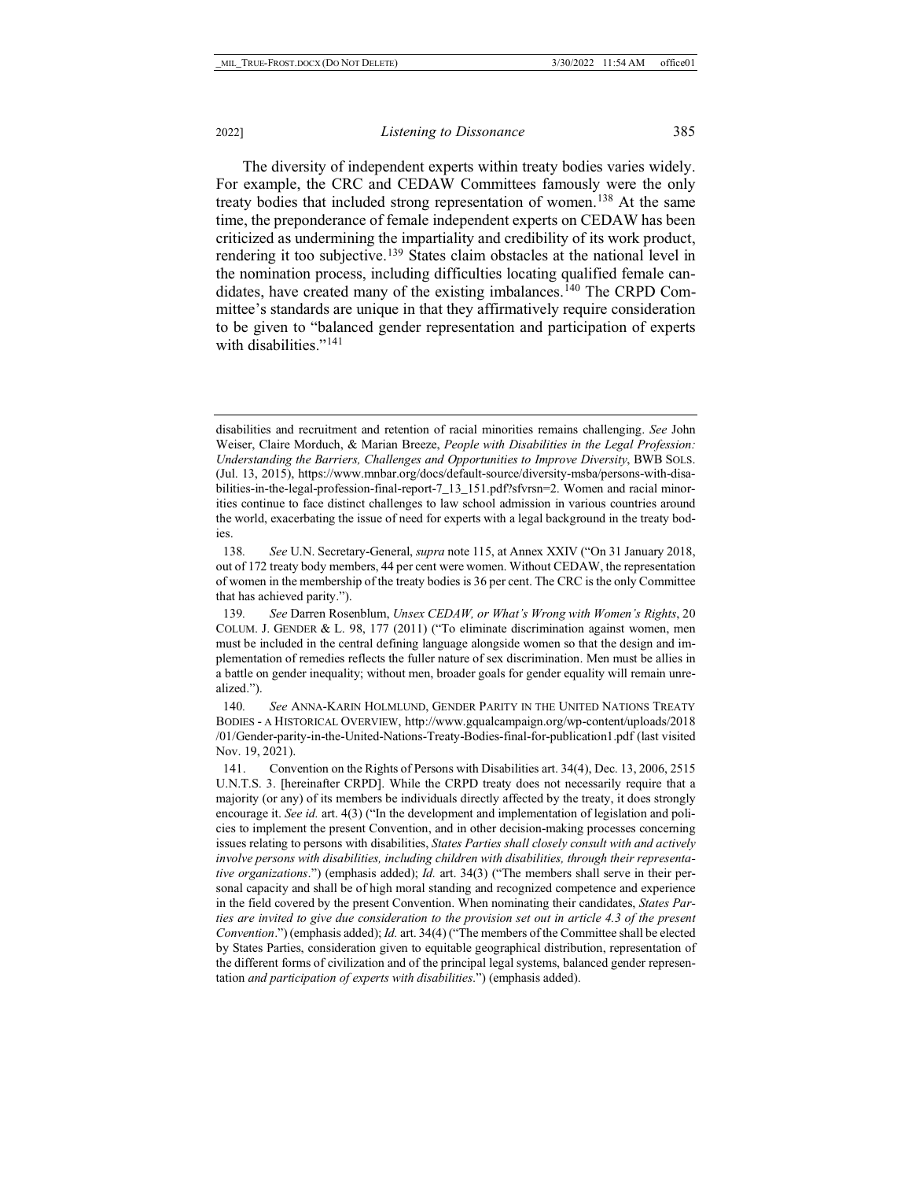The diversity of independent experts within treaty bodies varies widely. For example, the CRC and CEDAW Committees famously were the only treaty bodies that included strong representation of women.[138] At the same time, the preponderance of female independent experts on CEDAW has been criticized as undermining the impartiality and credibility of its work product, rendering it too subjective.[139] States claim obstacles at the national level in the nomination process, including difficulties locating qualified female candidates, have created many of the existing imbalances.[140] The CRPD Committee's standards are unique in that they affirmatively require consideration to be given to "balanced gender representation and participation of experts with disabilities."[141]

---

disabilities and recruitment and retention of racial minorities remains challenging. *See* John Weiser, Claire Morduch, & Marian Breeze, *People with Disabilities in the Legal Profession: Understanding the Barriers, Challenges and Opportunities to Improve Diversity*, BWB SOLS. (Jul. 13, 2015), https://www.mnbar.org/docs/default-source/diversity-msba/persons-with-disabilities-in-the-legal-profession-final-report-7_13_151.pdf?sfvrsn=2. Women and racial minorities continue to face distinct challenges to law school admission in various countries around the world, exacerbating the issue of need for experts with a legal background in the treaty bodies.

138. *See* U.N. Secretary-General, *supra* note 115, at Annex XXIV ("On 31 January 2018, out of 172 treaty body members, 44 per cent were women. Without CEDAW, the representation of women in the membership of the treaty bodies is 36 per cent. The CRC is the only Committee that has achieved parity.").

139. *See* Darren Rosenblum, *Unsex CEDAW, or What's Wrong with Women's Rights*, 20 COLUM. J. GENDER & L. 98, 177 (2011) ("To eliminate discrimination against women, men must be included in the central defining language alongside women so that the design and implementation of remedies reflects the fuller nature of sex discrimination. Men must be allies in a battle on gender inequality; without men, broader goals for gender equality will remain unrealized.").

140. *See* ANNA-KARIN HOLMLUND, GENDER PARITY IN THE UNITED NATIONS TREATY BODIES - A HISTORICAL OVERVIEW, http://www.gqualcampaign.org/wp-content/uploads/2018/01/Gender-parity-in-the-United-Nations-Treaty-Bodies-final-for-publication1.pdf (last visited Nov. 19, 2021).

141. Convention on the Rights of Persons with Disabilities art. 34(4), Dec. 13, 2006, 2515 U.N.T.S. 3. [hereinafter CRPD]. While the CRPD treaty does not necessarily require that a majority (or any) of its members be individuals directly affected by the treaty, it does strongly encourage it. *See id.* art. 4(3) ("In the development and implementation of legislation and policies to implement the present Convention, and in other decision-making processes concerning issues relating to persons with disabilities, *States Parties shall closely consult with and actively involve persons with disabilities, including children with disabilities, through their representative organizations*.") (emphasis added); *Id.* art. 34(3) ("The members shall serve in their personal capacity and shall be of high moral standing and recognized competence and experience in the field covered by the present Convention. When nominating their candidates, *States Parties are invited to give due consideration to the provision set out in article 4.3 of the present Convention*.") (emphasis added); *Id.* art. 34(4) ("The members of the Committee shall be elected by States Parties, consideration given to equitable geographical distribution, representation of the different forms of civilization and of the principal legal systems, balanced gender representation *and participation of experts with disabilities*.") (emphasis added).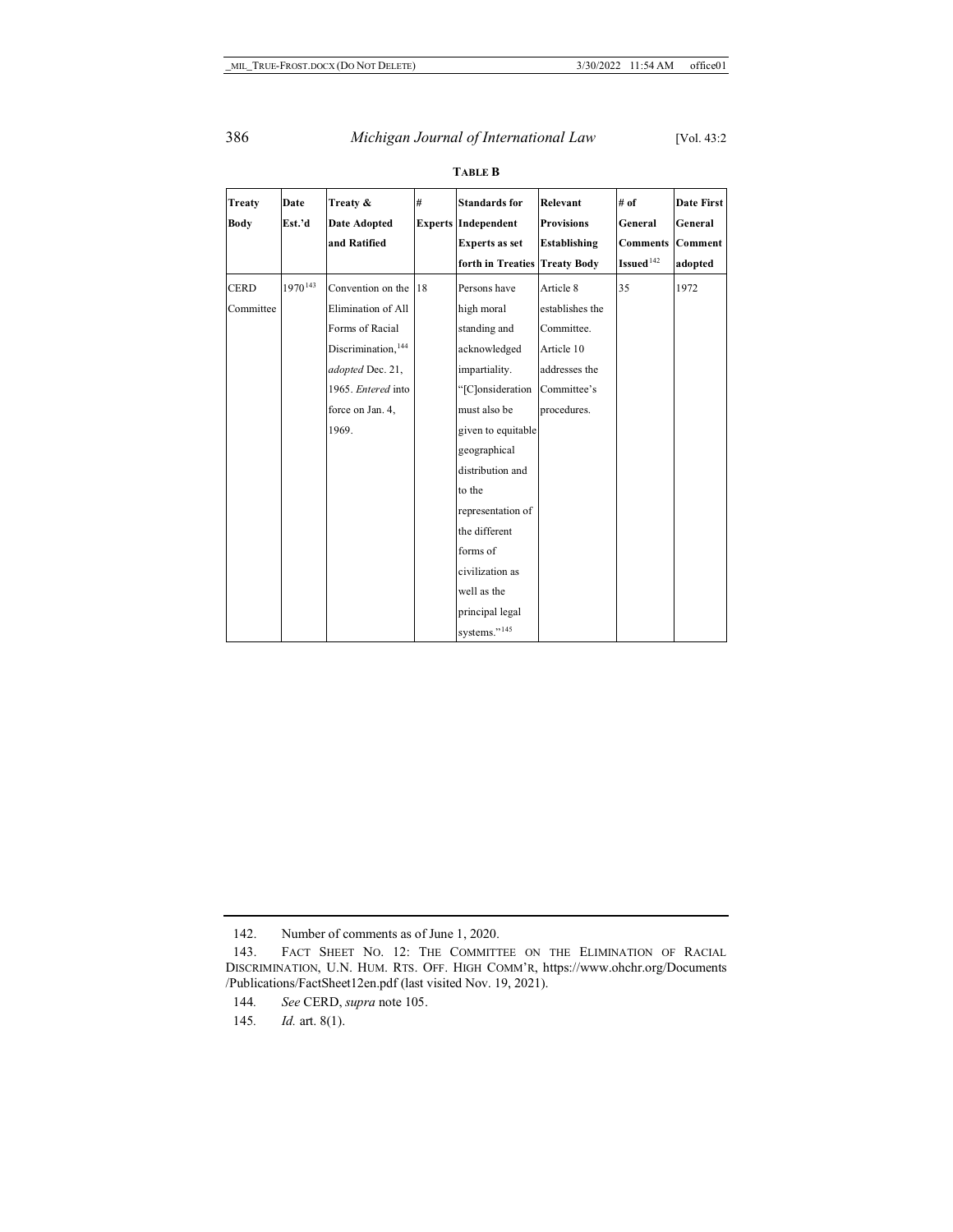**TABLE B**

| Treaty Body | Date Est.'d | Treaty & Date Adopted and Ratified | # Experts | Standards for Independent Experts as set forth in Treaties | Relevant Provisions Establishing Treaty Body | # of General Comments Issued[142] | Date First General Comment adopted |
|---|---|---|---|---|---|---|---|
| CERD Committee | 1970[143] | Convention on the Elimination of All Forms of Racial Discrimination,[144] *adopted* Dec. 21, 1965. *Entered* into force on Jan. 4, 1969. | 18 | Persons have high moral standing and acknowledged impartiality. "[C]onsideration must also be given to equitable geographical distribution and to the representation of the different forms of civilization as well as the principal legal systems."[145] | Article 8 establishes the Committee. Article 10 addresses the Committee's procedures. | 35 | 1972 |

---

142. Number of comments as of June 1, 2020.

143. FACT SHEET NO. 12: THE COMMITTEE ON THE ELIMINATION OF RACIAL DISCRIMINATION, U.N. HUM. RTS. OFF. HIGH COMM'R, https://www.ohchr.org/Documents/Publications/FactSheet12en.pdf (last visited Nov. 19, 2021).

144. *See* CERD, *supra* note 105.

145. *Id.* art. 8(1).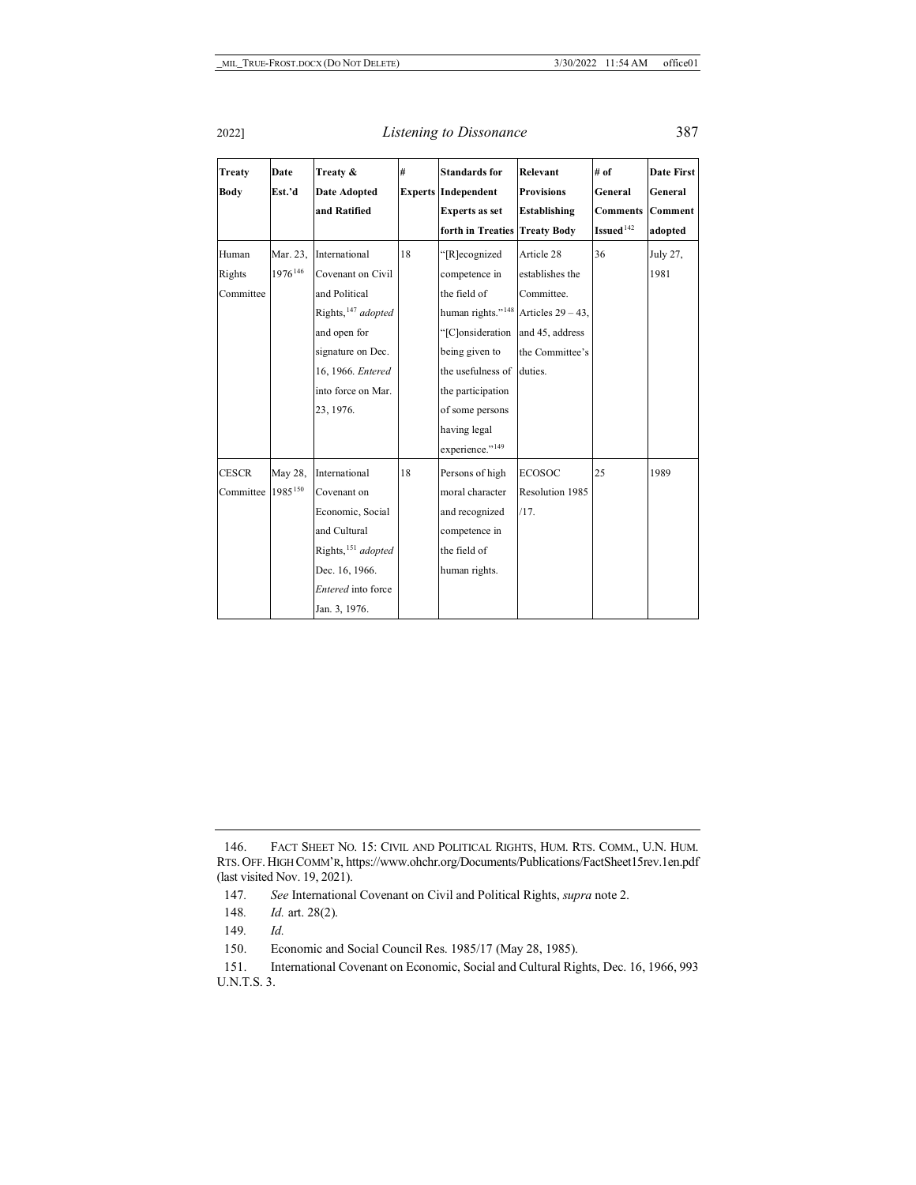| Treaty Body | Date Est.'d | Treaty & Date Adopted and Ratified | # Experts | Standards for Independent Experts as set forth in Treaties | Relevant Provisions Establishing Treaty Body | # of General Comments Issued[142] | Date First General Comment adopted |
|---|---|---|---|---|---|---|---|
| Human Rights Committee | Mar. 23, 1976[146] | International Covenant on Civil and Political Rights,[147] *adopted* and open for signature on Dec. 16, 1966. *Entered* into force on Mar. 23, 1976. | 18 | "[R]ecognized competence in the field of human rights."[148] "[C]onsideration being given to the usefulness of the participation of some persons having legal experience."[149] | Article 28 establishes the Committee. Articles 29 – 43, and 45, address the Committee's duties. | 36 | July 27, 1981 |
| CESCR Committee | May 28, 1985[150] | International Covenant on Economic, Social and Cultural Rights,[151] *adopted* Dec. 16, 1966. *Entered* into force Jan. 3, 1976. | 18 | Persons of high moral character and recognized competence in the field of human rights. | ECOSOC Resolution 1985 /17. | 25 | 1989 |

146. FACT SHEET NO. 15: CIVIL AND POLITICAL RIGHTS, HUM. RTS. COMM., U.N. HUM. RTS. OFF. HIGH COMM'R, https://www.ohchr.org/Documents/Publications/FactSheet15rev.1en.pdf (last visited Nov. 19, 2021).

147. *See* International Covenant on Civil and Political Rights, *supra* note 2.

148. *Id.* art. 28(2).

149. *Id.*

150. Economic and Social Council Res. 1985/17 (May 28, 1985).

151. International Covenant on Economic, Social and Cultural Rights, Dec. 16, 1966, 993 U.N.T.S. 3.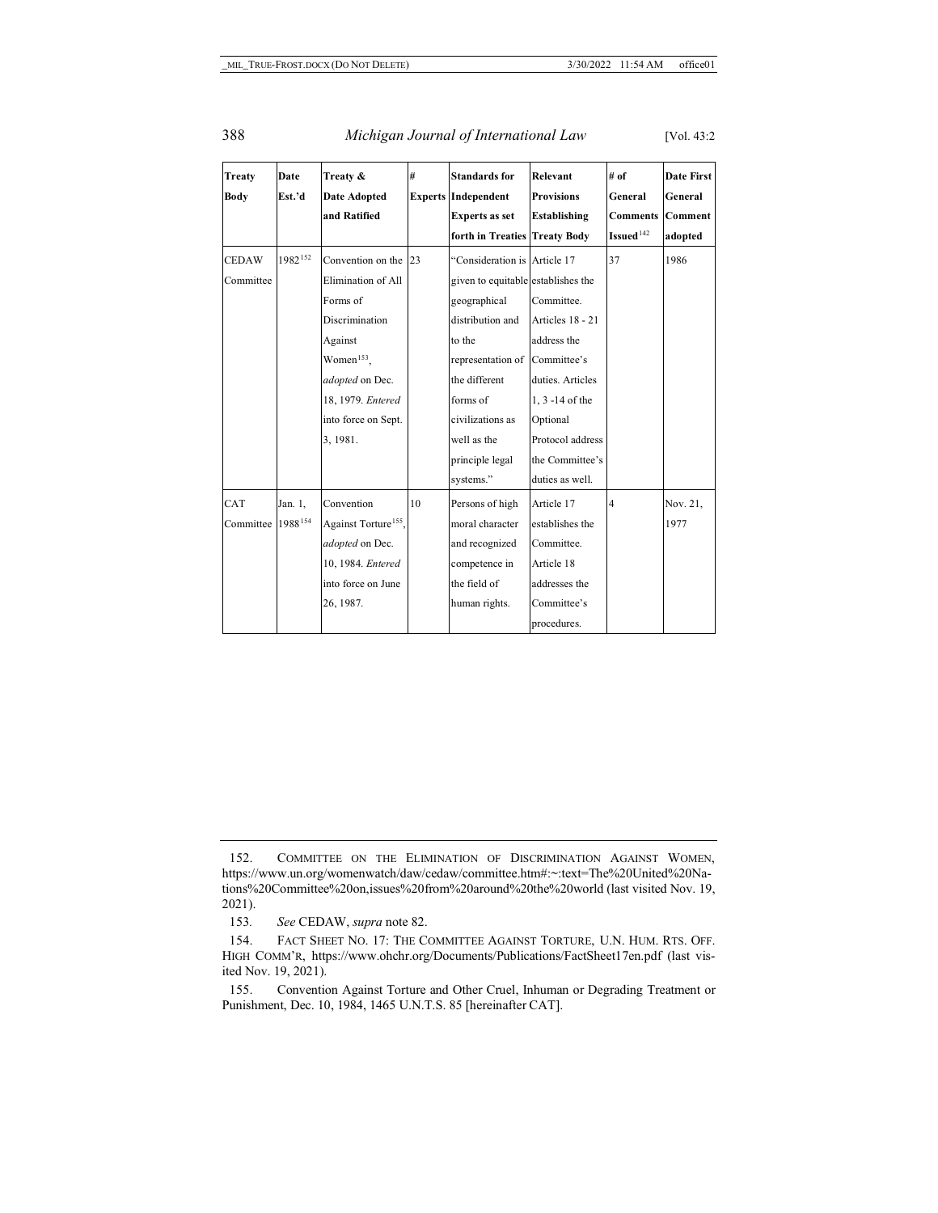| Treaty Body | Date Est.'d | Treaty & Date Adopted and Ratified | # Experts | Standards for Independent Experts as set forth in Treaties | Relevant Provisions Establishing Treaty Body | # of General Comments Issued[142] | Date First General Comment adopted |
|---|---|---|---|---|---|---|---|
| CEDAW Committee | 1982[152] | Convention on the Elimination of All Forms of Discrimination Against Women[153], *adopted* on Dec. 18, 1979. *Entered* into force on Sept. 3, 1981. | 23 | "Consideration is given to equitable geographical distribution and to the representation of the different forms of civilizations as well as the principle legal systems." | Article 17 establishes the Committee. Articles 18 - 21 address the Committee's duties. Articles 1, 3 -14 of the Optional Protocol address the Committee's duties as well. | 37 | 1986 |
| CAT Committee | Jan. 1, 1988[154] | Convention Against Torture[155], *adopted* on Dec. 10, 1984. *Entered* into force on June 26, 1987. | 10 | Persons of high moral character and recognized competence in the field of human rights. | Article 17 establishes the Committee. Article 18 addresses the Committee's procedures. | 4 | Nov. 21, 1977 |

152. COMMITTEE ON THE ELIMINATION OF DISCRIMINATION AGAINST WOMEN, https://www.un.org/womenwatch/daw/cedaw/committee.htm#:~:text=The%20United%20Nations%20Committee%20on,issues%20from%20around%20the%20world (last visited Nov. 19, 2021).

153. *See* CEDAW, *supra* note 82.

154. FACT SHEET NO. 17: THE COMMITTEE AGAINST TORTURE, U.N. HUM. RTS. OFF. HIGH COMM'R, https://www.ohchr.org/Documents/Publications/FactSheet17en.pdf (last visited Nov. 19, 2021).

155. Convention Against Torture and Other Cruel, Inhuman or Degrading Treatment or Punishment, Dec. 10, 1984, 1465 U.N.T.S. 85 [hereinafter CAT].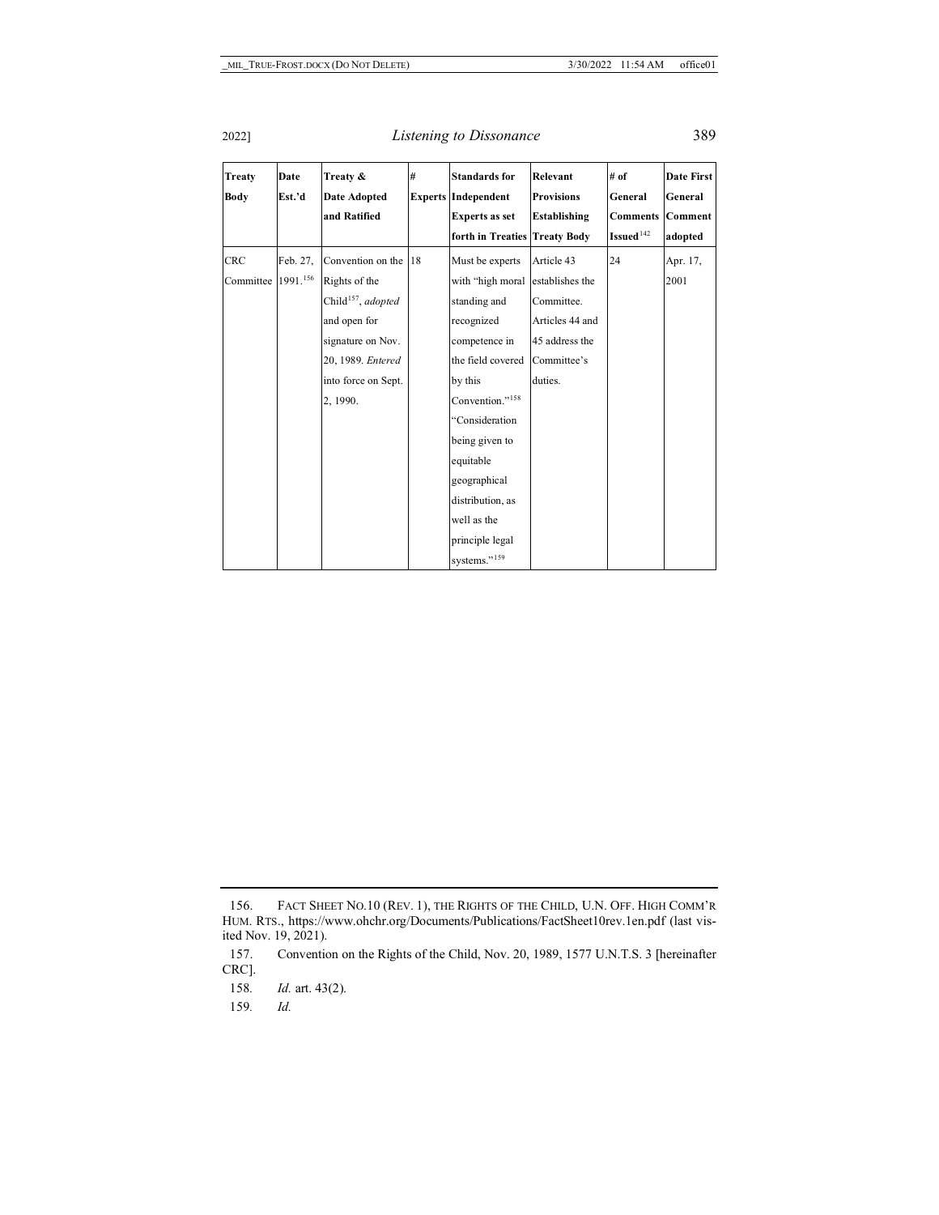| Treaty Body | Date Est.'d | Treaty & Date Adopted and Ratified | # Experts | Standards for Independent Experts as set forth in Treaties | Relevant Provisions Establishing Treaty Body | # of General Comments Issued[142] | Date First General Comment adopted |
|---|---|---|---|---|---|---|---|
| CRC Committee | Feb. 27, 1991.[156] | Convention on the Rights of the Child[157], *adopted* and open for signature on Nov. 20, 1989. *Entered* into force on Sept. 2, 1990. | 18 | Must be experts with "high moral standing and recognized competence in the field covered by this Convention."[158] "Consideration being given to equitable geographical distribution, as well as the principle legal systems."[159] | Article 43 establishes the Committee. Articles 44 and 45 address the Committee's duties. | 24 | Apr. 17, 2001 |

156. FACT SHEET NO.10 (REV. 1), THE RIGHTS OF THE CHILD, U.N. OFF. HIGH COMM'R HUM. RTS., https://www.ohchr.org/Documents/Publications/FactSheet10rev.1en.pdf (last visited Nov. 19, 2021).

157. Convention on the Rights of the Child, Nov. 20, 1989, 1577 U.N.T.S. 3 [hereinafter CRC].

158. *Id.* art. 43(2).

159. *Id.*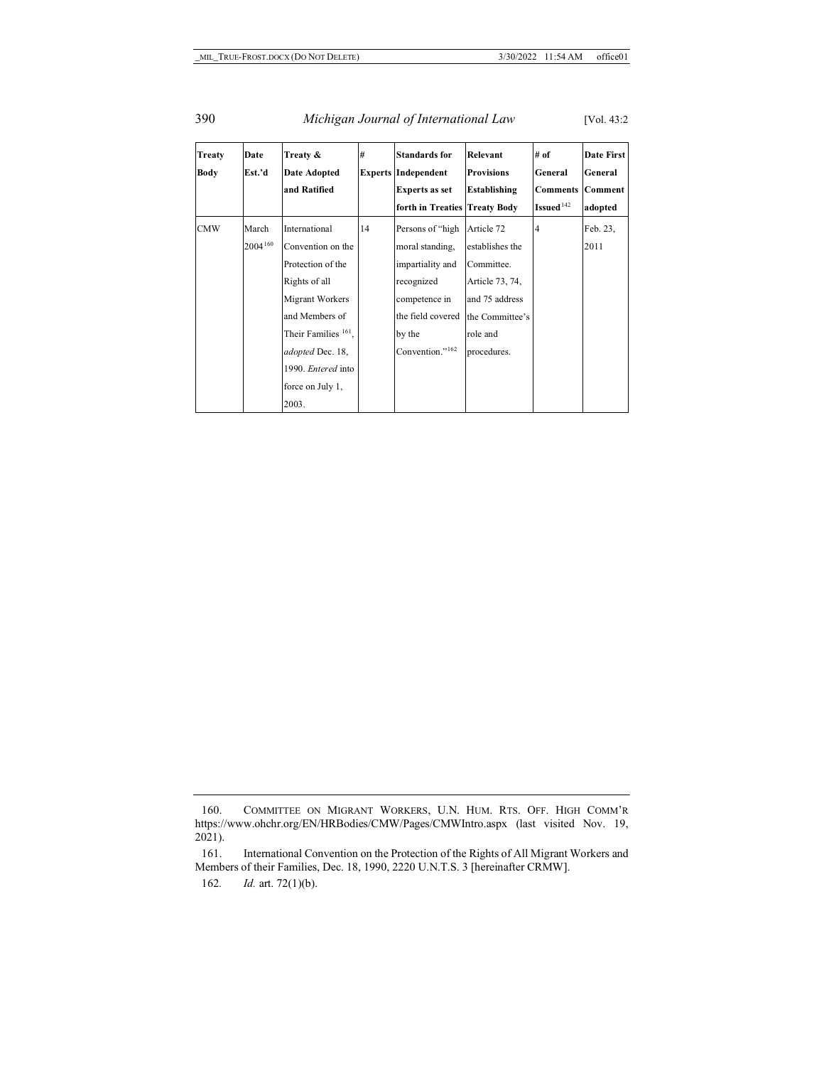| Treaty Body | Date Est.'d | Treaty & Date Adopted and Ratified | # Experts | Standards for Independent Experts as set forth in Treaties | Relevant Provisions Establishing Treaty Body | # of General Comments Issued[142] | Date First General Comment adopted |
|---|---|---|---|---|---|---|---|
| CMW | March 2004[160] | International Convention on the Protection of the Rights of all Migrant Workers and Members of Their Families [161], *adopted* Dec. 18, 1990. *Entered* into force on July 1, 2003. | 14 | Persons of "high moral standing, impartiality and recognized competence in the field covered by the Convention."[162] | Article 72 establishes the Committee. Article 73, 74, and 75 address the Committee's role and procedures. | 4 | Feb. 23, 2011 |

160. COMMITTEE ON MIGRANT WORKERS, U.N. HUM. RTS. OFF. HIGH COMM'R https://www.ohchr.org/EN/HRBodies/CMW/Pages/CMWIntro.aspx (last visited Nov. 19, 2021).

161. International Convention on the Protection of the Rights of All Migrant Workers and Members of their Families, Dec. 18, 1990, 2220 U.N.T.S. 3 [hereinafter CRMW].

162. *Id.* art. 72(1)(b).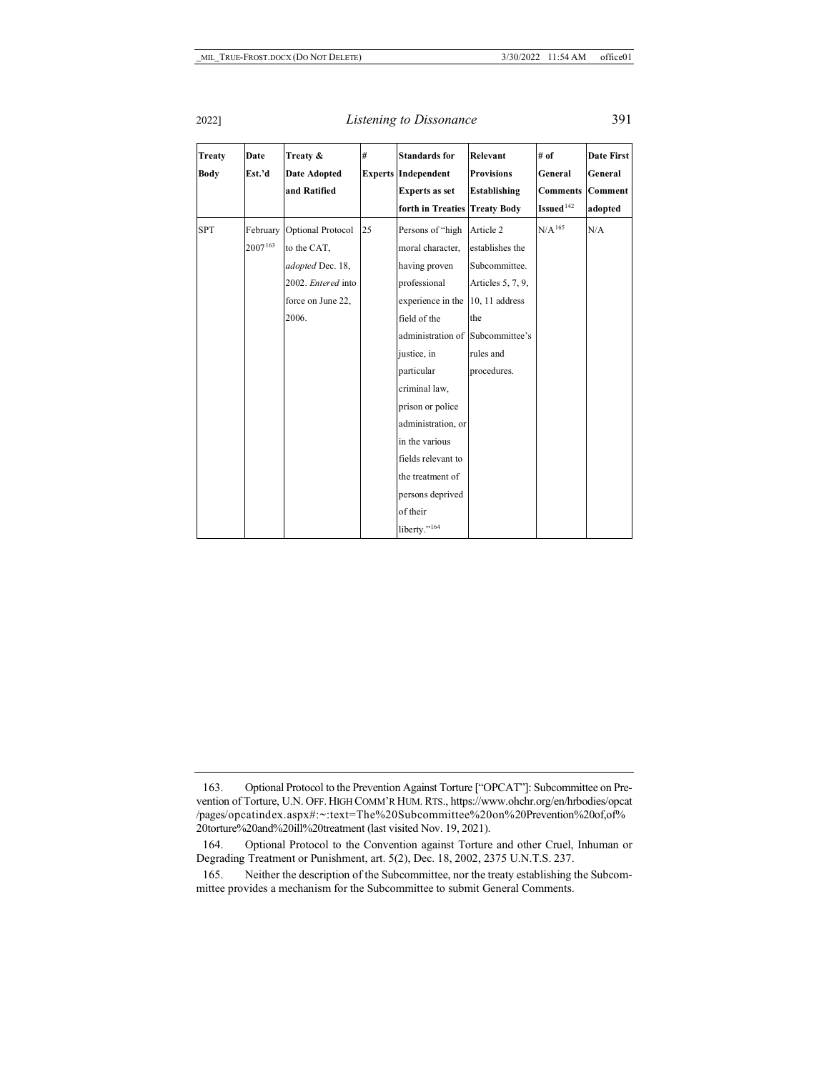| Treaty Body | Date Est.'d | Treaty & Date Adopted and Ratified | # Experts | Standards for Independent Experts as set forth in Treaties | Relevant Provisions Establishing Treaty Body | # of General Comments Issued[142] | Date First General Comment adopted |
|---|---|---|---|---|---|---|---|
| SPT | February 2007[163] | Optional Protocol to the CAT, *adopted* Dec. 18, 2002. *Entered* into force on June 22, 2006. | 25 | Persons of "high moral character, having proven professional experience in the field of the administration of justice, in particular criminal law, prison or police administration, or in the various fields relevant to the treatment of persons deprived of their liberty."[164] | Article 2 establishes the Subcommittee. Articles 5, 7, 9, 10, 11 address the Subcommittee's rules and procedures. | N/A[165] | N/A |

163. Optional Protocol to the Prevention Against Torture ["OPCAT"]: Subcommittee on Prevention of Torture, U.N. OFF. HIGH COMM'R HUM. RTS., https://www.ohchr.org/en/hrbodies/opcat/pages/opcatindex.aspx#:~:text=The%20Subcommittee%20on%20Prevention%20of,of%20torture%20and%20ill%20treatment (last visited Nov. 19, 2021).

164. Optional Protocol to the Convention against Torture and other Cruel, Inhuman or Degrading Treatment or Punishment, art. 5(2), Dec. 18, 2002, 2375 U.N.T.S. 237.

165. Neither the description of the Subcommittee, nor the treaty establishing the Subcommittee provides a mechanism for the Subcommittee to submit General Comments.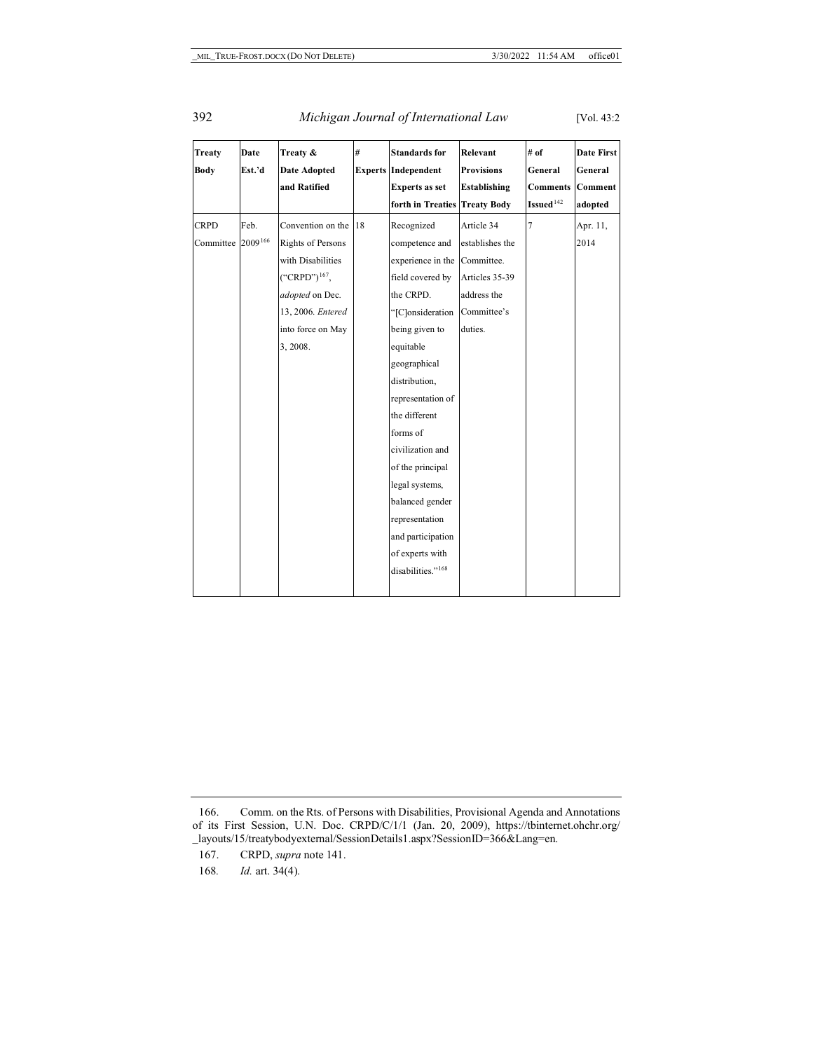| Treaty Body | Date Est.'d | Treaty & Date Adopted and Ratified | # Experts | Standards for Independent Experts as set forth in Treaties | Relevant Provisions Establishing Treaty Body | # of General Comments Issued[142] | Date First General Comment adopted |
|---|---|---|---|---|---|---|---|
| CRPD Committee | Feb. 2009[166] | Convention on the Rights of Persons with Disabilities ("CRPD")[167], *adopted* on Dec. 13, 2006. *Entered* into force on May 3, 2008. | 18 | Recognized competence and experience in the field covered by the CRPD. "[C]onsideration being given to equitable geographical distribution, representation of the different forms of civilization and of the principal legal systems, balanced gender representation and participation of experts with disabilities."[168] | Article 34 establishes the Committee. Articles 35-39 address the Committee's duties. | 7 | Apr. 11, 2014 |

166. Comm. on the Rts. of Persons with Disabilities, Provisional Agenda and Annotations of its First Session, U.N. Doc. CRPD/C/1/1 (Jan. 20, 2009), https://tbinternet.ohchr.org/_layouts/15/treatybodyexternal/SessionDetails1.aspx?SessionID=366&Lang=en.

167. CRPD, *supra* note 141.

168. *Id.* art. 34(4).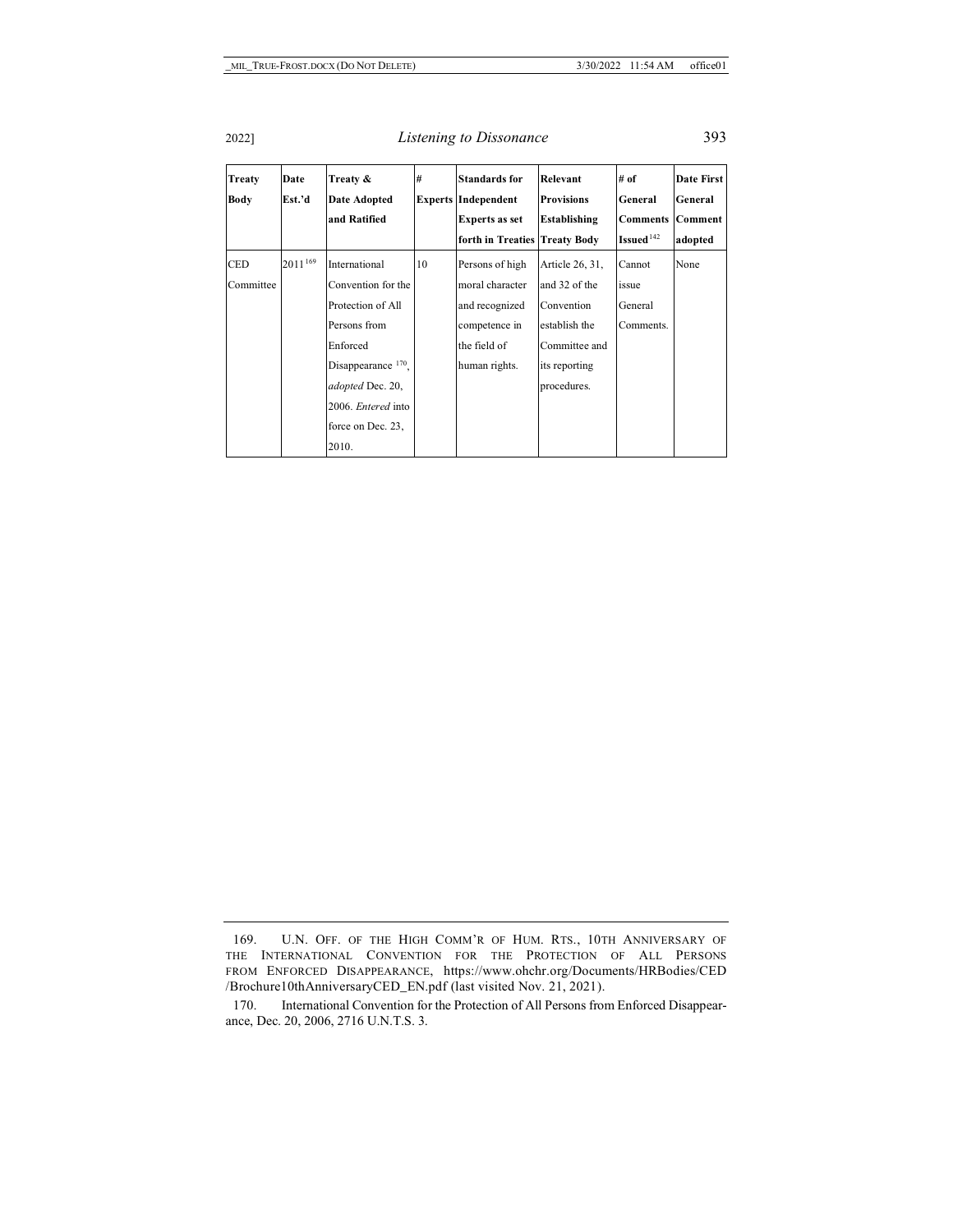| Treaty Body | Date Est.'d | Treaty & Date Adopted and Ratified | # Experts | Standards for Independent Experts as set forth in Treaties | Relevant Provisions Establishing Treaty Body | # of General Comments Issued[142] | Date First General Comment adopted |
|---|---|---|---|---|---|---|---|
| CED Committee | 2011[169] | International Convention for the Protection of All Persons from Enforced Disappearance [170], *adopted* Dec. 20, 2006. *Entered* into force on Dec. 23, 2010. | 10 | Persons of high moral character and recognized competence in the field of human rights. | Article 26, 31, and 32 of the Convention establish the Committee and its reporting procedures. | Cannot issue General Comments. | None |

169. U.N. OFF. OF THE HIGH COMM'R OF HUM. RTS., 10TH ANNIVERSARY OF THE INTERNATIONAL CONVENTION FOR THE PROTECTION OF ALL PERSONS FROM ENFORCED DISAPPEARANCE, https://www.ohchr.org/Documents/HRBodies/CED/Brochure10thAnniversaryCED_EN.pdf (last visited Nov. 21, 2021).

170. International Convention for the Protection of All Persons from Enforced Disappearance, Dec. 20, 2006, 2716 U.N.T.S. 3.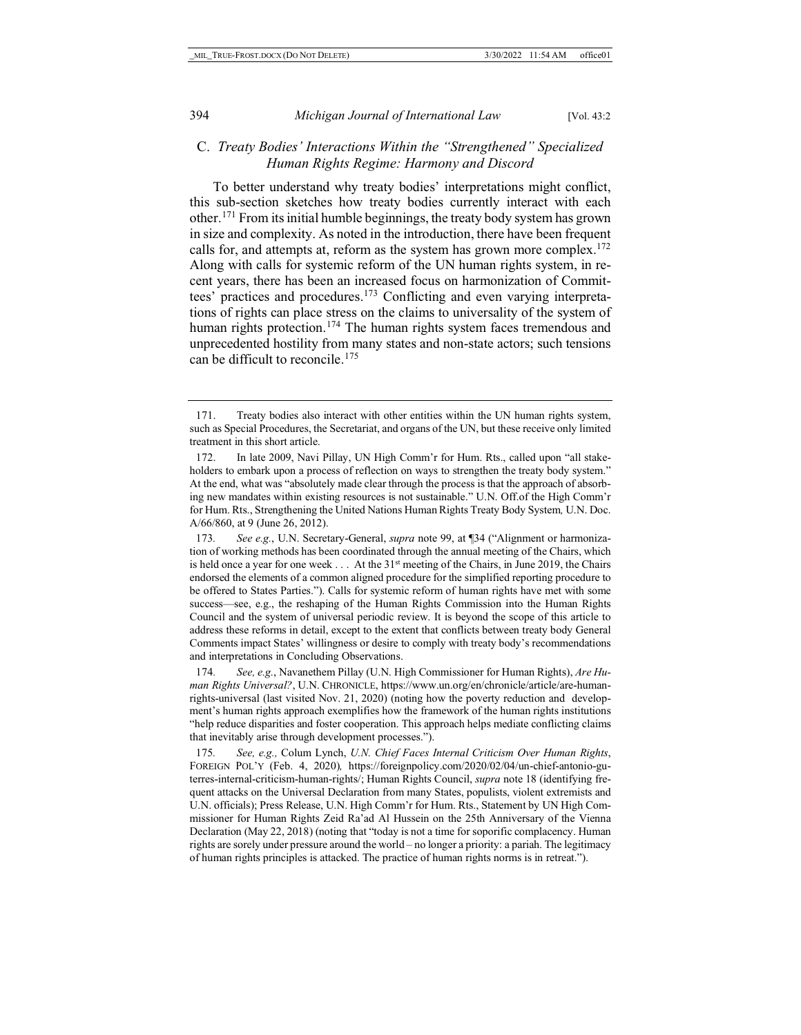### C. *Treaty Bodies' Interactions Within the "Strengthened" Specialized Human Rights Regime: Harmony and Discord*

To better understand why treaty bodies' interpretations might conflict, this sub-section sketches how treaty bodies currently interact with each other.[171] From its initial humble beginnings, the treaty body system has grown in size and complexity. As noted in the introduction, there have been frequent calls for, and attempts at, reform as the system has grown more complex.[172] Along with calls for systemic reform of the UN human rights system, in recent years, there has been an increased focus on harmonization of Committees' practices and procedures.[173] Conflicting and even varying interpretations of rights can place stress on the claims to universality of the system of human rights protection.[174] The human rights system faces tremendous and unprecedented hostility from many states and non-state actors; such tensions can be difficult to reconcile.[175]

---

171. Treaty bodies also interact with other entities within the UN human rights system, such as Special Procedures, the Secretariat, and organs of the UN, but these receive only limited treatment in this short article.

172. In late 2009, Navi Pillay, UN High Comm'r for Hum. Rts., called upon "all stakeholders to embark upon a process of reflection on ways to strengthen the treaty body system." At the end, what was "absolutely made clear through the process is that the approach of absorbing new mandates within existing resources is not sustainable." U.N. Off.of the High Comm'r for Hum. Rts., Strengthening the United Nations Human Rights Treaty Body System*,* U.N. Doc. A/66/860, at 9 (June 26, 2012).

173. *See e.g.*, U.N. Secretary-General, *supra* note 99, at ¶34 ("Alignment or harmonization of working methods has been coordinated through the annual meeting of the Chairs, which is held once a year for one week . . . At the 31st meeting of the Chairs, in June 2019, the Chairs endorsed the elements of a common aligned procedure for the simplified reporting procedure to be offered to States Parties."). Calls for systemic reform of human rights have met with some success—see, e.g., the reshaping of the Human Rights Commission into the Human Rights Council and the system of universal periodic review. It is beyond the scope of this article to address these reforms in detail, except to the extent that conflicts between treaty body General Comments impact States' willingness or desire to comply with treaty body's recommendations and interpretations in Concluding Observations.

174. *See, e.g.*, Navanethem Pillay (U.N. High Commissioner for Human Rights), *Are Human Rights Universal?*, U.N. CHRONICLE, https://www.un.org/en/chronicle/article/are-human-rights-universal (last visited Nov. 21, 2020) (noting how the poverty reduction and development's human rights approach exemplifies how the framework of the human rights institutions "help reduce disparities and foster cooperation. This approach helps mediate conflicting claims that inevitably arise through development processes.").

175. *See, e.g.,* Colum Lynch, *U.N. Chief Faces Internal Criticism Over Human Rights*, FOREIGN POL'Y (Feb. 4, 2020)*,* https://foreignpolicy.com/2020/02/04/un-chief-antonio-guterres-internal-criticism-human-rights/; Human Rights Council, *supra* note 18 (identifying frequent attacks on the Universal Declaration from many States, populists, violent extremists and U.N. officials); Press Release, U.N. High Comm'r for Hum. Rts., Statement by UN High Commissioner for Human Rights Zeid Ra'ad Al Hussein on the 25th Anniversary of the Vienna Declaration (May 22, 2018) (noting that "today is not a time for soporific complacency. Human rights are sorely under pressure around the world – no longer a priority: a pariah. The legitimacy of human rights principles is attacked. The practice of human rights norms is in retreat.").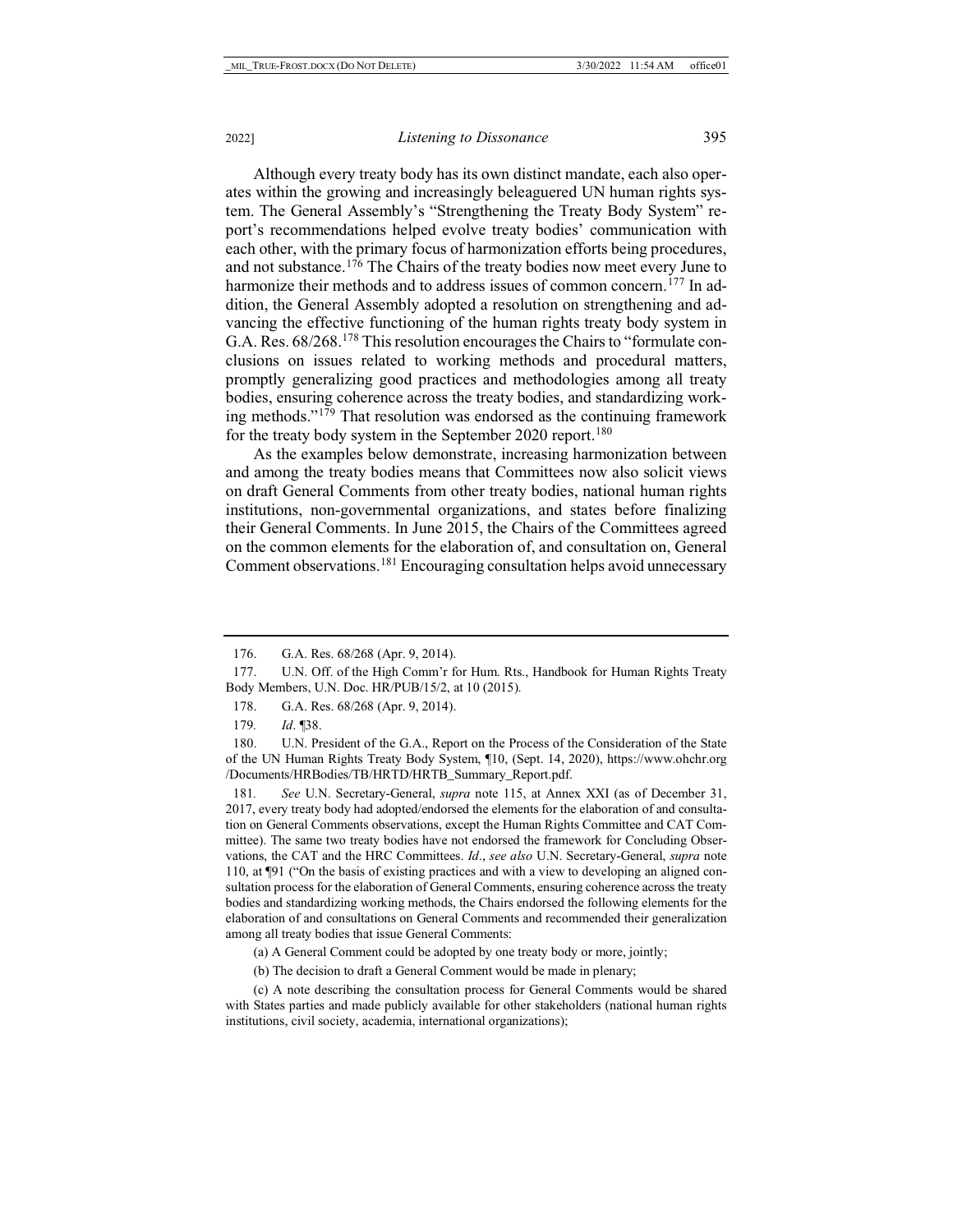Although every treaty body has its own distinct mandate, each also operates within the growing and increasingly beleaguered UN human rights system. The General Assembly's "Strengthening the Treaty Body System" report's recommendations helped evolve treaty bodies' communication with each other, with the primary focus of harmonization efforts being procedures, and not substance.[176] The Chairs of the treaty bodies now meet every June to harmonize their methods and to address issues of common concern.[177] In addition, the General Assembly adopted a resolution on strengthening and advancing the effective functioning of the human rights treaty body system in G.A. Res. 68/268.[178] This resolution encourages the Chairs to "formulate conclusions on issues related to working methods and procedural matters, promptly generalizing good practices and methodologies among all treaty bodies, ensuring coherence across the treaty bodies, and standardizing working methods."[179] That resolution was endorsed as the continuing framework for the treaty body system in the September 2020 report.[180]

As the examples below demonstrate, increasing harmonization between and among the treaty bodies means that Committees now also solicit views on draft General Comments from other treaty bodies, national human rights institutions, non-governmental organizations, and states before finalizing their General Comments. In June 2015, the Chairs of the Committees agreed on the common elements for the elaboration of, and consultation on, General Comment observations.[181] Encouraging consultation helps avoid unnecessary

---

176. G.A. Res. 68/268 (Apr. 9, 2014).

177. U.N. Off. of the High Comm'r for Hum. Rts., Handbook for Human Rights Treaty Body Members, U.N. Doc. HR/PUB/15/2, at 10 (2015).

178. G.A. Res. 68/268 (Apr. 9, 2014).

179. *Id*. ¶38.

180. U.N. President of the G.A., Report on the Process of the Consideration of the State of the UN Human Rights Treaty Body System, ¶10, (Sept. 14, 2020), https://www.ohchr.org/Documents/HRBodies/TB/HRTD/HRTB_Summary_Report.pdf.

181. *See* U.N. Secretary-General, *supra* note 115, at Annex XXI (as of December 31, 2017, every treaty body had adopted/endorsed the elements for the elaboration of and consultation on General Comments observations, except the Human Rights Committee and CAT Committee). The same two treaty bodies have not endorsed the framework for Concluding Observations, the CAT and the HRC Committees. *Id*., *see also* U.N. Secretary-General, *supra* note 110, at ¶91 ("On the basis of existing practices and with a view to developing an aligned consultation process for the elaboration of General Comments, ensuring coherence across the treaty bodies and standardizing working methods, the Chairs endorsed the following elements for the elaboration of and consultations on General Comments and recommended their generalization among all treaty bodies that issue General Comments:

(a) A General Comment could be adopted by one treaty body or more, jointly;

(b) The decision to draft a General Comment would be made in plenary;

(c) A note describing the consultation process for General Comments would be shared with States parties and made publicly available for other stakeholders (national human rights institutions, civil society, academia, international organizations);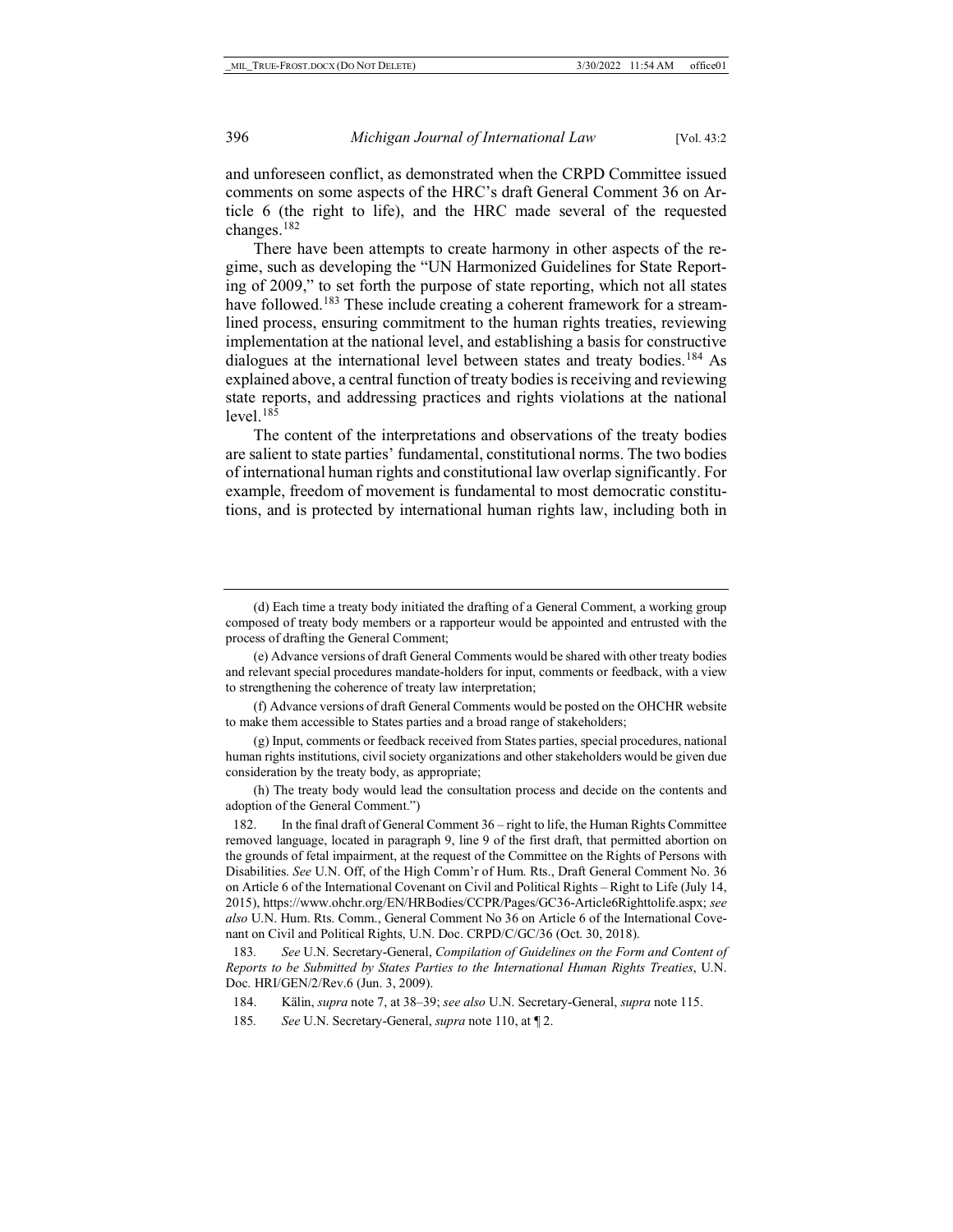and unforeseen conflict, as demonstrated when the CRPD Committee issued comments on some aspects of the HRC's draft General Comment 36 on Article 6 (the right to life), and the HRC made several of the requested changes.[182]

There have been attempts to create harmony in other aspects of the regime, such as developing the "UN Harmonized Guidelines for State Reporting of 2009," to set forth the purpose of state reporting, which not all states have followed.[183] These include creating a coherent framework for a streamlined process, ensuring commitment to the human rights treaties, reviewing implementation at the national level, and establishing a basis for constructive dialogues at the international level between states and treaty bodies.[184] As explained above, a central function of treaty bodies is receiving and reviewing state reports, and addressing practices and rights violations at the national level.[185]

The content of the interpretations and observations of the treaty bodies are salient to state parties' fundamental, constitutional norms. The two bodies of international human rights and constitutional law overlap significantly. For example, freedom of movement is fundamental to most democratic constitutions, and is protected by international human rights law, including both in

---

(d) Each time a treaty body initiated the drafting of a General Comment, a working group composed of treaty body members or a rapporteur would be appointed and entrusted with the process of drafting the General Comment;

(e) Advance versions of draft General Comments would be shared with other treaty bodies and relevant special procedures mandate-holders for input, comments or feedback, with a view to strengthening the coherence of treaty law interpretation;

(f) Advance versions of draft General Comments would be posted on the OHCHR website to make them accessible to States parties and a broad range of stakeholders;

(g) Input, comments or feedback received from States parties, special procedures, national human rights institutions, civil society organizations and other stakeholders would be given due consideration by the treaty body, as appropriate;

(h) The treaty body would lead the consultation process and decide on the contents and adoption of the General Comment.")

182. In the final draft of General Comment 36 – right to life, the Human Rights Committee removed language, located in paragraph 9, line 9 of the first draft, that permitted abortion on the grounds of fetal impairment, at the request of the Committee on the Rights of Persons with Disabilities. *See* U.N. Off. of the High Comm'r of Hum. Rts., Draft General Comment No. 36 on Article 6 of the International Covenant on Civil and Political Rights – Right to Life (July 14, 2015), https://www.ohchr.org/EN/HRBodies/CCPR/Pages/GC36-Article6Righttolife.aspx; *see also* U.N. Hum. Rts. Comm., General Comment No 36 on Article 6 of the International Covenant on Civil and Political Rights, U.N. Doc. CRPD/C/GC/36 (Oct. 30, 2018).

183. *See* U.N. Secretary-General, *Compilation of Guidelines on the Form and Content of Reports to be Submitted by States Parties to the International Human Rights Treaties*, U.N. Doc. HRI/GEN/2/Rev.6 (Jun. 3, 2009).

184. Kälin, *supra* note 7, at 38–39; *see also* U.N. Secretary-General, *supra* note 115.

185. *See* U.N. Secretary-General, *supra* note 110, at ¶ 2.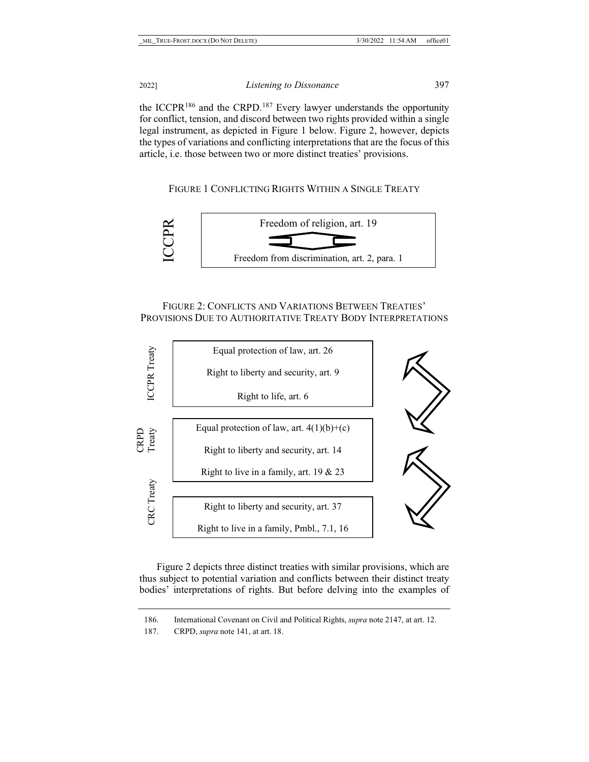the ICCPR[186] and the CRPD.[187] Every lawyer understands the opportunity for conflict, tension, and discord between two rights provided within a single legal instrument, as depicted in Figure 1 below. Figure 2, however, depicts the types of variations and conflicting interpretations that are the focus of this article, i.e. those between two or more distinct treaties' provisions.

FIGURE 1 CONFLICTING RIGHTS WITHIN A SINGLE TREATY

ICCPR

Freedom of religion, art. 19

Freedom from discrimination, art. 2, para. 1

FIGURE 2: CONFLICTS AND VARIATIONS BETWEEN TREATIES' PROVISIONS DUE TO AUTHORITATIVE TREATY BODY INTERPRETATIONS

ICCPR Treaty

Equal protection of law, art. 26

Right to liberty and security, art. 9

Right to life, art. 6

CRPD Treaty

Equal protection of law, art. 4(1)(b)+(c)

Right to liberty and security, art. 14

Right to live in a family, art. 19 & 23

CRC Treaty

Right to liberty and security, art. 37

Right to live in a family, Pmbl., 7.1, 16

Figure 2 depicts three distinct treaties with similar provisions, which are thus subject to potential variation and conflicts between their distinct treaty bodies' interpretations of rights. But before delving into the examples of

186. International Covenant on Civil and Political Rights, *supra* note 2147, at art. 12.

187. CRPD, *supra* note 141, at art. 18.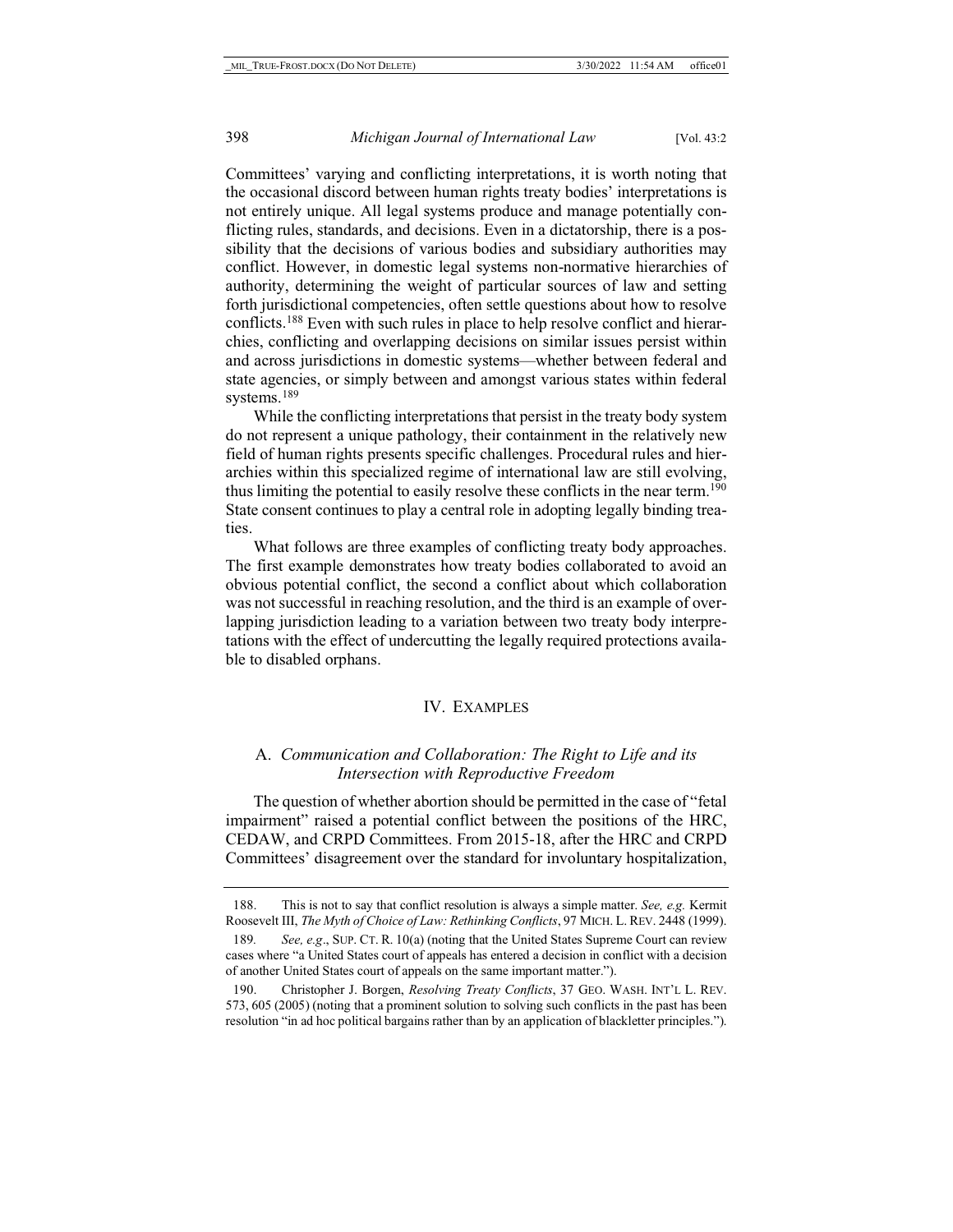Committees' varying and conflicting interpretations, it is worth noting that the occasional discord between human rights treaty bodies' interpretations is not entirely unique. All legal systems produce and manage potentially conflicting rules, standards, and decisions. Even in a dictatorship, there is a possibility that the decisions of various bodies and subsidiary authorities may conflict. However, in domestic legal systems non-normative hierarchies of authority, determining the weight of particular sources of law and setting forth jurisdictional competencies, often settle questions about how to resolve conflicts.[188] Even with such rules in place to help resolve conflict and hierarchies, conflicting and overlapping decisions on similar issues persist within and across jurisdictions in domestic systems—whether between federal and state agencies, or simply between and amongst various states within federal systems.[189]

While the conflicting interpretations that persist in the treaty body system do not represent a unique pathology, their containment in the relatively new field of human rights presents specific challenges. Procedural rules and hierarchies within this specialized regime of international law are still evolving, thus limiting the potential to easily resolve these conflicts in the near term.[190] State consent continues to play a central role in adopting legally binding treaties.

What follows are three examples of conflicting treaty body approaches. The first example demonstrates how treaty bodies collaborated to avoid an obvious potential conflict, the second a conflict about which collaboration was not successful in reaching resolution, and the third is an example of overlapping jurisdiction leading to a variation between two treaty body interpretations with the effect of undercutting the legally required protections available to disabled orphans.

## IV. Examples

### A. *Communication and Collaboration: The Right to Life and its Intersection with Reproductive Freedom*

The question of whether abortion should be permitted in the case of "fetal impairment" raised a potential conflict between the positions of the HRC, CEDAW, and CRPD Committees. From 2015-18, after the HRC and CRPD Committees' disagreement over the standard for involuntary hospitalization,

---

188. This is not to say that conflict resolution is always a simple matter. *See, e.g.* Kermit Roosevelt III, *The Myth of Choice of Law: Rethinking Conflicts*, 97 Mich. L. Rev. 2448 (1999).

189. *See, e.g.*, Sup. Ct. R. 10(a) (noting that the United States Supreme Court can review cases where "a United States court of appeals has entered a decision in conflict with a decision of another United States court of appeals on the same important matter.").

190. Christopher J. Borgen, *Resolving Treaty Conflicts*, 37 Geo. Wash. Int'l L. Rev. 573, 605 (2005) (noting that a prominent solution to solving such conflicts in the past has been resolution "in ad hoc political bargains rather than by an application of blackletter principles.").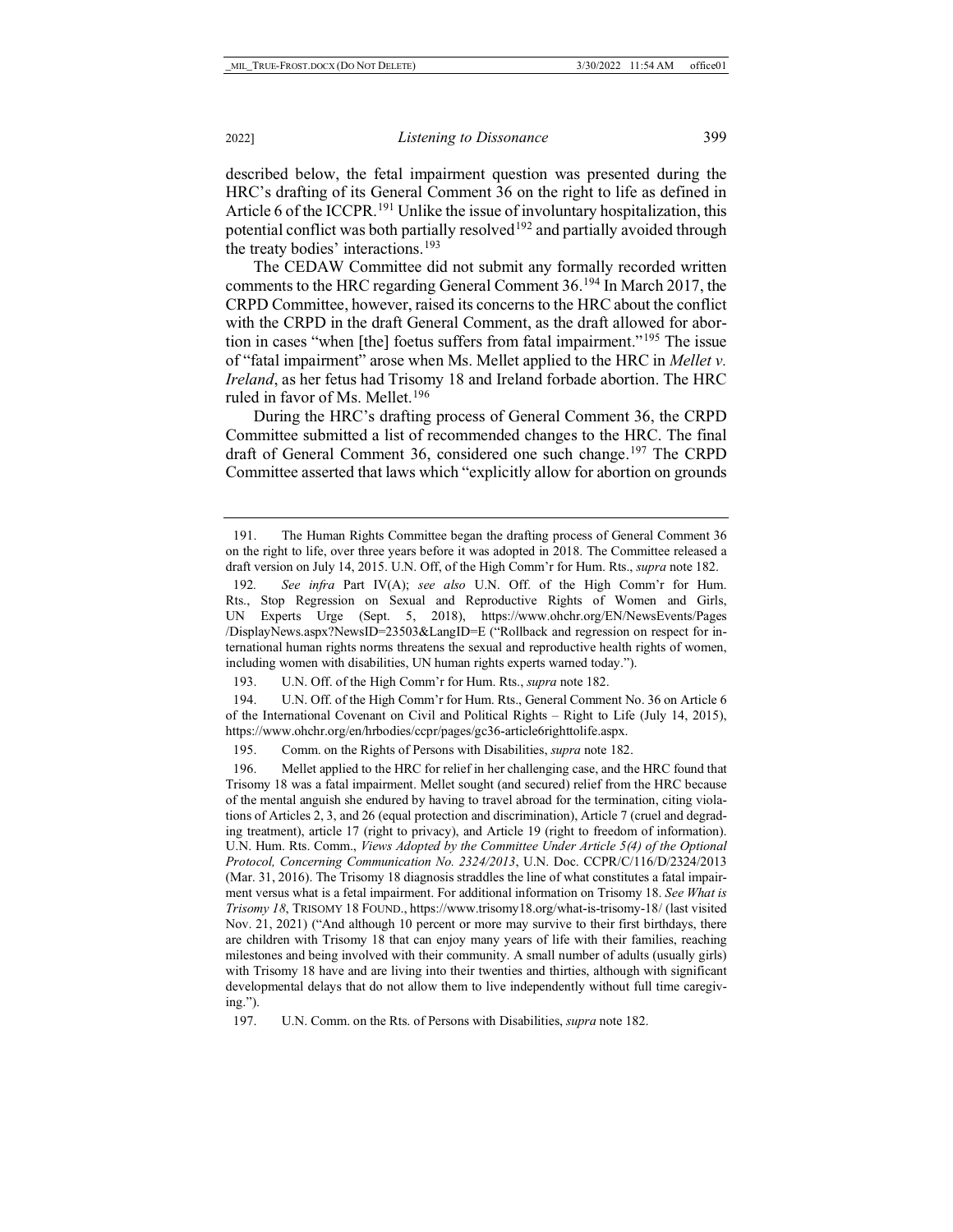described below, the fetal impairment question was presented during the HRC's drafting of its General Comment 36 on the right to life as defined in Article 6 of the ICCPR.[191] Unlike the issue of involuntary hospitalization, this potential conflict was both partially resolved[192] and partially avoided through the treaty bodies' interactions.[193]

The CEDAW Committee did not submit any formally recorded written comments to the HRC regarding General Comment 36.[194] In March 2017, the CRPD Committee, however, raised its concerns to the HRC about the conflict with the CRPD in the draft General Comment, as the draft allowed for abortion in cases "when [the] foetus suffers from fatal impairment."[195] The issue of "fatal impairment" arose when Ms. Mellet applied to the HRC in *Mellet v. Ireland*, as her fetus had Trisomy 18 and Ireland forbade abortion. The HRC ruled in favor of Ms. Mellet.[196]

During the HRC's drafting process of General Comment 36, the CRPD Committee submitted a list of recommended changes to the HRC. The final draft of General Comment 36, considered one such change.[197] The CRPD Committee asserted that laws which "explicitly allow for abortion on grounds

---

191. The Human Rights Committee began the drafting process of General Comment 36 on the right to life, over three years before it was adopted in 2018. The Committee released a draft version on July 14, 2015. U.N. Off, of the High Comm'r for Hum. Rts., *supra* note 182.

192. *See infra* Part IV(A); *see also* U.N. Off. of the High Comm'r for Hum. Rts., Stop Regression on Sexual and Reproductive Rights of Women and Girls, UN Experts Urge (Sept. 5, 2018), https://www.ohchr.org/EN/NewsEvents/Pages/DisplayNews.aspx?NewsID=23503&LangID=E ("Rollback and regression on respect for international human rights norms threatens the sexual and reproductive health rights of women, including women with disabilities, UN human rights experts warned today.").

193. U.N. Off. of the High Comm'r for Hum. Rts., *supra* note 182.

194. U.N. Off. of the High Comm'r for Hum. Rts., General Comment No. 36 on Article 6 of the International Covenant on Civil and Political Rights – Right to Life (July 14, 2015), https://www.ohchr.org/en/hrbodies/ccpr/pages/gc36-article6righttolife.aspx.

195. Comm. on the Rights of Persons with Disabilities, *supra* note 182.

196. Mellet applied to the HRC for relief in her challenging case, and the HRC found that Trisomy 18 was a fatal impairment. Mellet sought (and secured) relief from the HRC because of the mental anguish she endured by having to travel abroad for the termination, citing violations of Articles 2, 3, and 26 (equal protection and discrimination), Article 7 (cruel and degrading treatment), article 17 (right to privacy), and Article 19 (right to freedom of information). U.N. Hum. Rts. Comm., *Views Adopted by the Committee Under Article 5(4) of the Optional Protocol, Concerning Communication No. 2324/2013*, U.N. Doc. CCPR/C/116/D/2324/2013 (Mar. 31, 2016). The Trisomy 18 diagnosis straddles the line of what constitutes a fatal impairment versus what is a fetal impairment. For additional information on Trisomy 18. *See What is Trisomy 18*, TRISOMY 18 FOUND., https://www.trisomy18.org/what-is-trisomy-18/ (last visited Nov. 21, 2021) ("And although 10 percent or more may survive to their first birthdays, there are children with Trisomy 18 that can enjoy many years of life with their families, reaching milestones and being involved with their community. A small number of adults (usually girls) with Trisomy 18 have and are living into their twenties and thirties, although with significant developmental delays that do not allow them to live independently without full time caregiving.").

197. U.N. Comm. on the Rts. of Persons with Disabilities, *supra* note 182.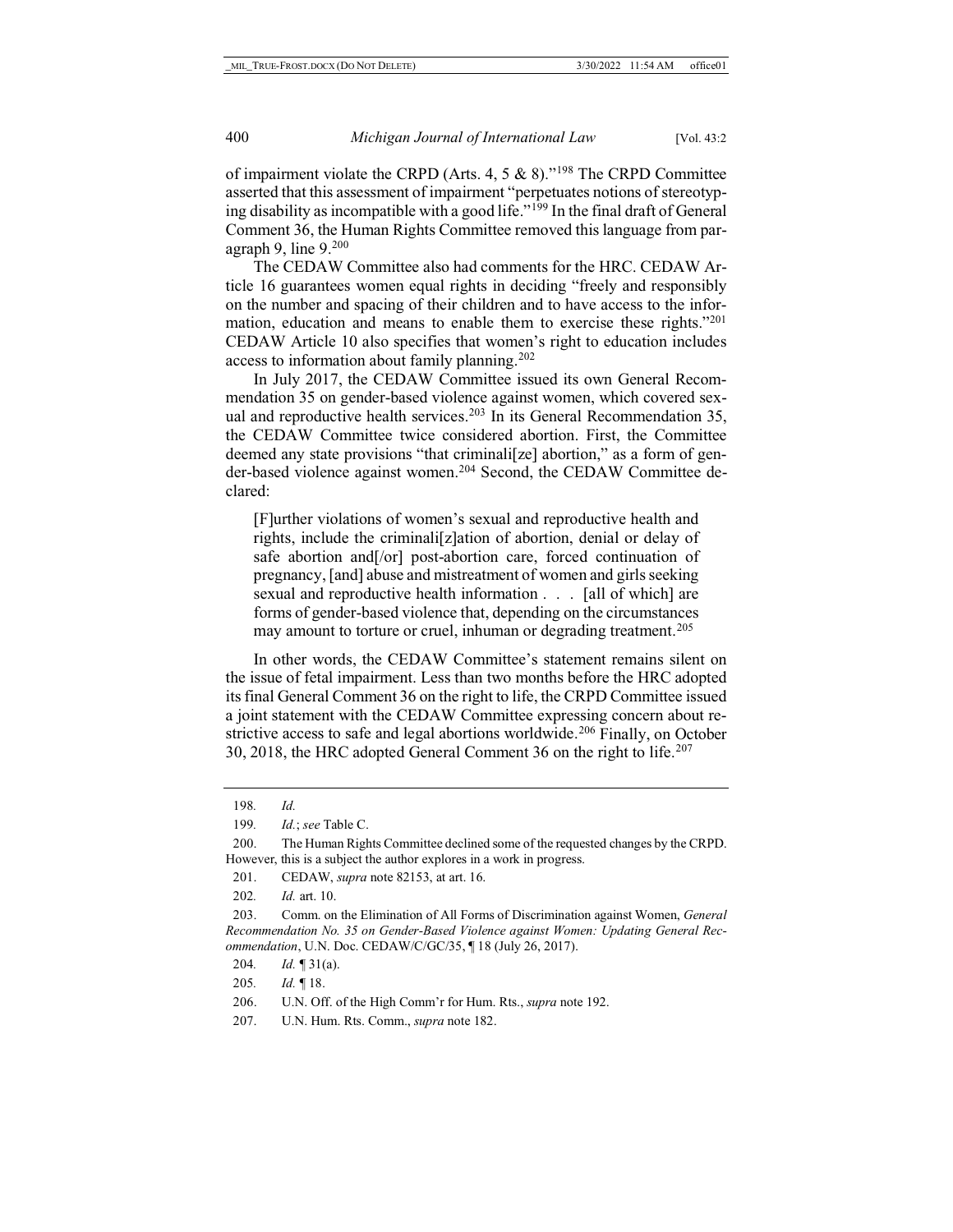of impairment violate the CRPD (Arts. 4, 5 & 8)."[198] The CRPD Committee asserted that this assessment of impairment "perpetuates notions of stereotyping disability as incompatible with a good life."[199] In the final draft of General Comment 36, the Human Rights Committee removed this language from paragraph 9, line 9.[200]

The CEDAW Committee also had comments for the HRC. CEDAW Article 16 guarantees women equal rights in deciding "freely and responsibly on the number and spacing of their children and to have access to the information, education and means to enable them to exercise these rights."[201] CEDAW Article 10 also specifies that women's right to education includes access to information about family planning.[202]

In July 2017, the CEDAW Committee issued its own General Recommendation 35 on gender-based violence against women, which covered sexual and reproductive health services.[203] In its General Recommendation 35, the CEDAW Committee twice considered abortion. First, the Committee deemed any state provisions "that criminali[ze] abortion," as a form of gender-based violence against women.[204] Second, the CEDAW Committee declared:

> [F]urther violations of women's sexual and reproductive health and rights, include the criminali[z]ation of abortion, denial or delay of safe abortion and[/or] post-abortion care, forced continuation of pregnancy, [and] abuse and mistreatment of women and girls seeking sexual and reproductive health information . . . [all of which] are forms of gender-based violence that, depending on the circumstances may amount to torture or cruel, inhuman or degrading treatment.[205]

In other words, the CEDAW Committee's statement remains silent on the issue of fetal impairment. Less than two months before the HRC adopted its final General Comment 36 on the right to life, the CRPD Committee issued a joint statement with the CEDAW Committee expressing concern about restrictive access to safe and legal abortions worldwide.[206] Finally, on October 30, 2018, the HRC adopted General Comment 36 on the right to life.[207]

---

198. *Id.*

199. *Id.*; *see* Table C.

200. The Human Rights Committee declined some of the requested changes by the CRPD. However, this is a subject the author explores in a work in progress.

201. CEDAW, *supra* note 82153, at art. 16.

202. *Id.* art. 10.

203. Comm. on the Elimination of All Forms of Discrimination against Women, *General Recommendation No. 35 on Gender-Based Violence against Women: Updating General Recommendation*, U.N. Doc. CEDAW/C/GC/35, ¶ 18 (July 26, 2017).

204. *Id.* ¶ 31(a).

205. *Id.* ¶ 18.

206. U.N. Off. of the High Comm'r for Hum. Rts., *supra* note 192.

207. U.N. Hum. Rts. Comm., *supra* note 182.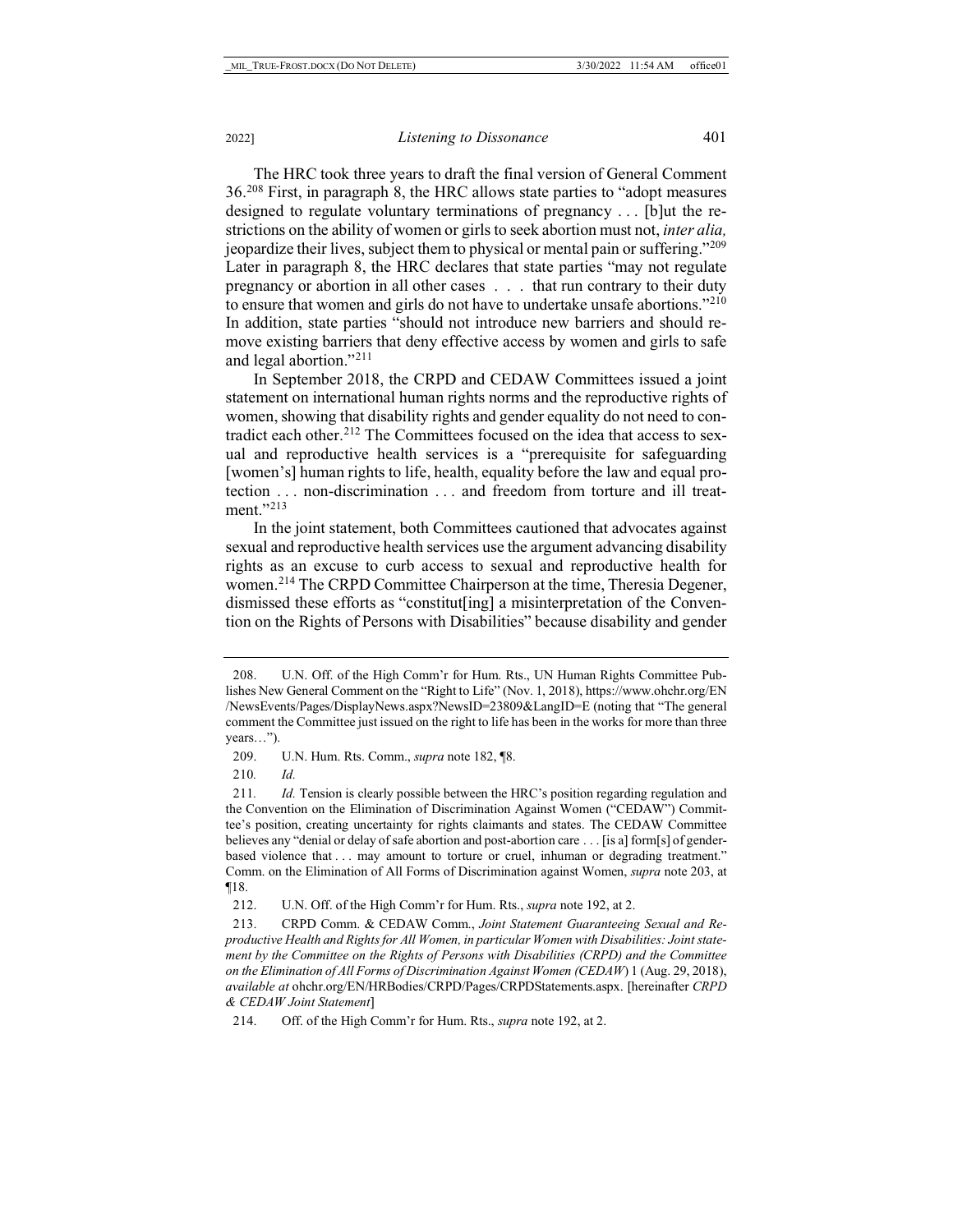The HRC took three years to draft the final version of General Comment 36.[208] First, in paragraph 8, the HRC allows state parties to "adopt measures designed to regulate voluntary terminations of pregnancy . . . [b]ut the restrictions on the ability of women or girls to seek abortion must not, *inter alia,* jeopardize their lives, subject them to physical or mental pain or suffering."[209] Later in paragraph 8, the HRC declares that state parties "may not regulate pregnancy or abortion in all other cases . . . that run contrary to their duty to ensure that women and girls do not have to undertake unsafe abortions."[210] In addition, state parties "should not introduce new barriers and should remove existing barriers that deny effective access by women and girls to safe and legal abortion."[211]

In September 2018, the CRPD and CEDAW Committees issued a joint statement on international human rights norms and the reproductive rights of women, showing that disability rights and gender equality do not need to contradict each other.[212] The Committees focused on the idea that access to sexual and reproductive health services is a "prerequisite for safeguarding [women's] human rights to life, health, equality before the law and equal protection . . . non-discrimination . . . and freedom from torture and ill treatment."[213]

In the joint statement, both Committees cautioned that advocates against sexual and reproductive health services use the argument advancing disability rights as an excuse to curb access to sexual and reproductive health for women.[214] The CRPD Committee Chairperson at the time, Theresia Degener, dismissed these efforts as "constitut[ing] a misinterpretation of the Convention on the Rights of Persons with Disabilities" because disability and gender

---

208. U.N. Off. of the High Comm'r for Hum. Rts., UN Human Rights Committee Publishes New General Comment on the "Right to Life" (Nov. 1, 2018), https://www.ohchr.org/EN/NewsEvents/Pages/DisplayNews.aspx?NewsID=23809&LangID=E (noting that "The general comment the Committee just issued on the right to life has been in the works for more than three years…").

209. U.N. Hum. Rts. Comm., *supra* note 182, ¶8.

210. *Id.*

211. *Id.* Tension is clearly possible between the HRC's position regarding regulation and the Convention on the Elimination of Discrimination Against Women ("CEDAW") Committee's position, creating uncertainty for rights claimants and states. The CEDAW Committee believes any "denial or delay of safe abortion and post-abortion care . . . [is a] form[s] of gender-based violence that . . . may amount to torture or cruel, inhuman or degrading treatment." Comm. on the Elimination of All Forms of Discrimination against Women, *supra* note 203, at ¶18.

212. U.N. Off. of the High Comm'r for Hum. Rts., *supra* note 192, at 2.

213. CRPD Comm. & CEDAW Comm., *Joint Statement Guaranteeing Sexual and Reproductive Health and Rights for All Women, in particular Women with Disabilities: Joint statement by the Committee on the Rights of Persons with Disabilities (CRPD) and the Committee on the Elimination of All Forms of Discrimination Against Women (CEDAW)* 1 (Aug. 29, 2018), *available at* ohchr.org/EN/HRBodies/CRPD/Pages/CRPDStatements.aspx. [hereinafter *CRPD & CEDAW Joint Statement*]

214. Off. of the High Comm'r for Hum. Rts., *supra* note 192, at 2.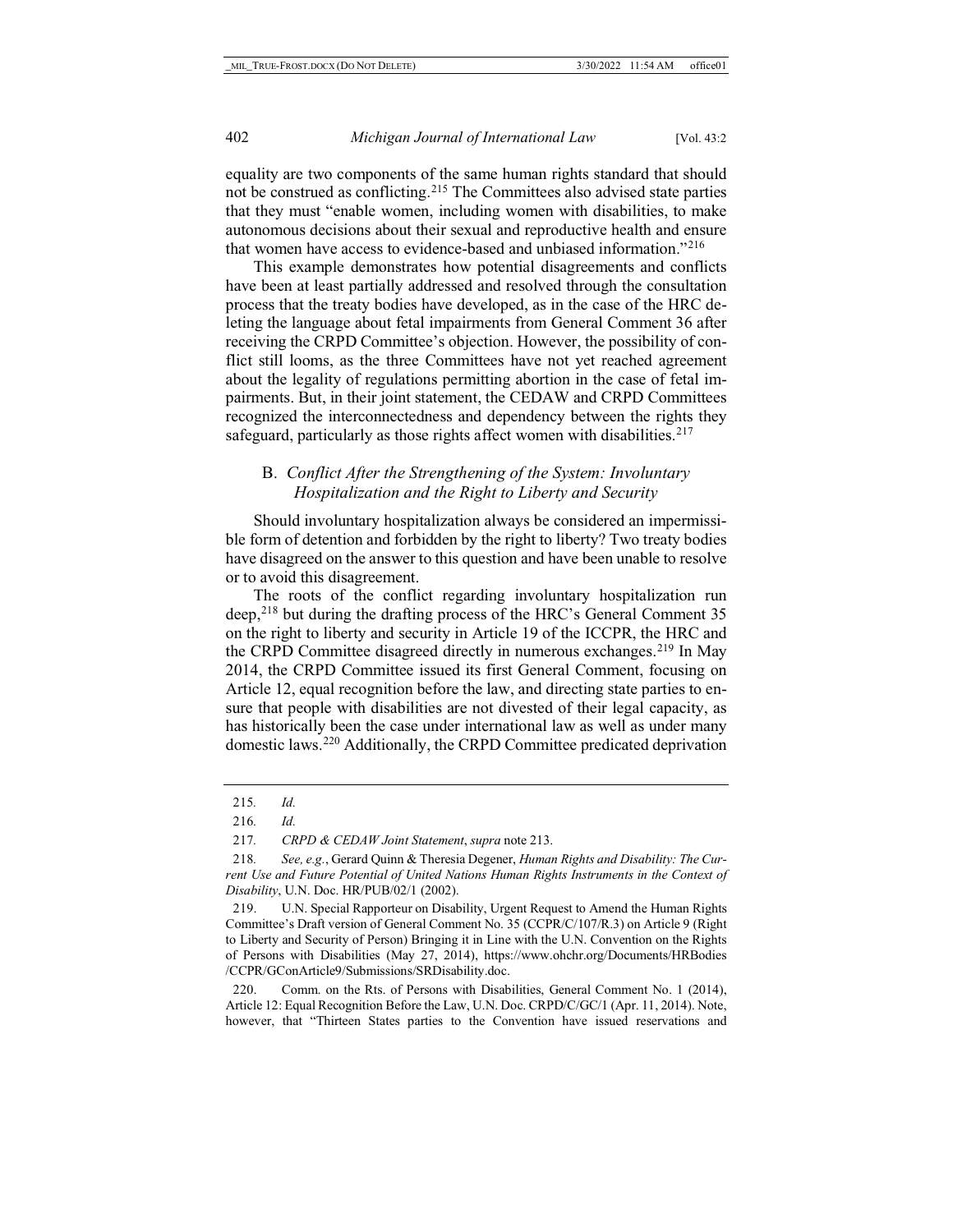equality are two components of the same human rights standard that should not be construed as conflicting.[215] The Committees also advised state parties that they must "enable women, including women with disabilities, to make autonomous decisions about their sexual and reproductive health and ensure that women have access to evidence-based and unbiased information."[216]

This example demonstrates how potential disagreements and conflicts have been at least partially addressed and resolved through the consultation process that the treaty bodies have developed, as in the case of the HRC deleting the language about fetal impairments from General Comment 36 after receiving the CRPD Committee's objection. However, the possibility of conflict still looms, as the three Committees have not yet reached agreement about the legality of regulations permitting abortion in the case of fetal impairments. But, in their joint statement, the CEDAW and CRPD Committees recognized the interconnectedness and dependency between the rights they safeguard, particularly as those rights affect women with disabilities.[217]

### B. *Conflict After the Strengthening of the System: Involuntary Hospitalization and the Right to Liberty and Security*

Should involuntary hospitalization always be considered an impermissible form of detention and forbidden by the right to liberty? Two treaty bodies have disagreed on the answer to this question and have been unable to resolve or to avoid this disagreement.

The roots of the conflict regarding involuntary hospitalization run deep,[218] but during the drafting process of the HRC's General Comment 35 on the right to liberty and security in Article 19 of the ICCPR, the HRC and the CRPD Committee disagreed directly in numerous exchanges.[219] In May 2014, the CRPD Committee issued its first General Comment, focusing on Article 12, equal recognition before the law, and directing state parties to ensure that people with disabilities are not divested of their legal capacity, as has historically been the case under international law as well as under many domestic laws.[220] Additionally, the CRPD Committee predicated deprivation

---

215. *Id.*

216. *Id.*

217. *CRPD & CEDAW Joint Statement*, *supra* note 213.

218. *See, e.g.*, Gerard Quinn & Theresia Degener, *Human Rights and Disability: The Current Use and Future Potential of United Nations Human Rights Instruments in the Context of Disability*, U.N. Doc. HR/PUB/02/1 (2002).

219. U.N. Special Rapporteur on Disability, Urgent Request to Amend the Human Rights Committee's Draft version of General Comment No. 35 (CCPR/C/107/R.3) on Article 9 (Right to Liberty and Security of Person) Bringing it in Line with the U.N. Convention on the Rights of Persons with Disabilities (May 27, 2014), https://www.ohchr.org/Documents/HRBodies/CCPR/GConArticle9/Submissions/SRDisability.doc.

220. Comm. on the Rts. of Persons with Disabilities, General Comment No. 1 (2014), Article 12: Equal Recognition Before the Law, U.N. Doc. CRPD/C/GC/1 (Apr. 11, 2014). Note, however, that "Thirteen States parties to the Convention have issued reservations and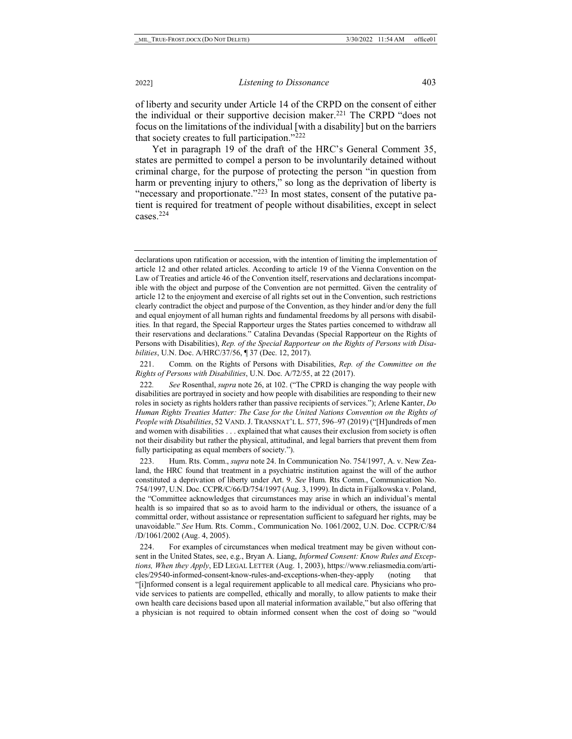of liberty and security under Article 14 of the CRPD on the consent of either the individual or their supportive decision maker.[221] The CRPD "does not focus on the limitations of the individual [with a disability] but on the barriers that society creates to full participation."[222]

Yet in paragraph 19 of the draft of the HRC's General Comment 35, states are permitted to compel a person to be involuntarily detained without criminal charge, for the purpose of protecting the person "in question from harm or preventing injury to others," so long as the deprivation of liberty is "necessary and proportionate."[223] In most states, consent of the putative patient is required for treatment of people without disabilities, except in select cases.[224]

---

declarations upon ratification or accession, with the intention of limiting the implementation of article 12 and other related articles. According to article 19 of the Vienna Convention on the Law of Treaties and article 46 of the Convention itself, reservations and declarations incompatible with the object and purpose of the Convention are not permitted. Given the centrality of article 12 to the enjoyment and exercise of all rights set out in the Convention, such restrictions clearly contradict the object and purpose of the Convention, as they hinder and/or deny the full and equal enjoyment of all human rights and fundamental freedoms by all persons with disabilities. In that regard, the Special Rapporteur urges the States parties concerned to withdraw all their reservations and declarations." Catalina Devandas (Special Rapporteur on the Rights of Persons with Disabilities), *Rep. of the Special Rapporteur on the Rights of Persons with Disabilities*, U.N. Doc. A/HRC/37/56, ¶ 37 (Dec. 12, 2017).

221. Comm. on the Rights of Persons with Disabilities, *Rep. of the Committee on the Rights of Persons with Disabilities*, U.N. Doc. A/72/55, at 22 (2017).

222. *See* Rosenthal, *supra* note 26, at 102. ("The CPRD is changing the way people with disabilities are portrayed in society and how people with disabilities are responding to their new roles in society as rights holders rather than passive recipients of services."); Arlene Kanter, *Do Human Rights Treaties Matter: The Case for the United Nations Convention on the Rights of People with Disabilities*, 52 VAND. J. TRANSNAT'L L. 577, 596–97 (2019) ("[H]undreds of men and women with disabilities . . . explained that what causes their exclusion from society is often not their disability but rather the physical, attitudinal, and legal barriers that prevent them from fully participating as equal members of society.").

223. Hum. Rts. Comm., *supra* note 24. In Communication No. 754/1997, A. v. New Zealand, the HRC found that treatment in a psychiatric institution against the will of the author constituted a deprivation of liberty under Art. 9. *See* Hum. Rts Comm., Communication No. 754/1997, U.N. Doc. CCPR/C/66/D/754/1997 (Aug. 3, 1999). In dicta in Fijalkowska v. Poland, the "Committee acknowledges that circumstances may arise in which an individual's mental health is so impaired that so as to avoid harm to the individual or others, the issuance of a committal order, without assistance or representation sufficient to safeguard her rights, may be unavoidable." *See* Hum. Rts. Comm., Communication No. 1061/2002, U.N. Doc. CCPR/C/84/D/1061/2002 (Aug. 4, 2005).

224. For examples of circumstances when medical treatment may be given without consent in the United States, see, e.g., Bryan A. Liang, *Informed Consent: Know Rules and Exceptions, When they Apply*, ED LEGAL LETTER (Aug. 1, 2003), https://www.reliasmedia.com/articles/29540-informed-consent-know-rules-and-exceptions-when-they-apply (noting that "[i]nformed consent is a legal requirement applicable to all medical care. Physicians who provide services to patients are compelled, ethically and morally, to allow patients to make their own health care decisions based upon all material information available," but also offering that a physician is not required to obtain informed consent when the cost of doing so "would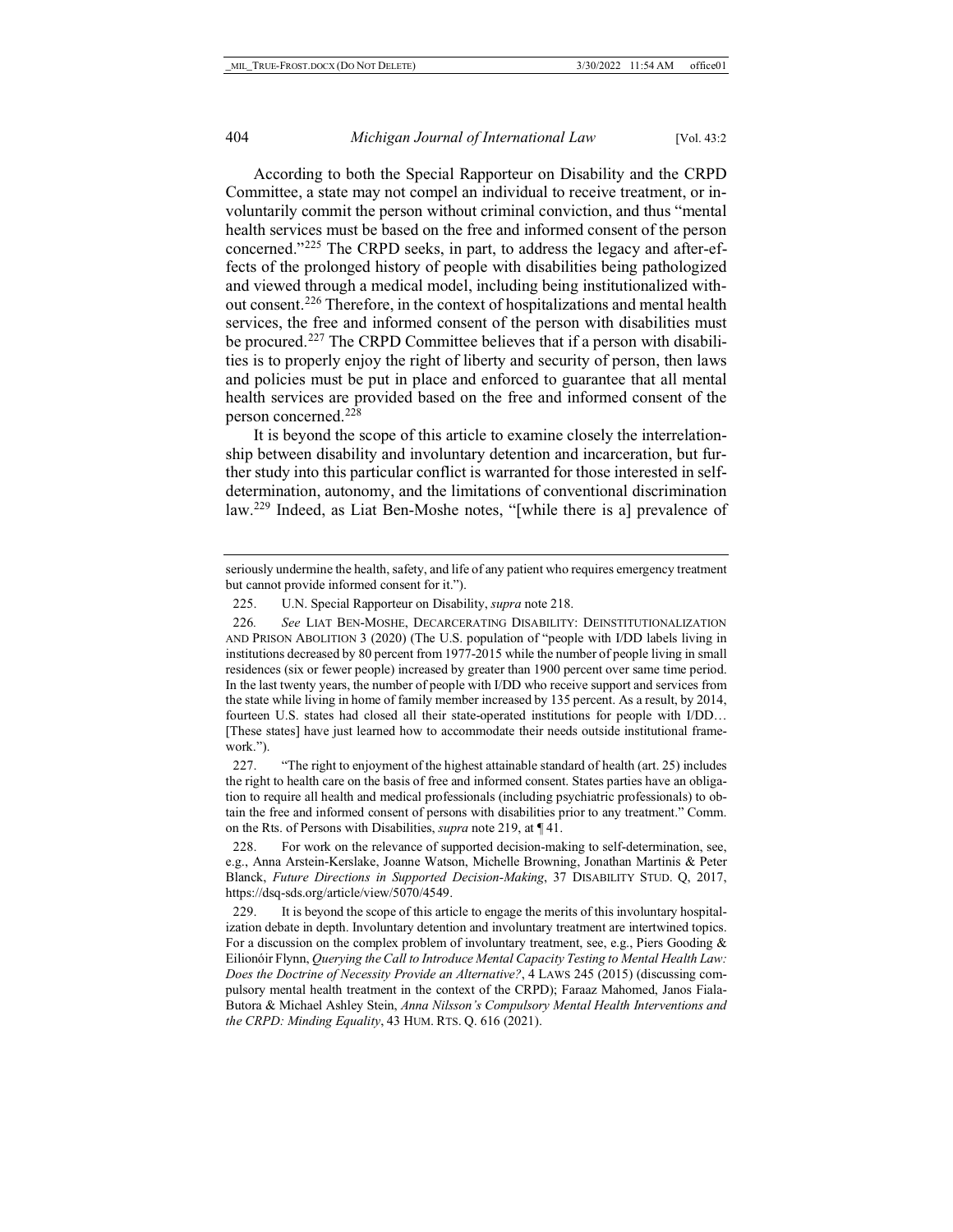According to both the Special Rapporteur on Disability and the CRPD Committee, a state may not compel an individual to receive treatment, or involuntarily commit the person without criminal conviction, and thus "mental health services must be based on the free and informed consent of the person concerned."[225] The CRPD seeks, in part, to address the legacy and after-effects of the prolonged history of people with disabilities being pathologized and viewed through a medical model, including being institutionalized without consent.[226] Therefore, in the context of hospitalizations and mental health services, the free and informed consent of the person with disabilities must be procured.[227] The CRPD Committee believes that if a person with disabilities is to properly enjoy the right of liberty and security of person, then laws and policies must be put in place and enforced to guarantee that all mental health services are provided based on the free and informed consent of the person concerned.[228]

It is beyond the scope of this article to examine closely the interrelationship between disability and involuntary detention and incarceration, but further study into this particular conflict is warranted for those interested in self-determination, autonomy, and the limitations of conventional discrimination law.[229] Indeed, as Liat Ben-Moshe notes, "[while there is a] prevalence of

---

seriously undermine the health, safety, and life of any patient who requires emergency treatment but cannot provide informed consent for it.").

225. U.N. Special Rapporteur on Disability, *supra* note 218.

226. *See* LIAT BEN-MOSHE, DECARCERATING DISABILITY: DEINSTITUTIONALIZATION AND PRISON ABOLITION 3 (2020) (The U.S. population of "people with I/DD labels living in institutions decreased by 80 percent from 1977-2015 while the number of people living in small residences (six or fewer people) increased by greater than 1900 percent over same time period. In the last twenty years, the number of people with I/DD who receive support and services from the state while living in home of family member increased by 135 percent. As a result, by 2014, fourteen U.S. states had closed all their state-operated institutions for people with I/DD… [These states] have just learned how to accommodate their needs outside institutional framework.").

227. "The right to enjoyment of the highest attainable standard of health (art. 25) includes the right to health care on the basis of free and informed consent. States parties have an obligation to require all health and medical professionals (including psychiatric professionals) to obtain the free and informed consent of persons with disabilities prior to any treatment." Comm. on the Rts. of Persons with Disabilities, *supra* note 219, at ¶ 41.

228. For work on the relevance of supported decision-making to self-determination, see, e.g., Anna Arstein-Kerslake, Joanne Watson, Michelle Browning, Jonathan Martinis & Peter Blanck, *Future Directions in Supported Decision-Making*, 37 DISABILITY STUD. Q, 2017, https://dsq-sds.org/article/view/5070/4549.

229. It is beyond the scope of this article to engage the merits of this involuntary hospitalization debate in depth. Involuntary detention and involuntary treatment are intertwined topics. For a discussion on the complex problem of involuntary treatment, see, e.g., Piers Gooding & Eilionóir Flynn, *Querying the Call to Introduce Mental Capacity Testing to Mental Health Law: Does the Doctrine of Necessity Provide an Alternative?*, 4 LAWS 245 (2015) (discussing compulsory mental health treatment in the context of the CRPD); Faraaz Mahomed, Janos Fiala-Butora & Michael Ashley Stein, *Anna Nilsson's Compulsory Mental Health Interventions and the CRPD: Minding Equality*, 43 HUM. RTS. Q. 616 (2021).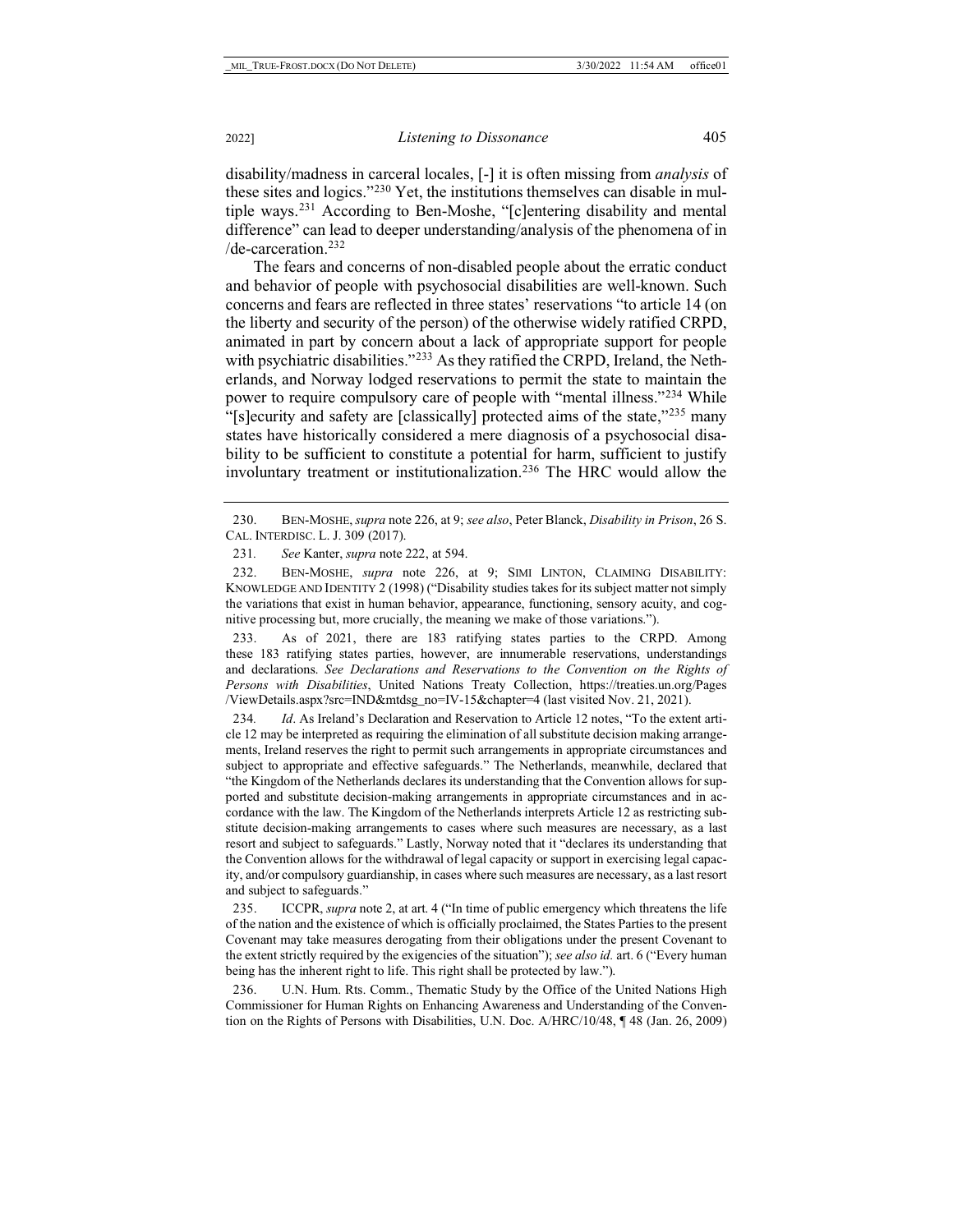disability/madness in carceral locales, [-] it is often missing from *analysis* of these sites and logics."[230] Yet, the institutions themselves can disable in multiple ways.[231] According to Ben-Moshe, "[c]entering disability and mental difference" can lead to deeper understanding/analysis of the phenomena of in /de-carceration.[232]

The fears and concerns of non-disabled people about the erratic conduct and behavior of people with psychosocial disabilities are well-known. Such concerns and fears are reflected in three states' reservations "to article 14 (on the liberty and security of the person) of the otherwise widely ratified CRPD, animated in part by concern about a lack of appropriate support for people with psychiatric disabilities."[233] As they ratified the CRPD, Ireland, the Netherlands, and Norway lodged reservations to permit the state to maintain the power to require compulsory care of people with "mental illness."[234] While "[s]ecurity and safety are [classically] protected aims of the state,"[235] many states have historically considered a mere diagnosis of a psychosocial disability to be sufficient to constitute a potential for harm, sufficient to justify involuntary treatment or institutionalization.[236] The HRC would allow the

---

230. BEN-MOSHE, *supra* note 226, at 9; *see also*, Peter Blanck, *Disability in Prison*, 26 S. CAL. INTERDISC. L. J. 309 (2017).

231. *See* Kanter, *supra* note 222, at 594.

232. BEN-MOSHE, *supra* note 226, at 9; SIMI LINTON, CLAIMING DISABILITY: KNOWLEDGE AND IDENTITY 2 (1998) ("Disability studies takes for its subject matter not simply the variations that exist in human behavior, appearance, functioning, sensory acuity, and cognitive processing but, more crucially, the meaning we make of those variations.").

233. As of 2021, there are 183 ratifying states parties to the CRPD. Among these 183 ratifying states parties, however, are innumerable reservations, understandings and declarations. *See Declarations and Reservations to the Convention on the Rights of Persons with Disabilities*, United Nations Treaty Collection, https://treaties.un.org/Pages/ViewDetails.aspx?src=IND&mtdsg_no=IV-15&chapter=4 (last visited Nov. 21, 2021).

234. *Id*. As Ireland's Declaration and Reservation to Article 12 notes, "To the extent article 12 may be interpreted as requiring the elimination of all substitute decision making arrangements, Ireland reserves the right to permit such arrangements in appropriate circumstances and subject to appropriate and effective safeguards." The Netherlands, meanwhile, declared that "the Kingdom of the Netherlands declares its understanding that the Convention allows for supported and substitute decision-making arrangements in appropriate circumstances and in accordance with the law. The Kingdom of the Netherlands interprets Article 12 as restricting substitute decision-making arrangements to cases where such measures are necessary, as a last resort and subject to safeguards." Lastly, Norway noted that it "declares its understanding that the Convention allows for the withdrawal of legal capacity or support in exercising legal capacity, and/or compulsory guardianship, in cases where such measures are necessary, as a last resort and subject to safeguards."

235. ICCPR, *supra* note 2, at art. 4 ("In time of public emergency which threatens the life of the nation and the existence of which is officially proclaimed, the States Parties to the present Covenant may take measures derogating from their obligations under the present Covenant to the extent strictly required by the exigencies of the situation"); *see also id.* art. 6 ("Every human being has the inherent right to life. This right shall be protected by law.").

236. U.N. Hum. Rts. Comm., Thematic Study by the Office of the United Nations High Commissioner for Human Rights on Enhancing Awareness and Understanding of the Convention on the Rights of Persons with Disabilities, U.N. Doc. A/HRC/10/48, ¶ 48 (Jan. 26, 2009)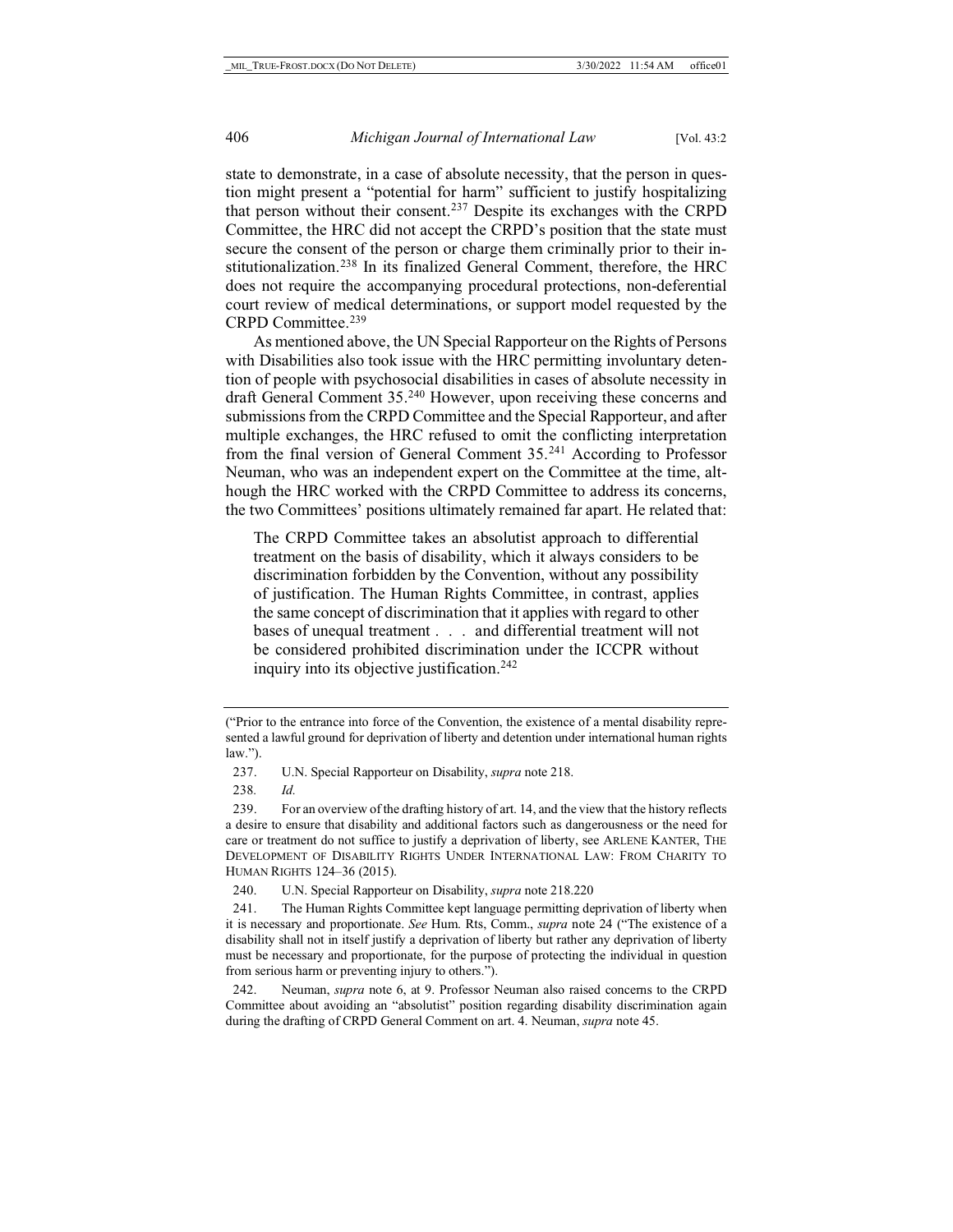state to demonstrate, in a case of absolute necessity, that the person in question might present a "potential for harm" sufficient to justify hospitalizing that person without their consent.[237] Despite its exchanges with the CRPD Committee, the HRC did not accept the CRPD's position that the state must secure the consent of the person or charge them criminally prior to their institutionalization.[238] In its finalized General Comment, therefore, the HRC does not require the accompanying procedural protections, non-deferential court review of medical determinations, or support model requested by the CRPD Committee.[239]

As mentioned above, the UN Special Rapporteur on the Rights of Persons with Disabilities also took issue with the HRC permitting involuntary detention of people with psychosocial disabilities in cases of absolute necessity in draft General Comment 35.[240] However, upon receiving these concerns and submissions from the CRPD Committee and the Special Rapporteur, and after multiple exchanges, the HRC refused to omit the conflicting interpretation from the final version of General Comment 35.[241] According to Professor Neuman, who was an independent expert on the Committee at the time, although the HRC worked with the CRPD Committee to address its concerns, the two Committees' positions ultimately remained far apart. He related that:

> The CRPD Committee takes an absolutist approach to differential treatment on the basis of disability, which it always considers to be discrimination forbidden by the Convention, without any possibility of justification. The Human Rights Committee, in contrast, applies the same concept of discrimination that it applies with regard to other bases of unequal treatment . . . and differential treatment will not be considered prohibited discrimination under the ICCPR without inquiry into its objective justification.[242]

---

("Prior to the entrance into force of the Convention, the existence of a mental disability represented a lawful ground for deprivation of liberty and detention under international human rights law.").

237. U.N. Special Rapporteur on Disability, *supra* note 218.

238. *Id.*

239. For an overview of the drafting history of art. 14, and the view that the history reflects a desire to ensure that disability and additional factors such as dangerousness or the need for care or treatment do not suffice to justify a deprivation of liberty, see ARLENE KANTER, THE DEVELOPMENT OF DISABILITY RIGHTS UNDER INTERNATIONAL LAW: FROM CHARITY TO HUMAN RIGHTS 124–36 (2015).

240. U.N. Special Rapporteur on Disability, *supra* note 218.220

241. The Human Rights Committee kept language permitting deprivation of liberty when it is necessary and proportionate. *See* Hum. Rts, Comm., *supra* note 24 ("The existence of a disability shall not in itself justify a deprivation of liberty but rather any deprivation of liberty must be necessary and proportionate, for the purpose of protecting the individual in question from serious harm or preventing injury to others.").

242. Neuman, *supra* note 6, at 9. Professor Neuman also raised concerns to the CRPD Committee about avoiding an "absolutist" position regarding disability discrimination again during the drafting of CRPD General Comment on art. 4. Neuman, *supra* note 45.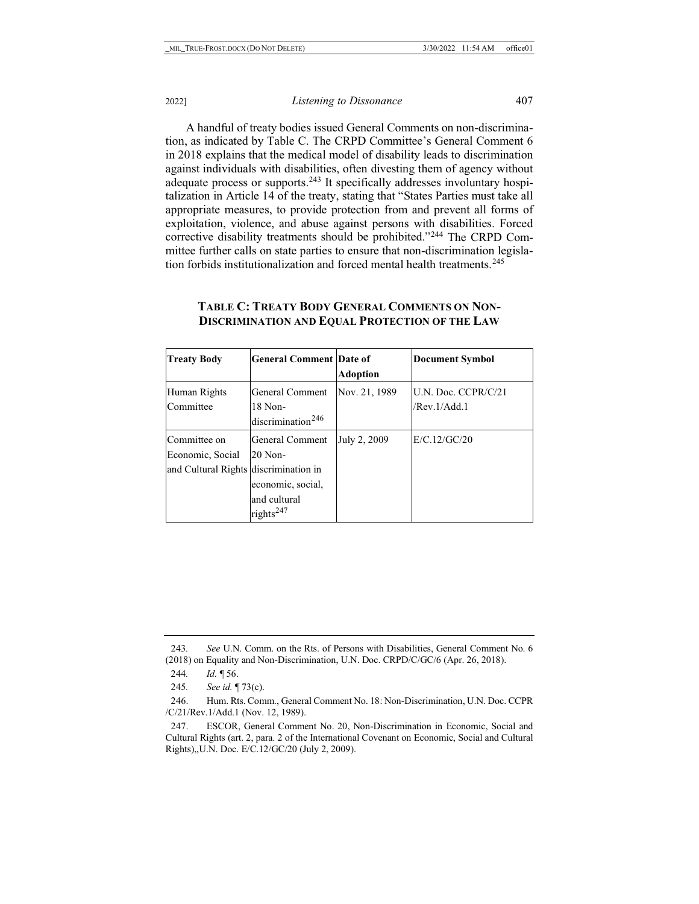A handful of treaty bodies issued General Comments on non-discrimination, as indicated by Table C. The CRPD Committee's General Comment 6 in 2018 explains that the medical model of disability leads to discrimination against individuals with disabilities, often divesting them of agency without adequate process or supports.[243] It specifically addresses involuntary hospitalization in Article 14 of the treaty, stating that "States Parties must take all appropriate measures, to provide protection from and prevent all forms of exploitation, violence, and abuse against persons with disabilities. Forced corrective disability treatments should be prohibited."[244] The CRPD Committee further calls on state parties to ensure that non-discrimination legislation forbids institutionalization and forced mental health treatments.[245]

**TABLE C: TREATY BODY GENERAL COMMENTS ON NON-DISCRIMINATION AND EQUAL PROTECTION OF THE LAW**

| Treaty Body | General Comment | Date of Adoption | Document Symbol |
|---|---|---|---|
| Human Rights Committee | General Comment 18 Non-discrimination[246] | Nov. 21, 1989 | U.N. Doc. CCPR/C/21 /Rev.1/Add.1 |
| Committee on Economic, Social and Cultural Rights | General Comment 20 Non-discrimination in economic, social, and cultural rights[247] | July 2, 2009 | E/C.12/GC/20 |

---

243. *See* U.N. Comm. on the Rts. of Persons with Disabilities, General Comment No. 6 (2018) on Equality and Non-Discrimination, U.N. Doc. CRPD/C/GC/6 (Apr. 26, 2018).

244. *Id.* ¶ 56.

245. *See id.* ¶ 73(c).

246. Hum. Rts. Comm., General Comment No. 18: Non-Discrimination, U.N. Doc. CCPR /C/21/Rev.1/Add.1 (Nov. 12, 1989).

247. ESCOR, General Comment No. 20, Non-Discrimination in Economic, Social and Cultural Rights (art. 2, para. 2 of the International Covenant on Economic, Social and Cultural Rights),,U.N. Doc. E/C.12/GC/20 (July 2, 2009).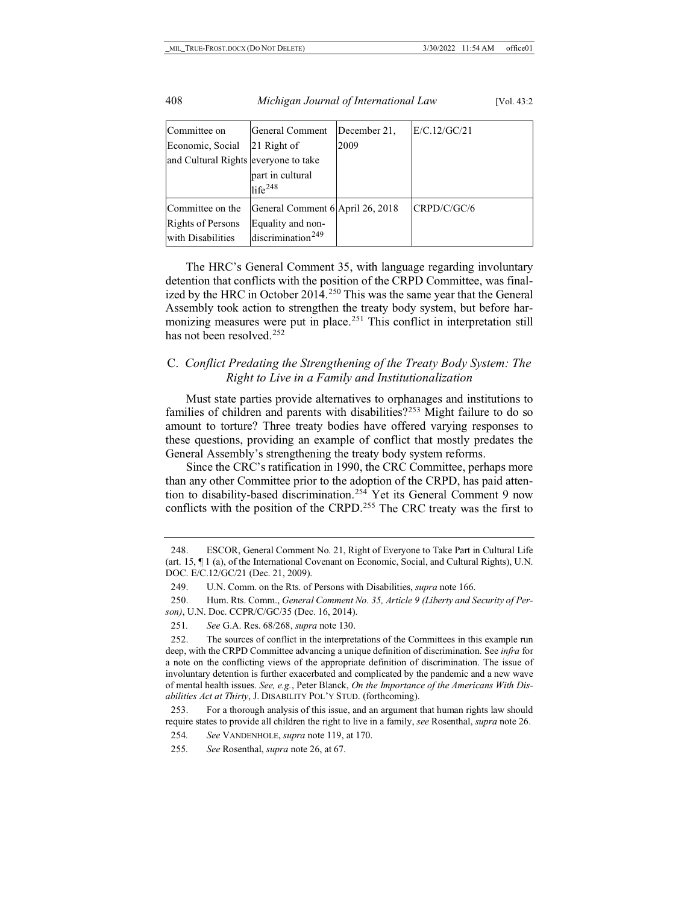| Committee on Economic, Social and Cultural Rights | General Comment 21 Right of everyone to take part in cultural life[248] | December 21, 2009 | E/C.12/GC/21 |
|---|---|---|---|
| Committee on the Rights of Persons with Disabilities | General Comment 6 Equality and non-discrimination[249] | April 26, 2018 | CRPD/C/GC/6 |

The HRC's General Comment 35, with language regarding involuntary detention that conflicts with the position of the CRPD Committee, was finalized by the HRC in October 2014.[250] This was the same year that the General Assembly took action to strengthen the treaty body system, but before harmonizing measures were put in place.[251] This conflict in interpretation still has not been resolved.[252]

### C. *Conflict Predating the Strengthening of the Treaty Body System: The Right to Live in a Family and Institutionalization*

Must state parties provide alternatives to orphanages and institutions to families of children and parents with disabilities?[253] Might failure to do so amount to torture? Three treaty bodies have offered varying responses to these questions, providing an example of conflict that mostly predates the General Assembly's strengthening the treaty body system reforms.

Since the CRC's ratification in 1990, the CRC Committee, perhaps more than any other Committee prior to the adoption of the CRPD, has paid attention to disability-based discrimination.[254] Yet its General Comment 9 now conflicts with the position of the CRPD.[255] The CRC treaty was the first to

---

248. ESCOR, General Comment No. 21, Right of Everyone to Take Part in Cultural Life (art. 15, ¶ 1 (a), of the International Covenant on Economic, Social, and Cultural Rights), U.N. DOC. E/C.12/GC/21 (Dec. 21, 2009).

249. U.N. Comm. on the Rts. of Persons with Disabilities, *supra* note 166.

250. Hum. Rts. Comm., *General Comment No. 35, Article 9 (Liberty and Security of Person)*, U.N. Doc. CCPR/C/GC/35 (Dec. 16, 2014).

251. *See* G.A. Res. 68/268, *supra* note 130.

252. The sources of conflict in the interpretations of the Committees in this example run deep, with the CRPD Committee advancing a unique definition of discrimination. See *infra* for a note on the conflicting views of the appropriate definition of discrimination. The issue of involuntary detention is further exacerbated and complicated by the pandemic and a new wave of mental health issues. *See, e.g.*, Peter Blanck, *On the Importance of the Americans With Disabilities Act at Thirty*, J. DISABILITY POL'Y STUD. (forthcoming).

253. For a thorough analysis of this issue, and an argument that human rights law should require states to provide all children the right to live in a family, *see* Rosenthal, *supra* note 26.

254. *See* VANDENHOLE, *supra* note 119, at 170.

255. *See* Rosenthal, *supra* note 26, at 67.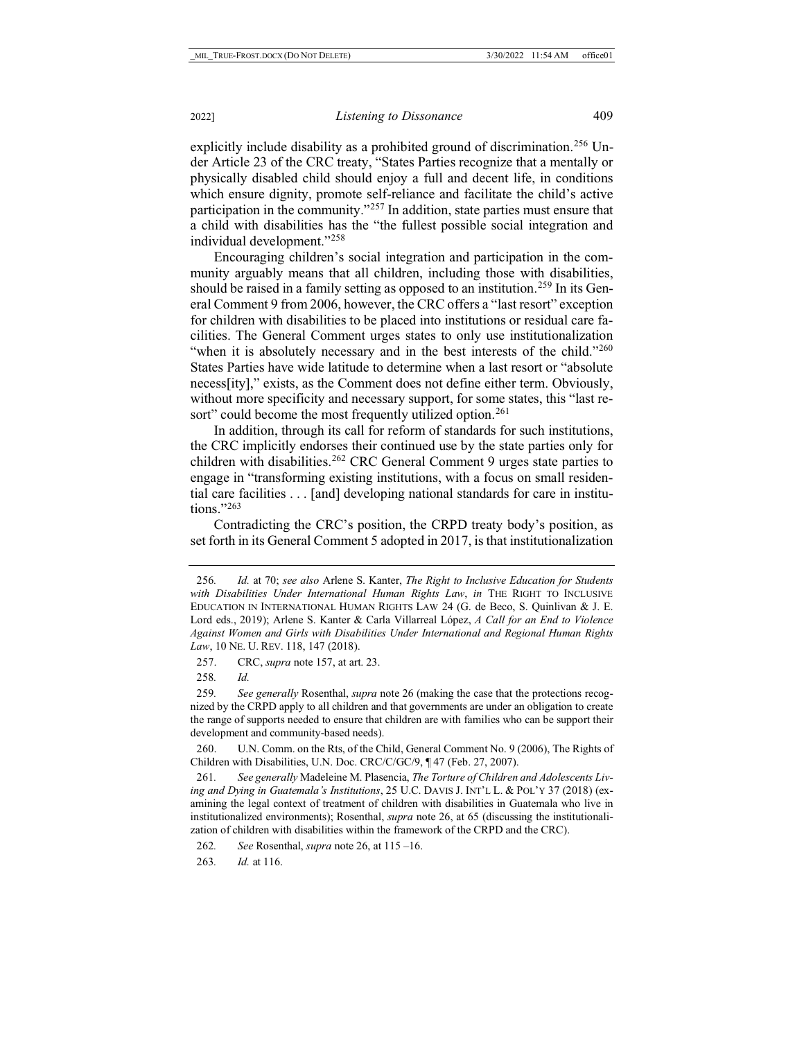explicitly include disability as a prohibited ground of discrimination.[256] Under Article 23 of the CRC treaty, "States Parties recognize that a mentally or physically disabled child should enjoy a full and decent life, in conditions which ensure dignity, promote self-reliance and facilitate the child's active participation in the community."[257] In addition, state parties must ensure that a child with disabilities has the "the fullest possible social integration and individual development."[258]

Encouraging children's social integration and participation in the community arguably means that all children, including those with disabilities, should be raised in a family setting as opposed to an institution.[259] In its General Comment 9 from 2006, however, the CRC offers a "last resort" exception for children with disabilities to be placed into institutions or residual care facilities. The General Comment urges states to only use institutionalization "when it is absolutely necessary and in the best interests of the child."[260] States Parties have wide latitude to determine when a last resort or "absolute necess[ity]," exists, as the Comment does not define either term. Obviously, without more specificity and necessary support, for some states, this "last resort" could become the most frequently utilized option.[261]

In addition, through its call for reform of standards for such institutions, the CRC implicitly endorses their continued use by the state parties only for children with disabilities.[262] CRC General Comment 9 urges state parties to engage in "transforming existing institutions, with a focus on small residential care facilities . . . [and] developing national standards for care in institutions."[263]

Contradicting the CRC's position, the CRPD treaty body's position, as set forth in its General Comment 5 adopted in 2017, is that institutionalization

---

256. *Id.* at 70; *see also* Arlene S. Kanter, *The Right to Inclusive Education for Students with Disabilities Under International Human Rights Law*, *in* THE RIGHT TO INCLUSIVE EDUCATION IN INTERNATIONAL HUMAN RIGHTS LAW 24 (G. de Beco, S. Quinlivan & J. E. Lord eds., 2019); Arlene S. Kanter & Carla Villarreal López, *A Call for an End to Violence Against Women and Girls with Disabilities Under International and Regional Human Rights Law*, 10 NE. U. REV. 118, 147 (2018).

257. CRC, *supra* note 157, at art. 23.

258. *Id.*

259. *See generally* Rosenthal, *supra* note 26 (making the case that the protections recognized by the CRPD apply to all children and that governments are under an obligation to create the range of supports needed to ensure that children are with families who can be support their development and community-based needs).

260. U.N. Comm. on the Rts, of the Child, General Comment No. 9 (2006), The Rights of Children with Disabilities, U.N. Doc. CRC/C/GC/9, ¶ 47 (Feb. 27, 2007).

261. *See generally* Madeleine M. Plasencia, *The Torture of Children and Adolescents Living and Dying in Guatemala's Institutions*, 25 U.C. DAVIS J. INT'L L. & POL'Y 37 (2018) (examining the legal context of treatment of children with disabilities in Guatemala who live in institutionalized environments); Rosenthal, *supra* note 26, at 65 (discussing the institutionalization of children with disabilities within the framework of the CRPD and the CRC).

262. *See* Rosenthal, *supra* note 26, at 115 –16.

263. *Id.* at 116.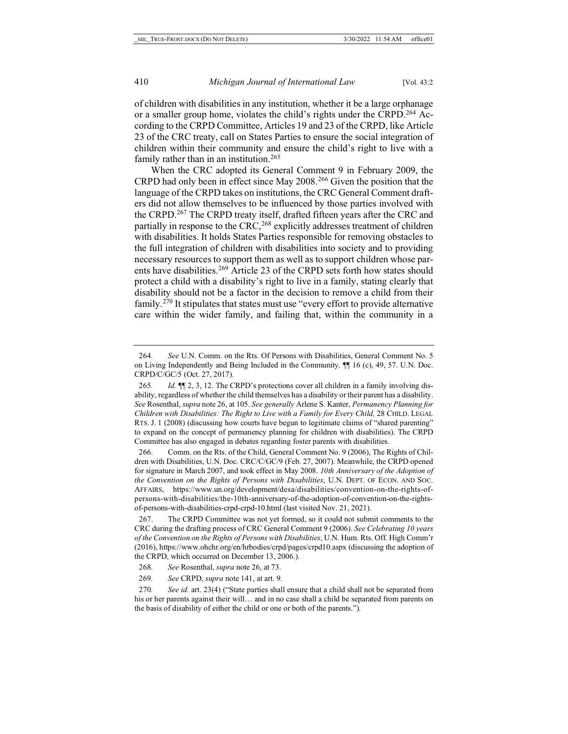of children with disabilities in any institution, whether it be a large orphanage or a smaller group home, violates the child's rights under the CRPD.[264] According to the CRPD Committee, Articles 19 and 23 of the CRPD, like Article 23 of the CRC treaty, call on States Parties to ensure the social integration of children within their community and ensure the child's right to live with a family rather than in an institution.[265]

When the CRC adopted its General Comment 9 in February 2009, the CRPD had only been in effect since May 2008.[266] Given the position that the language of the CRPD takes on institutions, the CRC General Comment drafters did not allow themselves to be influenced by those parties involved with the CRPD.[267] The CRPD treaty itself, drafted fifteen years after the CRC and partially in response to the CRC,[268] explicitly addresses treatment of children with disabilities. It holds States Parties responsible for removing obstacles to the full integration of children with disabilities into society and to providing necessary resources to support them as well as to support children whose parents have disabilities.[269] Article 23 of the CRPD sets forth how states should protect a child with a disability's right to live in a family, stating clearly that disability should not be a factor in the decision to remove a child from their family.[270] It stipulates that states must use "every effort to provide alternative care within the wider family, and failing that, within the community in a

---

264. *See* U.N. Comm. on the Rts. Of Persons with Disabilities, General Comment No. 5 on Living Independently and Being Included in the Community*,* ¶¶ 16 (c), 49, 57. U.N. Doc. CRPD/C/GC/5 (Oct. 27, 2017).

265. *Id.* ¶¶ 2, 3, 12. The CRPD's protections cover all children in a family involving disability, regardless of whether the child themselves has a disability or their parent has a disability. *See* Rosenthal, *supra* note 26, at 105. *See generally* Arlene S. Kanter, *Permanency Planning for Children with Disabilities: The Right to Live with a Family for Every Child,* 28 CHILD. LEGAL RTS. J. 1 (2008) (discussing how courts have begun to legitimate claims of "shared parenting" to expand on the concept of permanency planning for children with disabilities). The CRPD Committee has also engaged in debates regarding foster parents with disabilities.

266. Comm. on the Rts. of the Child, General Comment No. 9 (2006), The Rights of Children with Disabilities, U.N. Doc. CRC/C/GC/9 (Feb. 27, 2007). Meanwhile, the CRPD opened for signature in March 2007, and took effect in May 2008. *10th Anniversary of the Adoption of the Convention on the Rights of Persons with Disabilities*, U.N. DEPT. OF ECON. AND SOC. AFFAIRS, https://www.un.org/development/desa/disabilities/convention-on-the-rights-of-persons-with-disabilities/the-10th-anniversary-of-the-adoption-of-convention-on-the-rights-of-persons-with-disabilities-crpd-crpd-10.html (last visited Nov. 21, 2021).

267. The CRPD Committee was not yet formed, so it could not submit comments to the CRC during the drafting process of CRC General Comment 9 (2006). *See Celebrating 10 years of the Convention on the Rights of Persons with Disabilities*, U.N. Hum. Rts. Off. High Comm'r (2016), https://www.ohchr.org/en/hrbodies/crpd/pages/crpd10.aspx (discussing the adoption of the CRPD, which occurred on December 13, 2006.).

268. *See* Rosenthal, *supra* note 26, at 73.

269. *See* CRPD, *supra* note 141, at art. 9.

270. *See id.* art. 23(4) ("State parties shall ensure that a child shall not be separated from his or her parents against their will… and in no case shall a child be separated from parents on the basis of disability of either the child or one or both of the parents.").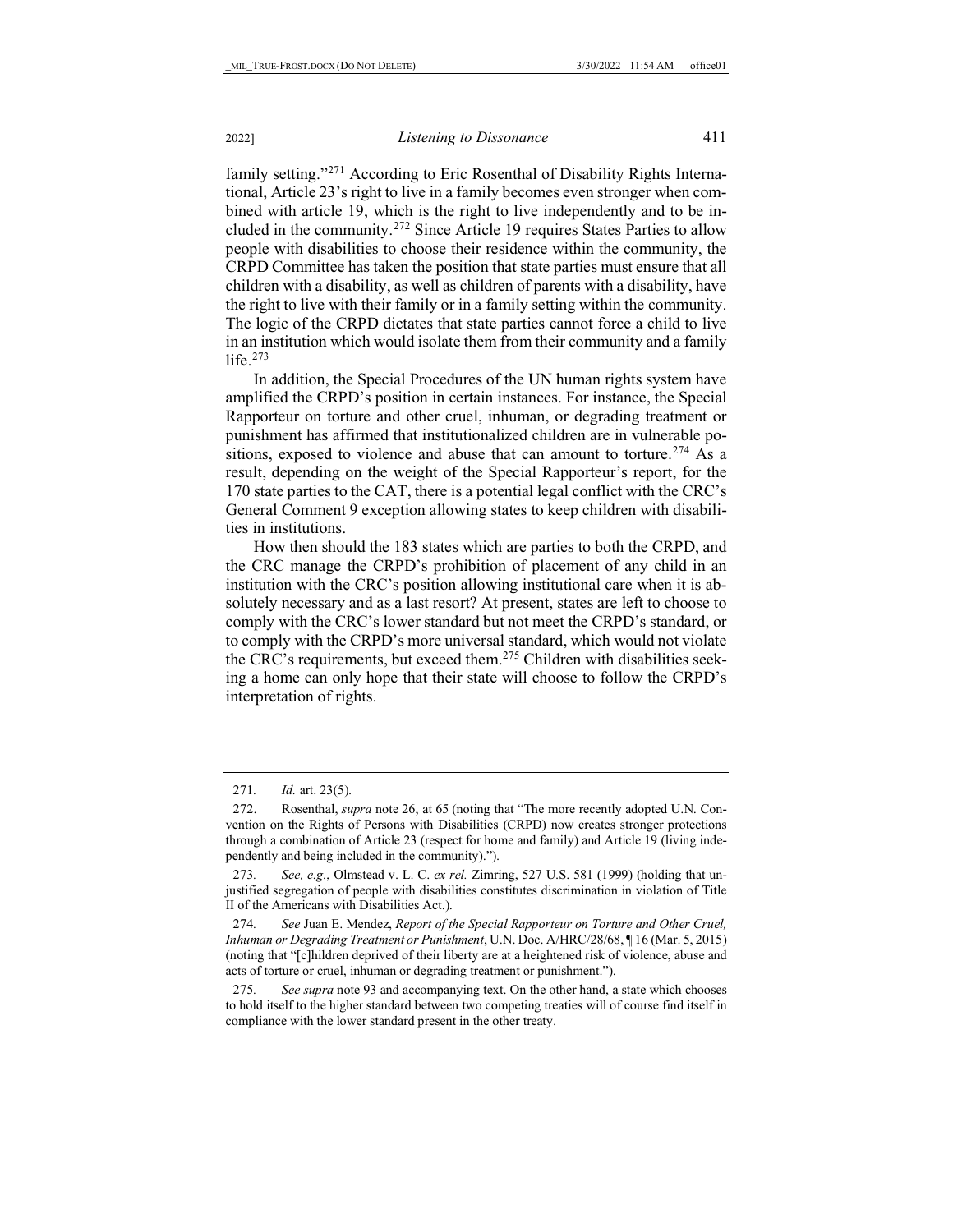family setting."[271] According to Eric Rosenthal of Disability Rights International, Article 23's right to live in a family becomes even stronger when combined with article 19, which is the right to live independently and to be included in the community.[272] Since Article 19 requires States Parties to allow people with disabilities to choose their residence within the community, the CRPD Committee has taken the position that state parties must ensure that all children with a disability, as well as children of parents with a disability, have the right to live with their family or in a family setting within the community. The logic of the CRPD dictates that state parties cannot force a child to live in an institution which would isolate them from their community and a family life.[273]

In addition, the Special Procedures of the UN human rights system have amplified the CRPD's position in certain instances. For instance, the Special Rapporteur on torture and other cruel, inhuman, or degrading treatment or punishment has affirmed that institutionalized children are in vulnerable positions, exposed to violence and abuse that can amount to torture.[274] As a result, depending on the weight of the Special Rapporteur's report, for the 170 state parties to the CAT, there is a potential legal conflict with the CRC's General Comment 9 exception allowing states to keep children with disabilities in institutions.

How then should the 183 states which are parties to both the CRPD, and the CRC manage the CRPD's prohibition of placement of any child in an institution with the CRC's position allowing institutional care when it is absolutely necessary and as a last resort? At present, states are left to choose to comply with the CRC's lower standard but not meet the CRPD's standard, or to comply with the CRPD's more universal standard, which would not violate the CRC's requirements, but exceed them.[275] Children with disabilities seeking a home can only hope that their state will choose to follow the CRPD's interpretation of rights.

---

271. *Id.* art. 23(5).

272. Rosenthal, *supra* note 26, at 65 (noting that "The more recently adopted U.N. Convention on the Rights of Persons with Disabilities (CRPD) now creates stronger protections through a combination of Article 23 (respect for home and family) and Article 19 (living independently and being included in the community).").

273. *See, e.g.*, Olmstead v. L. C. *ex rel.* Zimring, 527 U.S. 581 (1999) (holding that unjustified segregation of people with disabilities constitutes discrimination in violation of Title II of the Americans with Disabilities Act.).

274. *See* Juan E. Mendez, *Report of the Special Rapporteur on Torture and Other Cruel, Inhuman or Degrading Treatment or Punishment*, U.N. Doc. A/HRC/28/68, ¶ 16 (Mar. 5, 2015) (noting that "[c]hildren deprived of their liberty are at a heightened risk of violence, abuse and acts of torture or cruel, inhuman or degrading treatment or punishment.").

275. *See supra* note 93 and accompanying text. On the other hand, a state which chooses to hold itself to the higher standard between two competing treaties will of course find itself in compliance with the lower standard present in the other treaty.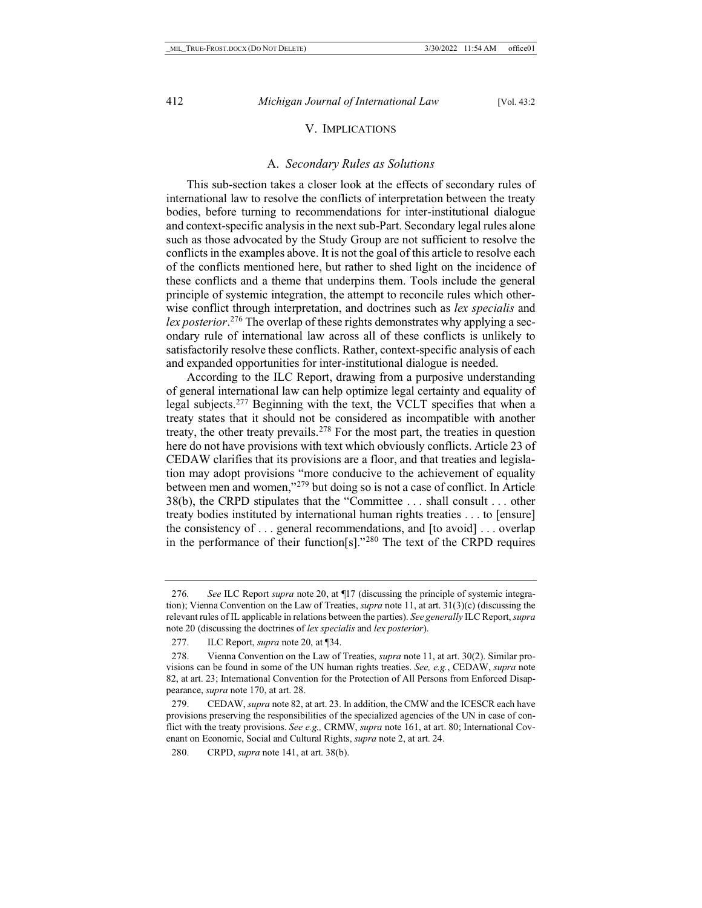## V. IMPLICATIONS

### A. *Secondary Rules as Solutions*

This sub-section takes a closer look at the effects of secondary rules of international law to resolve the conflicts of interpretation between the treaty bodies, before turning to recommendations for inter-institutional dialogue and context-specific analysis in the next sub-Part. Secondary legal rules alone such as those advocated by the Study Group are not sufficient to resolve the conflicts in the examples above. It is not the goal of this article to resolve each of the conflicts mentioned here, but rather to shed light on the incidence of these conflicts and a theme that underpins them. Tools include the general principle of systemic integration, the attempt to reconcile rules which otherwise conflict through interpretation, and doctrines such as *lex specialis* and *lex posterior*.[276] The overlap of these rights demonstrates why applying a secondary rule of international law across all of these conflicts is unlikely to satisfactorily resolve these conflicts. Rather, context-specific analysis of each and expanded opportunities for inter-institutional dialogue is needed.

According to the ILC Report, drawing from a purposive understanding of general international law can help optimize legal certainty and equality of legal subjects.[277] Beginning with the text, the VCLT specifies that when a treaty states that it should not be considered as incompatible with another treaty, the other treaty prevails.[278] For the most part, the treaties in question here do not have provisions with text which obviously conflicts. Article 23 of CEDAW clarifies that its provisions are a floor, and that treaties and legislation may adopt provisions "more conducive to the achievement of equality between men and women,"[279] but doing so is not a case of conflict. In Article 38(b), the CRPD stipulates that the "Committee . . . shall consult . . . other treaty bodies instituted by international human rights treaties . . . to [ensure] the consistency of . . . general recommendations, and [to avoid] . . . overlap in the performance of their function[s]."[280] The text of the CRPD requires

---

276. *See* ILC Report *supra* note 20, at ¶17 (discussing the principle of systemic integration); Vienna Convention on the Law of Treaties, *supra* note 11, at art. 31(3)(c) (discussing the relevant rules of IL applicable in relations between the parties). *See generally* ILC Report, *supra* note 20 (discussing the doctrines of *lex specialis* and *lex posterior*).

277. ILC Report, *supra* note 20, at ¶34.

278. Vienna Convention on the Law of Treaties, *supra* note 11, at art. 30(2). Similar provisions can be found in some of the UN human rights treaties. *See, e.g.*, CEDAW, *supra* note 82, at art. 23; International Convention for the Protection of All Persons from Enforced Disappearance, *supra* note 170, at art. 28.

279. CEDAW, *supra* note 82, at art. 23. In addition, the CMW and the ICESCR each have provisions preserving the responsibilities of the specialized agencies of the UN in case of conflict with the treaty provisions. *See e.g.,* CRMW, *supra* note 161, at art. 80; International Covenant on Economic, Social and Cultural Rights, *supra* note 2, at art. 24.

280. CRPD, *supra* note 141, at art. 38(b).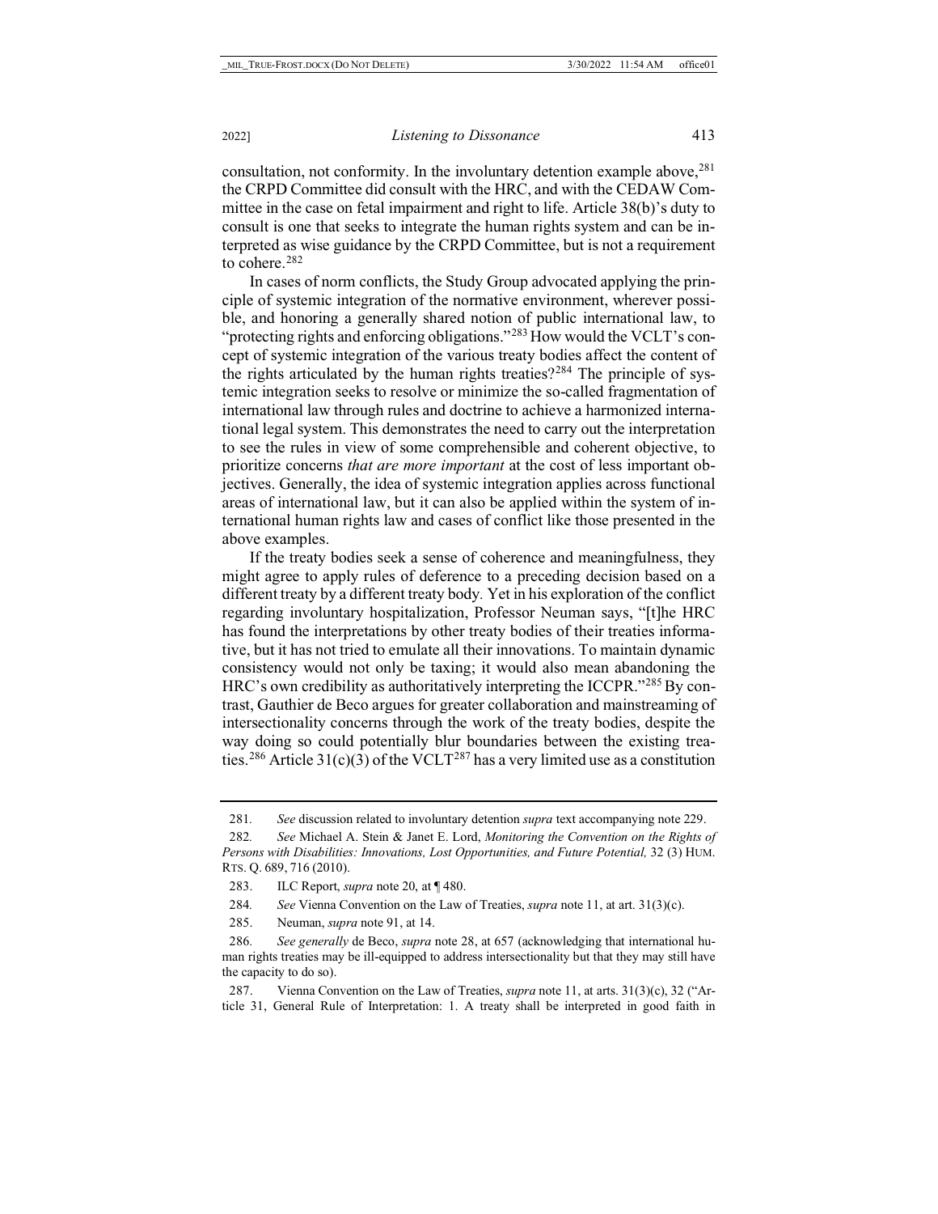consultation, not conformity. In the involuntary detention example above,[281] the CRPD Committee did consult with the HRC, and with the CEDAW Committee in the case on fetal impairment and right to life. Article 38(b)'s duty to consult is one that seeks to integrate the human rights system and can be interpreted as wise guidance by the CRPD Committee, but is not a requirement to cohere.[282]

In cases of norm conflicts, the Study Group advocated applying the principle of systemic integration of the normative environment, wherever possible, and honoring a generally shared notion of public international law, to "protecting rights and enforcing obligations."[283] How would the VCLT's concept of systemic integration of the various treaty bodies affect the content of the rights articulated by the human rights treaties?[284] The principle of systemic integration seeks to resolve or minimize the so-called fragmentation of international law through rules and doctrine to achieve a harmonized international legal system. This demonstrates the need to carry out the interpretation to see the rules in view of some comprehensible and coherent objective, to prioritize concerns *that are more important* at the cost of less important objectives. Generally, the idea of systemic integration applies across functional areas of international law, but it can also be applied within the system of international human rights law and cases of conflict like those presented in the above examples.

If the treaty bodies seek a sense of coherence and meaningfulness, they might agree to apply rules of deference to a preceding decision based on a different treaty by a different treaty body. Yet in his exploration of the conflict regarding involuntary hospitalization, Professor Neuman says, "[t]he HRC has found the interpretations by other treaty bodies of their treaties informative, but it has not tried to emulate all their innovations. To maintain dynamic consistency would not only be taxing; it would also mean abandoning the HRC's own credibility as authoritatively interpreting the ICCPR."[285] By contrast, Gauthier de Beco argues for greater collaboration and mainstreaming of intersectionality concerns through the work of the treaty bodies, despite the way doing so could potentially blur boundaries between the existing treaties.[286] Article 31(c)(3) of the VCLT[287] has a very limited use as a constitution

---

281. *See* discussion related to involuntary detention *supra* text accompanying note 229.

282. *See* Michael A. Stein & Janet E. Lord, *Monitoring the Convention on the Rights of Persons with Disabilities: Innovations, Lost Opportunities, and Future Potential,* 32 (3) HUM. RTS. Q. 689, 716 (2010).

283. ILC Report, *supra* note 20, at ¶ 480.

284. *See* Vienna Convention on the Law of Treaties, *supra* note 11, at art. 31(3)(c).

285. Neuman, *supra* note 91, at 14.

286. *See generally* de Beco, *supra* note 28, at 657 (acknowledging that international human rights treaties may be ill-equipped to address intersectionality but that they may still have the capacity to do so).

287. Vienna Convention on the Law of Treaties, *supra* note 11, at arts. 31(3)(c), 32 ("Article 31, General Rule of Interpretation: 1. A treaty shall be interpreted in good faith in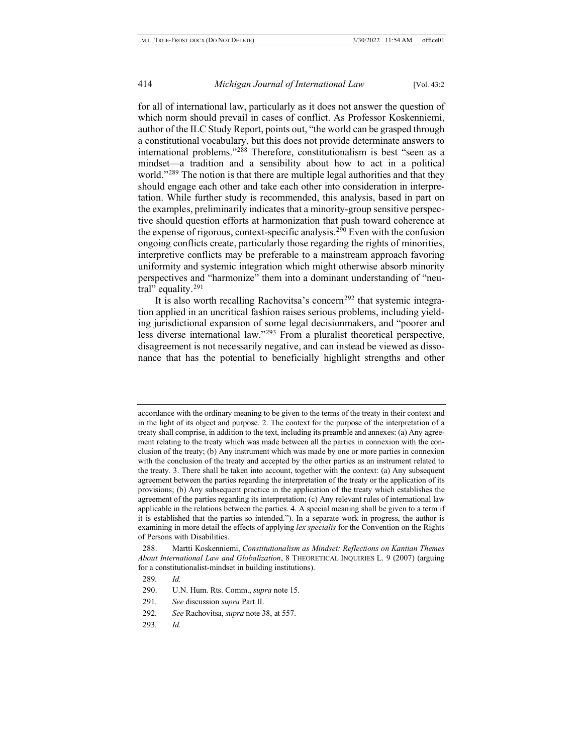for all of international law, particularly as it does not answer the question of which norm should prevail in cases of conflict. As Professor Koskenniemi, author of the ILC Study Report, points out, "the world can be grasped through a constitutional vocabulary, but this does not provide determinate answers to international problems."[288] Therefore, constitutionalism is best "seen as a mindset—a tradition and a sensibility about how to act in a political world."[289] The notion is that there are multiple legal authorities and that they should engage each other and take each other into consideration in interpretation. While further study is recommended, this analysis, based in part on the examples, preliminarily indicates that a minority-group sensitive perspective should question efforts at harmonization that push toward coherence at the expense of rigorous, context-specific analysis.[290] Even with the confusion ongoing conflicts create, particularly those regarding the rights of minorities, interpretive conflicts may be preferable to a mainstream approach favoring uniformity and systemic integration which might otherwise absorb minority perspectives and "harmonize" them into a dominant understanding of "neutral" equality.[291]

It is also worth recalling Rachovitsa's concern[292] that systemic integration applied in an uncritical fashion raises serious problems, including yielding jurisdictional expansion of some legal decisionmakers, and "poorer and less diverse international law."[293] From a pluralist theoretical perspective, disagreement is not necessarily negative, and can instead be viewed as dissonance that has the potential to beneficially highlight strengths and other

---

accordance with the ordinary meaning to be given to the terms of the treaty in their context and in the light of its object and purpose. 2. The context for the purpose of the interpretation of a treaty shall comprise, in addition to the text, including its preamble and annexes: (a) Any agreement relating to the treaty which was made between all the parties in connexion with the conclusion of the treaty; (b) Any instrument which was made by one or more parties in connexion with the conclusion of the treaty and accepted by the other parties as an instrument related to the treaty. 3. There shall be taken into account, together with the context: (a) Any subsequent agreement between the parties regarding the interpretation of the treaty or the application of its provisions; (b) Any subsequent practice in the application of the treaty which establishes the agreement of the parties regarding its interpretation; (c) Any relevant rules of international law applicable in the relations between the parties. 4. A special meaning shall be given to a term if it is established that the parties so intended."). In a separate work in progress, the author is examining in more detail the effects of applying *lex specialis* for the Convention on the Rights of Persons with Disabilities.

288. Martti Koskenniemi, *Constitutionalism as Mindset: Reflections on Kantian Themes About International Law and Globalization*, 8 THEORETICAL INQUIRIES L. 9 (2007) (arguing for a constitutionalist-mindset in building institutions).

289. *Id.*

290. U.N. Hum. Rts. Comm., *supra* note 15.

291. *See* discussion *supra* Part II.

292. *See* Rachovitsa, *supra* note 38, at 557.

293. *Id.*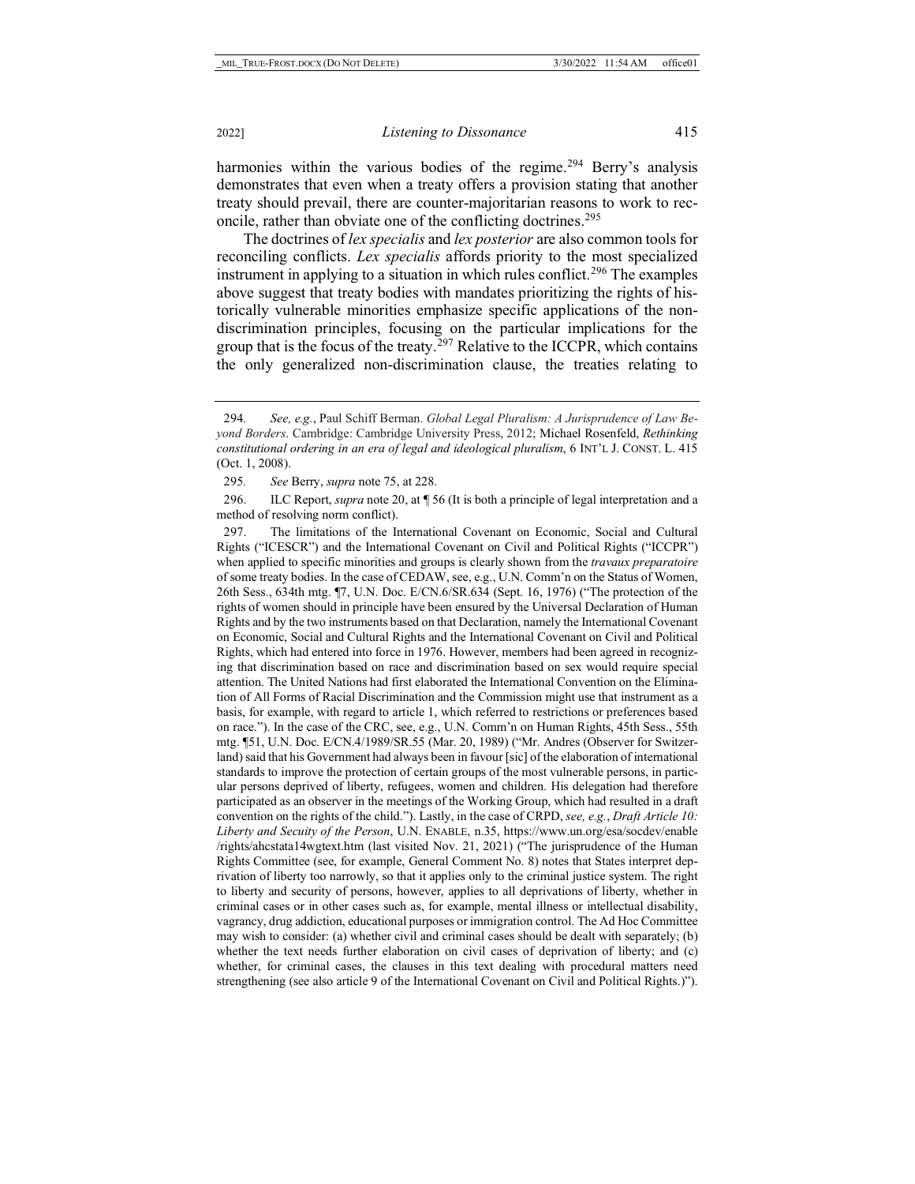harmonies within the various bodies of the regime.[294] Berry's analysis demonstrates that even when a treaty offers a provision stating that another treaty should prevail, there are counter-majoritarian reasons to work to reconcile, rather than obviate one of the conflicting doctrines.[295]

The doctrines of *lex specialis* and *lex posterior* are also common tools for reconciling conflicts. *Lex specialis* affords priority to the most specialized instrument in applying to a situation in which rules conflict.[296] The examples above suggest that treaty bodies with mandates prioritizing the rights of historically vulnerable minorities emphasize specific applications of the non-discrimination principles, focusing on the particular implications for the group that is the focus of the treaty.[297] Relative to the ICCPR, which contains the only generalized non-discrimination clause, the treaties relating to

---

294. *See, e.g.*, Paul Schiff Berman. *Global Legal Pluralism: A Jurisprudence of Law Beyond Borders*. Cambridge: Cambridge University Press, 2012; Michael Rosenfeld, *Rethinking constitutional ordering in an era of legal and ideological pluralism*, 6 INT'L J. CONST. L. 415 (Oct. 1, 2008).

295. *See* Berry, *supra* note 75, at 228.

296. ILC Report, *supra* note 20, at ¶ 56 (It is both a principle of legal interpretation and a method of resolving norm conflict).

297. The limitations of the International Covenant on Economic, Social and Cultural Rights ("ICESCR") and the International Covenant on Civil and Political Rights ("ICCPR") when applied to specific minorities and groups is clearly shown from the *travaux preparatoire* of some treaty bodies. In the case of CEDAW, see, e.g., U.N. Comm'n on the Status of Women, 26th Sess., 634th mtg. ¶7, U.N. Doc. E/CN.6/SR.634 (Sept. 16, 1976) ("The protection of the rights of women should in principle have been ensured by the Universal Declaration of Human Rights and by the two instruments based on that Declaration, namely the International Covenant on Economic, Social and Cultural Rights and the International Covenant on Civil and Political Rights, which had entered into force in 1976. However, members had been agreed in recognizing that discrimination based on race and discrimination based on sex would require special attention. The United Nations had first elaborated the International Convention on the Elimination of All Forms of Racial Discrimination and the Commission might use that instrument as a basis, for example, with regard to article 1, which referred to restrictions or preferences based on race."). In the case of the CRC, see, e.g., U.N. Comm'n on Human Rights, 45th Sess., 55th mtg. ¶51, U.N. Doc. E/CN.4/1989/SR.55 (Mar. 20, 1989) ("Mr. Andres (Observer for Switzerland) said that his Government had always been in favour [sic] of the elaboration of international standards to improve the protection of certain groups of the most vulnerable persons, in particular persons deprived of liberty, refugees, women and children. His delegation had therefore participated as an observer in the meetings of the Working Group, which had resulted in a draft convention on the rights of the child."). Lastly, in the case of CRPD, *see, e.g.*, *Draft Article 10: Liberty and Secuity of the Person*, U.N. ENABLE, n.35, https://www.un.org/esa/socdev/enable/rights/ahcstata14wgtext.htm (last visited Nov. 21, 2021) ("The jurisprudence of the Human Rights Committee (see, for example, General Comment No. 8) notes that States interpret deprivation of liberty too narrowly, so that it applies only to the criminal justice system. The right to liberty and security of persons, however, applies to all deprivations of liberty, whether in criminal cases or in other cases such as, for example, mental illness or intellectual disability, vagrancy, drug addiction, educational purposes or immigration control. The Ad Hoc Committee may wish to consider: (a) whether civil and criminal cases should be dealt with separately; (b) whether the text needs further elaboration on civil cases of deprivation of liberty; and (c) whether, for criminal cases, the clauses in this text dealing with procedural matters need strengthening (see also article 9 of the International Covenant on Civil and Political Rights.)").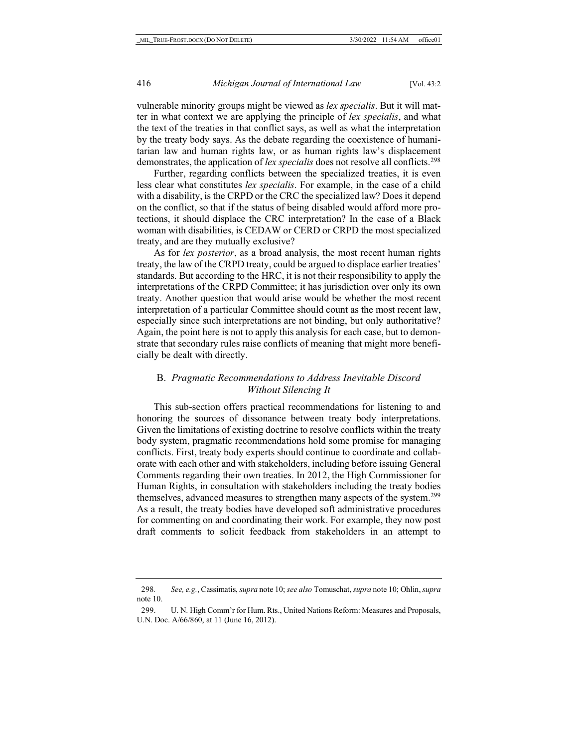vulnerable minority groups might be viewed as *lex specialis*. But it will matter in what context we are applying the principle of *lex specialis*, and what the text of the treaties in that conflict says, as well as what the interpretation by the treaty body says. As the debate regarding the coexistence of humanitarian law and human rights law, or as human rights law's displacement demonstrates, the application of *lex specialis* does not resolve all conflicts.[298]

Further, regarding conflicts between the specialized treaties, it is even less clear what constitutes *lex specialis*. For example, in the case of a child with a disability, is the CRPD or the CRC the specialized law? Does it depend on the conflict, so that if the status of being disabled would afford more protections, it should displace the CRC interpretation? In the case of a Black woman with disabilities, is CEDAW or CERD or CRPD the most specialized treaty, and are they mutually exclusive?

As for *lex posterior*, as a broad analysis, the most recent human rights treaty, the law of the CRPD treaty, could be argued to displace earlier treaties' standards. But according to the HRC, it is not their responsibility to apply the interpretations of the CRPD Committee; it has jurisdiction over only its own treaty. Another question that would arise would be whether the most recent interpretation of a particular Committee should count as the most recent law, especially since such interpretations are not binding, but only authoritative? Again, the point here is not to apply this analysis for each case, but to demonstrate that secondary rules raise conflicts of meaning that might more beneficially be dealt with directly.

## B. *Pragmatic Recommendations to Address Inevitable Discord Without Silencing It*

This sub-section offers practical recommendations for listening to and honoring the sources of dissonance between treaty body interpretations. Given the limitations of existing doctrine to resolve conflicts within the treaty body system, pragmatic recommendations hold some promise for managing conflicts. First, treaty body experts should continue to coordinate and collaborate with each other and with stakeholders, including before issuing General Comments regarding their own treaties. In 2012, the High Commissioner for Human Rights, in consultation with stakeholders including the treaty bodies themselves, advanced measures to strengthen many aspects of the system.[299] As a result, the treaty bodies have developed soft administrative procedures for commenting on and coordinating their work. For example, they now post draft comments to solicit feedback from stakeholders in an attempt to

---

298. *See, e.g.*, Cassimatis, *supra* note 10; *see also* Tomuschat, *supra* note 10; Ohlin, *supra* note 10.

299. U. N. High Comm'r for Hum. Rts., United Nations Reform: Measures and Proposals, U.N. Doc. A/66/860, at 11 (June 16, 2012).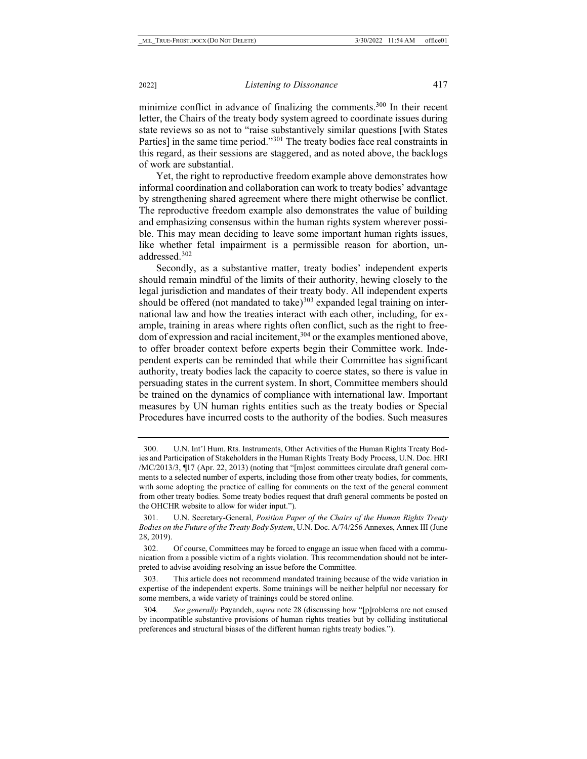minimize conflict in advance of finalizing the comments.[300] In their recent letter, the Chairs of the treaty body system agreed to coordinate issues during state reviews so as not to "raise substantively similar questions [with States Parties] in the same time period."[301] The treaty bodies face real constraints in this regard, as their sessions are staggered, and as noted above, the backlogs of work are substantial.

Yet, the right to reproductive freedom example above demonstrates how informal coordination and collaboration can work to treaty bodies' advantage by strengthening shared agreement where there might otherwise be conflict. The reproductive freedom example also demonstrates the value of building and emphasizing consensus within the human rights system wherever possible. This may mean deciding to leave some important human rights issues, like whether fetal impairment is a permissible reason for abortion, unaddressed.[302]

Secondly, as a substantive matter, treaty bodies' independent experts should remain mindful of the limits of their authority, hewing closely to the legal jurisdiction and mandates of their treaty body. All independent experts should be offered (not mandated to take)[303] expanded legal training on international law and how the treaties interact with each other, including, for example, training in areas where rights often conflict, such as the right to freedom of expression and racial incitement,[304] or the examples mentioned above, to offer broader context before experts begin their Committee work. Independent experts can be reminded that while their Committee has significant authority, treaty bodies lack the capacity to coerce states, so there is value in persuading states in the current system. In short, Committee members should be trained on the dynamics of compliance with international law. Important measures by UN human rights entities such as the treaty bodies or Special Procedures have incurred costs to the authority of the bodies. Such measures

---

300. U.N. Int'l Hum. Rts. Instruments, Other Activities of the Human Rights Treaty Bodies and Participation of Stakeholders in the Human Rights Treaty Body Process, U.N. Doc. HRI /MC/2013/3, ¶17 (Apr. 22, 2013) (noting that "[m]ost committees circulate draft general comments to a selected number of experts, including those from other treaty bodies, for comments, with some adopting the practice of calling for comments on the text of the general comment from other treaty bodies. Some treaty bodies request that draft general comments be posted on the OHCHR website to allow for wider input.").

301. U.N. Secretary-General, *Position Paper of the Chairs of the Human Rights Treaty Bodies on the Future of the Treaty Body System*, U.N. Doc. A/74/256 Annexes, Annex III (June 28, 2019).

302. Of course, Committees may be forced to engage an issue when faced with a communication from a possible victim of a rights violation. This recommendation should not be interpreted to advise avoiding resolving an issue before the Committee.

303. This article does not recommend mandated training because of the wide variation in expertise of the independent experts. Some trainings will be neither helpful nor necessary for some members, a wide variety of trainings could be stored online.

304. *See generally* Payandeh, *supra* note 28 (discussing how "[p]roblems are not caused by incompatible substantive provisions of human rights treaties but by colliding institutional preferences and structural biases of the different human rights treaty bodies.").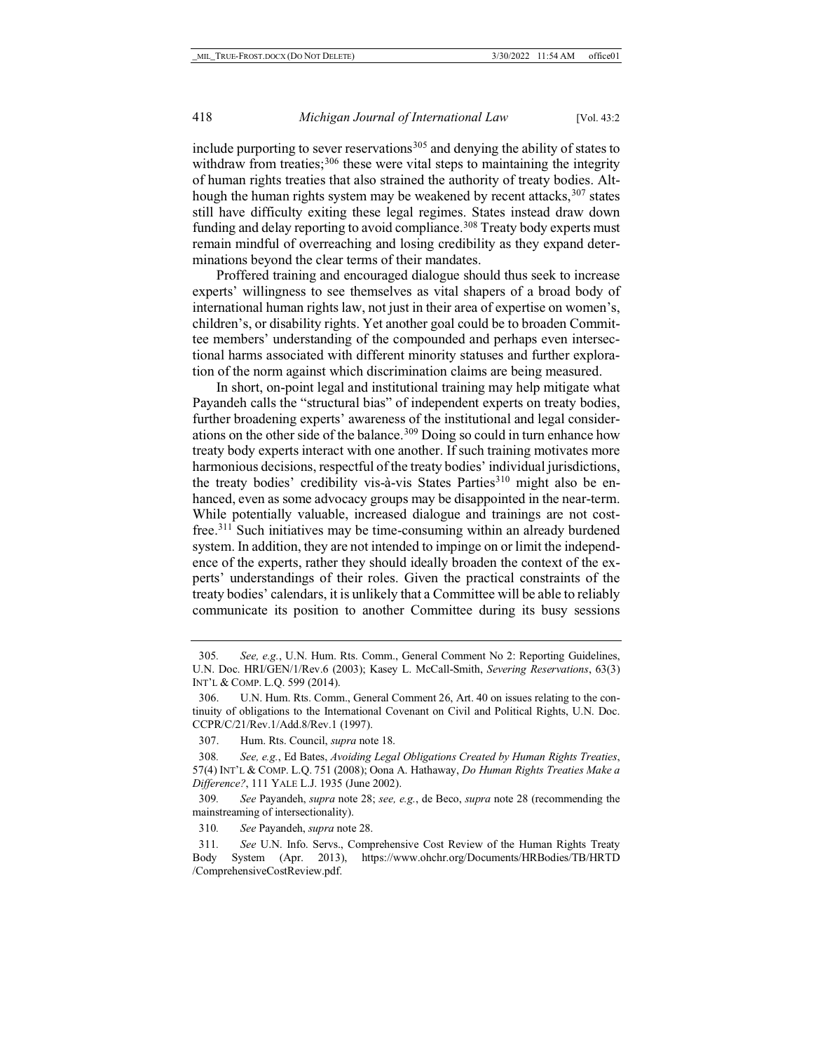include purporting to sever reservations[305] and denying the ability of states to withdraw from treaties;[306] these were vital steps to maintaining the integrity of human rights treaties that also strained the authority of treaty bodies. Although the human rights system may be weakened by recent attacks,[307] states still have difficulty exiting these legal regimes. States instead draw down funding and delay reporting to avoid compliance.[308] Treaty body experts must remain mindful of overreaching and losing credibility as they expand determinations beyond the clear terms of their mandates.

Proffered training and encouraged dialogue should thus seek to increase experts' willingness to see themselves as vital shapers of a broad body of international human rights law, not just in their area of expertise on women's, children's, or disability rights. Yet another goal could be to broaden Committee members' understanding of the compounded and perhaps even intersectional harms associated with different minority statuses and further exploration of the norm against which discrimination claims are being measured.

In short, on-point legal and institutional training may help mitigate what Payandeh calls the "structural bias" of independent experts on treaty bodies, further broadening experts' awareness of the institutional and legal considerations on the other side of the balance.[309] Doing so could in turn enhance how treaty body experts interact with one another. If such training motivates more harmonious decisions, respectful of the treaty bodies' individual jurisdictions, the treaty bodies' credibility vis-à-vis States Parties[310] might also be enhanced, even as some advocacy groups may be disappointed in the near-term. While potentially valuable, increased dialogue and trainings are not cost-free.[311] Such initiatives may be time-consuming within an already burdened system. In addition, they are not intended to impinge on or limit the independence of the experts, rather they should ideally broaden the context of the experts' understandings of their roles. Given the practical constraints of the treaty bodies' calendars, it is unlikely that a Committee will be able to reliably communicate its position to another Committee during its busy sessions

---

305. *See, e.g.*, U.N. Hum. Rts. Comm., General Comment No 2: Reporting Guidelines, U.N. Doc. HRI/GEN/1/Rev.6 (2003); Kasey L. McCall-Smith, *Severing Reservations*, 63(3) INT'L & COMP. L.Q. 599 (2014).

306. U.N. Hum. Rts. Comm., General Comment 26, Art. 40 on issues relating to the continuity of obligations to the International Covenant on Civil and Political Rights, U.N. Doc. CCPR/C/21/Rev.1/Add.8/Rev.1 (1997).

307. Hum. Rts. Council, *supra* note 18.

308. *See, e.g.*, Ed Bates, *Avoiding Legal Obligations Created by Human Rights Treaties*, 57(4) INT'L & COMP. L.Q. 751 (2008); Oona A. Hathaway, *Do Human Rights Treaties Make a Difference?*, 111 YALE L.J. 1935 (June 2002).

309. *See* Payandeh, *supra* note 28; *see, e.g.*, de Beco, *supra* note 28 (recommending the mainstreaming of intersectionality).

310. *See* Payandeh, *supra* note 28.

311. *See* U.N. Info. Servs., Comprehensive Cost Review of the Human Rights Treaty Body System (Apr. 2013), https://www.ohchr.org/Documents/HRBodies/TB/HRTD/ComprehensiveCostReview.pdf.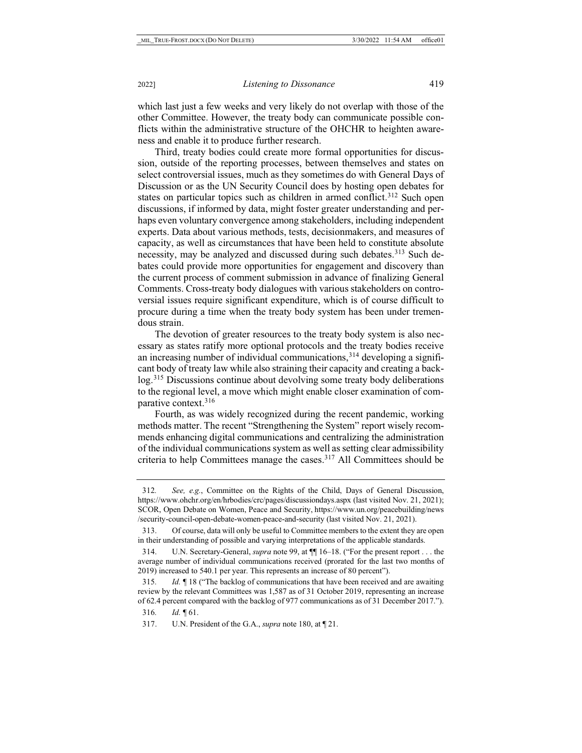which last just a few weeks and very likely do not overlap with those of the other Committee. However, the treaty body can communicate possible conflicts within the administrative structure of the OHCHR to heighten awareness and enable it to produce further research.

Third, treaty bodies could create more formal opportunities for discussion, outside of the reporting processes, between themselves and states on select controversial issues, much as they sometimes do with General Days of Discussion or as the UN Security Council does by hosting open debates for states on particular topics such as children in armed conflict.[312] Such open discussions, if informed by data, might foster greater understanding and perhaps even voluntary convergence among stakeholders, including independent experts. Data about various methods, tests, decisionmakers, and measures of capacity, as well as circumstances that have been held to constitute absolute necessity, may be analyzed and discussed during such debates.[313] Such debates could provide more opportunities for engagement and discovery than the current process of comment submission in advance of finalizing General Comments. Cross-treaty body dialogues with various stakeholders on controversial issues require significant expenditure, which is of course difficult to procure during a time when the treaty body system has been under tremendous strain.

The devotion of greater resources to the treaty body system is also necessary as states ratify more optional protocols and the treaty bodies receive an increasing number of individual communications,[314] developing a significant body of treaty law while also straining their capacity and creating a backlog.[315] Discussions continue about devolving some treaty body deliberations to the regional level, a move which might enable closer examination of comparative context.[316]

Fourth, as was widely recognized during the recent pandemic, working methods matter. The recent "Strengthening the System" report wisely recommends enhancing digital communications and centralizing the administration of the individual communications system as well as setting clear admissibility criteria to help Committees manage the cases.[317] All Committees should be

---

312. *See, e.g.*, Committee on the Rights of the Child, Days of General Discussion, https://www.ohchr.org/en/hrbodies/crc/pages/discussiondays.aspx (last visited Nov. 21, 2021); SCOR, Open Debate on Women, Peace and Security, https://www.un.org/peacebuilding/news/security-council-open-debate-women-peace-and-security (last visited Nov. 21, 2021).

313. Of course, data will only be useful to Committee members to the extent they are open in their understanding of possible and varying interpretations of the applicable standards.

314. U.N. Secretary-General, *supra* note 99, at ¶¶ 16–18. ("For the present report . . . the average number of individual communications received (prorated for the last two months of 2019) increased to 540.1 per year. This represents an increase of 80 percent").

315. *Id.* ¶ 18 ("The backlog of communications that have been received and are awaiting review by the relevant Committees was 1,587 as of 31 October 2019, representing an increase of 62.4 percent compared with the backlog of 977 communications as of 31 December 2017.").

316. *Id.* ¶ 61.

317. U.N. President of the G.A., *supra* note 180, at ¶ 21.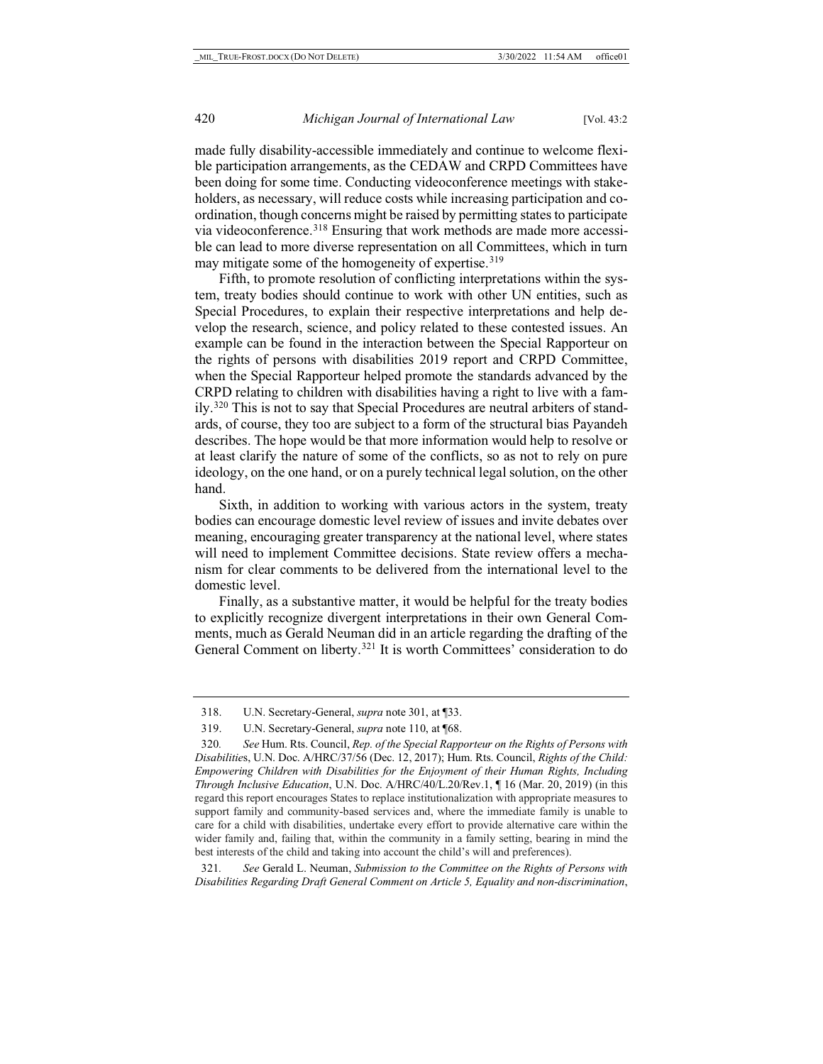made fully disability-accessible immediately and continue to welcome flexible participation arrangements, as the CEDAW and CRPD Committees have been doing for some time. Conducting videoconference meetings with stakeholders, as necessary, will reduce costs while increasing participation and coordination, though concerns might be raised by permitting states to participate via videoconference.[318] Ensuring that work methods are made more accessible can lead to more diverse representation on all Committees, which in turn may mitigate some of the homogeneity of expertise.[319]

Fifth, to promote resolution of conflicting interpretations within the system, treaty bodies should continue to work with other UN entities, such as Special Procedures, to explain their respective interpretations and help develop the research, science, and policy related to these contested issues. An example can be found in the interaction between the Special Rapporteur on the rights of persons with disabilities 2019 report and CRPD Committee, when the Special Rapporteur helped promote the standards advanced by the CRPD relating to children with disabilities having a right to live with a family.[320] This is not to say that Special Procedures are neutral arbiters of standards, of course, they too are subject to a form of the structural bias Payandeh describes. The hope would be that more information would help to resolve or at least clarify the nature of some of the conflicts, so as not to rely on pure ideology, on the one hand, or on a purely technical legal solution, on the other hand.

Sixth, in addition to working with various actors in the system, treaty bodies can encourage domestic level review of issues and invite debates over meaning, encouraging greater transparency at the national level, where states will need to implement Committee decisions. State review offers a mechanism for clear comments to be delivered from the international level to the domestic level.

Finally, as a substantive matter, it would be helpful for the treaty bodies to explicitly recognize divergent interpretations in their own General Comments, much as Gerald Neuman did in an article regarding the drafting of the General Comment on liberty.[321] It is worth Committees' consideration to do

---

318. U.N. Secretary-General, *supra* note 301, at ¶33.

319. U.N. Secretary-General, *supra* note 110, at ¶68.

320. *See* Hum. Rts. Council, *Rep. of the Special Rapporteur on the Rights of Persons with Disabilities*, U.N. Doc. A/HRC/37/56 (Dec. 12, 2017); Hum. Rts. Council, *Rights of the Child: Empowering Children with Disabilities for the Enjoyment of their Human Rights, Including Through Inclusive Education*, U.N. Doc. A/HRC/40/L.20/Rev.1, ¶ 16 (Mar. 20, 2019) (in this regard this report encourages States to replace institutionalization with appropriate measures to support family and community-based services and, where the immediate family is unable to care for a child with disabilities, undertake every effort to provide alternative care within the wider family and, failing that, within the community in a family setting, bearing in mind the best interests of the child and taking into account the child's will and preferences).

321. *See* Gerald L. Neuman, *Submission to the Committee on the Rights of Persons with Disabilities Regarding Draft General Comment on Article 5, Equality and non-discrimination*,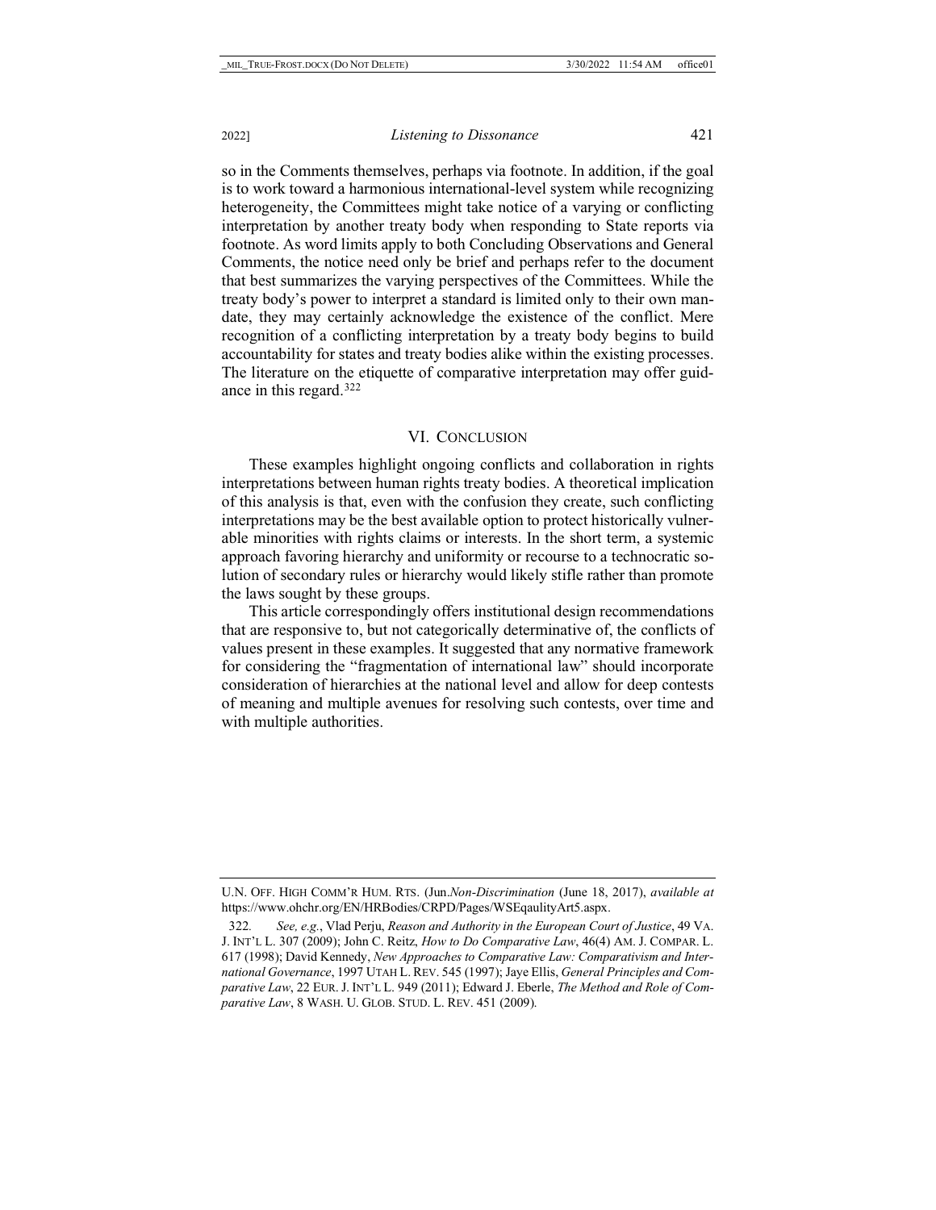so in the Comments themselves, perhaps via footnote. In addition, if the goal is to work toward a harmonious international-level system while recognizing heterogeneity, the Committees might take notice of a varying or conflicting interpretation by another treaty body when responding to State reports via footnote. As word limits apply to both Concluding Observations and General Comments, the notice need only be brief and perhaps refer to the document that best summarizes the varying perspectives of the Committees. While the treaty body's power to interpret a standard is limited only to their own mandate, they may certainly acknowledge the existence of the conflict. Mere recognition of a conflicting interpretation by a treaty body begins to build accountability for states and treaty bodies alike within the existing processes. The literature on the etiquette of comparative interpretation may offer guidance in this regard.[322]

## VI. Conclusion

These examples highlight ongoing conflicts and collaboration in rights interpretations between human rights treaty bodies. A theoretical implication of this analysis is that, even with the confusion they create, such conflicting interpretations may be the best available option to protect historically vulnerable minorities with rights claims or interests. In the short term, a systemic approach favoring hierarchy and uniformity or recourse to a technocratic solution of secondary rules or hierarchy would likely stifle rather than promote the laws sought by these groups.

This article correspondingly offers institutional design recommendations that are responsive to, but not categorically determinative of, the conflicts of values present in these examples. It suggested that any normative framework for considering the "fragmentation of international law" should incorporate consideration of hierarchies at the national level and allow for deep contests of meaning and multiple avenues for resolving such contests, over time and with multiple authorities.

---

U.N. Off. High Comm'r Hum. Rts. (Jun.*Non-Discrimination* (June 18, 2017), *available at* https://www.ohchr.org/EN/HRBodies/CRPD/Pages/WSEqaulityArt5.aspx.

322. *See, e.g.*, Vlad Perju, *Reason and Authority in the European Court of Justice*, 49 Va. J. Int'l L. 307 (2009); John C. Reitz, *How to Do Comparative Law*, 46(4) Am. J. Compar. L. 617 (1998); David Kennedy, *New Approaches to Comparative Law: Comparativism and International Governance*, 1997 Utah L. Rev. 545 (1997); Jaye Ellis, *General Principles and Comparative Law*, 22 Eur. J. Int'l L. 949 (2011); Edward J. Eberle, *The Method and Role of Comparative Law*, 8 Wash. U. Glob. Stud. L. Rev. 451 (2009).